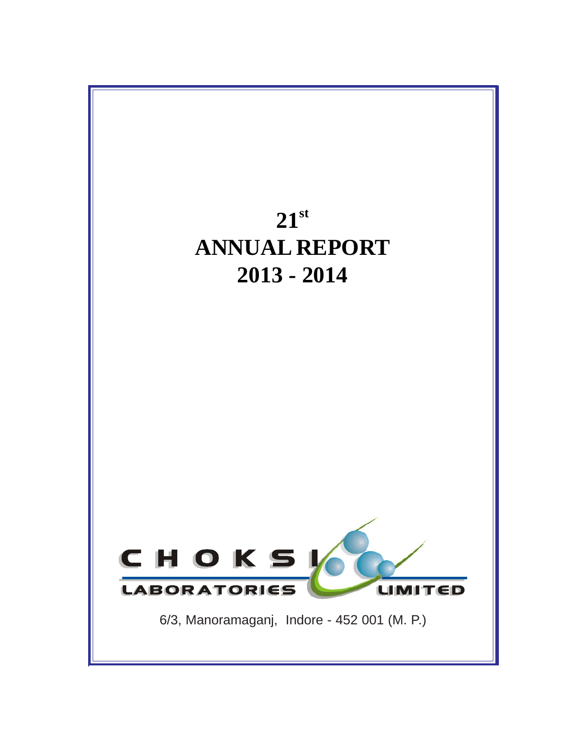# 21st ANNUAL REPORT 2013 - 2014

CHOKSI LABORATORIES LIMITED

6/3, Manoramaganj, Indore - 452 001 (M. P.)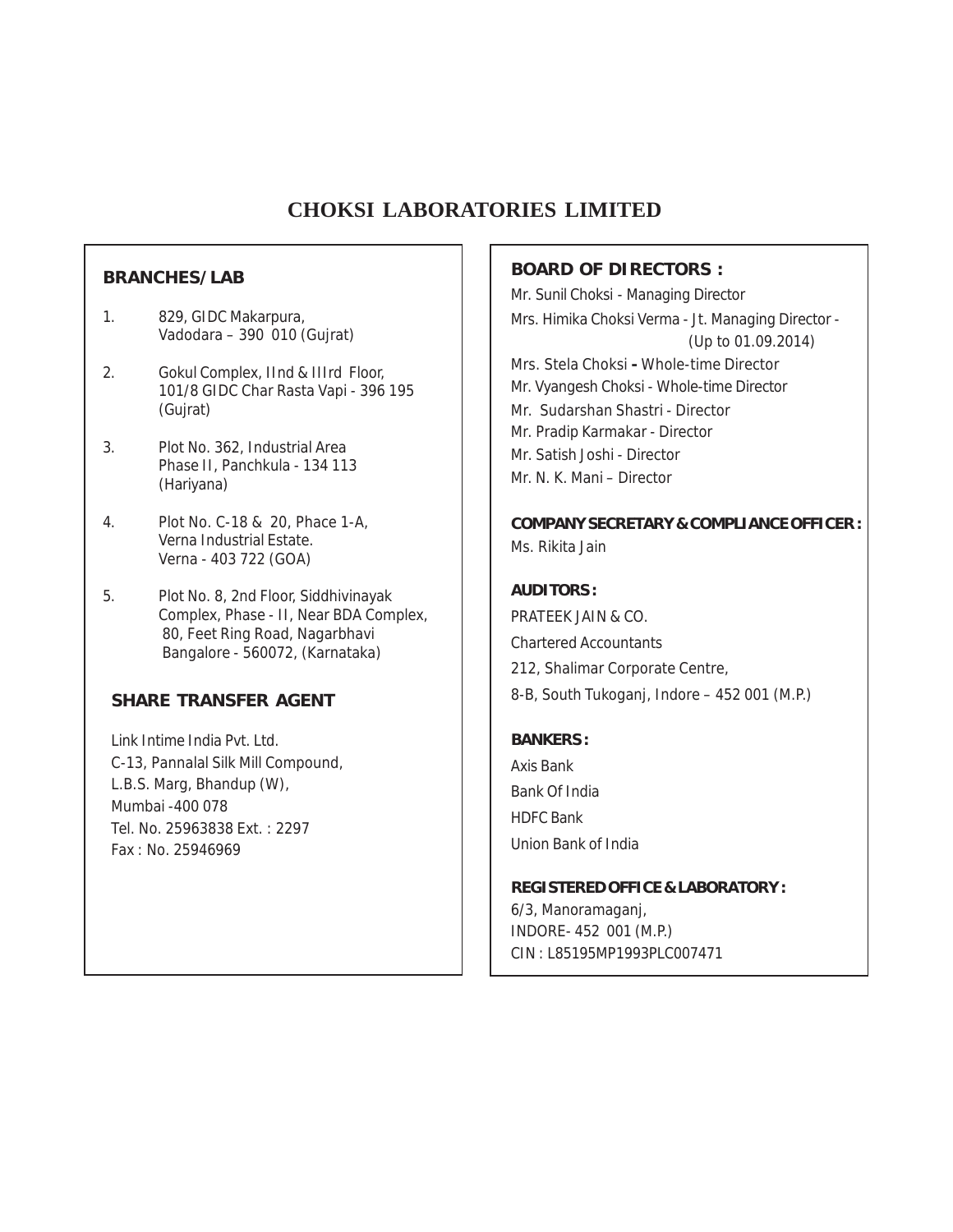# CHOKSI LABORATORIES LIMITED

## BRANCHES/LAB

1. 829, GIDC Makarpura,
   Vadodara – 390 010 (Gujrat)

2. Gokul Complex, IInd & IIIrd Floor,
   101/8 GIDC Char Rasta Vapi - 396 195
   (Gujrat)

3. Plot No. 362, Industrial Area
   Phase II, Panchkula - 134 113
   (Hariyana)

4. Plot No. C-18 & 20, Phace 1-A,
   Verna Industrial Estate.
   Verna - 403 722 (GOA)

5. Plot No. 8, 2nd Floor, Siddhivinayak
   Complex, Phase - II, Near BDA Complex,
   80, Feet Ring Road, Nagarbhavi
   Bangalore - 560072, (Karnataka)

## SHARE TRANSFER AGENT

Link Intime India Pvt. Ltd.
C-13, Pannalal Silk Mill Compound,
L.B.S. Marg, Bhandup (W),
Mumbai -400 078
Tel. No. 25963838 Ext. : 2297
Fax : No. 25946969

## BOARD OF DIRECTORS :

Mr. Sunil Choksi - Managing Director
Mrs. Himika Choksi Verma - Jt. Managing Director - (Up to 01.09.2014)
Mrs. Stela Choksi - Whole-time Director
Mr. Vyangesh Choksi - Whole-time Director
Mr. Sudarshan Shastri - Director
Mr. Pradip Karmakar - Director
Mr. Satish Joshi - Director
Mr. N. K. Mani – Director

**COMPANY SECRETARY & COMPLIANCE OFFICER :**
Ms. Rikita Jain

**AUDITORS :**
PRATEEK JAIN & CO.
Chartered Accountants
212, Shalimar Corporate Centre,
8-B, South Tukoganj, Indore – 452 001 (M.P.)

**BANKERS :**
Axis Bank
Bank Of India
HDFC Bank
Union Bank of India

**REGISTERED OFFICE & LABORATORY :**
6/3, Manoramaganj,
INDORE- 452 001 (M.P.)
CIN : L85195MP1993PLC007471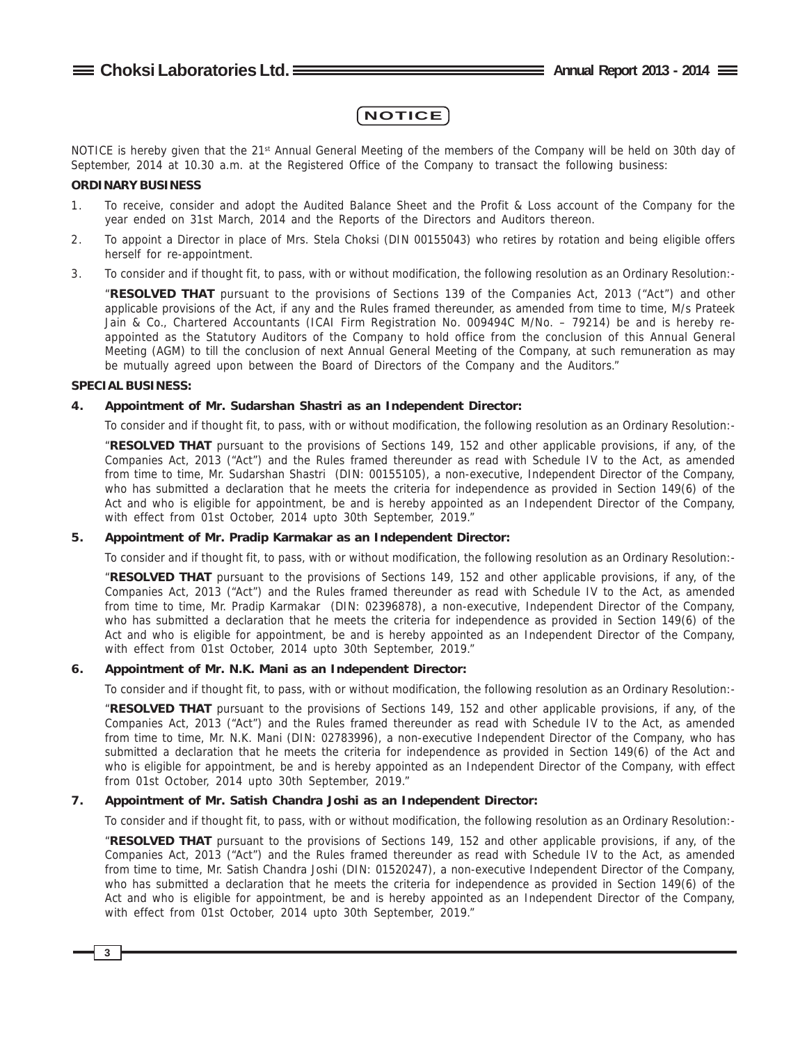# NOTICE

NOTICE is hereby given that the 21st Annual General Meeting of the members of the Company will be held on 30th day of September, 2014 at 10.30 a.m. at the Registered Office of the Company to transact the following business:

**ORDINARY BUSINESS**

1. To receive, consider and adopt the Audited Balance Sheet and the Profit & Loss account of the Company for the year ended on 31st March, 2014 and the Reports of the Directors and Auditors thereon.
2. To appoint a Director in place of Mrs. Stela Choksi (DIN 00155043) who retires by rotation and being eligible offers herself for re-appointment.
3. To consider and if thought fit, to pass, with or without modification, the following resolution as an Ordinary Resolution:-

   "**RESOLVED THAT** pursuant to the provisions of Sections 139 of the Companies Act, 2013 ("Act") and other applicable provisions of the Act, if any and the Rules framed thereunder, as amended from time to time, M/s Prateek Jain & Co., Chartered Accountants (ICAI Firm Registration No. 009494C M/No. – 79214) be and is hereby re-appointed as the Statutory Auditors of the Company to hold office from the conclusion of this Annual General Meeting (AGM) to till the conclusion of next Annual General Meeting of the Company, at such remuneration as may be mutually agreed upon between the Board of Directors of the Company and the Auditors."

**SPECIAL BUSINESS:**

**4. Appointment of Mr. Sudarshan Shastri as an Independent Director:**

To consider and if thought fit, to pass, with or without modification, the following resolution as an Ordinary Resolution:-

"**RESOLVED THAT** pursuant to the provisions of Sections 149, 152 and other applicable provisions, if any, of the Companies Act, 2013 ("Act") and the Rules framed thereunder as read with Schedule IV to the Act, as amended from time to time, Mr. Sudarshan Shastri (DIN: 00155105), a non-executive, Independent Director of the Company, who has submitted a declaration that he meets the criteria for independence as provided in Section 149(6) of the Act and who is eligible for appointment, be and is hereby appointed as an Independent Director of the Company, with effect from 01st October, 2014 upto 30th September, 2019."

**5. Appointment of Mr. Pradip Karmakar as an Independent Director:**

To consider and if thought fit, to pass, with or without modification, the following resolution as an Ordinary Resolution:-

"**RESOLVED THAT** pursuant to the provisions of Sections 149, 152 and other applicable provisions, if any, of the Companies Act, 2013 ("Act") and the Rules framed thereunder as read with Schedule IV to the Act, as amended from time to time, Mr. Pradip Karmakar (DIN: 02396878), a non-executive, Independent Director of the Company, who has submitted a declaration that he meets the criteria for independence as provided in Section 149(6) of the Act and who is eligible for appointment, be and is hereby appointed as an Independent Director of the Company, with effect from 01st October, 2014 upto 30th September, 2019."

**6. Appointment of Mr. N.K. Mani as an Independent Director:**

To consider and if thought fit, to pass, with or without modification, the following resolution as an Ordinary Resolution:-

"**RESOLVED THAT** pursuant to the provisions of Sections 149, 152 and other applicable provisions, if any, of the Companies Act, 2013 ("Act") and the Rules framed thereunder as read with Schedule IV to the Act, as amended from time to time, Mr. N.K. Mani (DIN: 02783996), a non-executive Independent Director of the Company, who has submitted a declaration that he meets the criteria for independence as provided in Section 149(6) of the Act and who is eligible for appointment, be and is hereby appointed as an Independent Director of the Company, with effect from 01st October, 2014 upto 30th September, 2019."

**7. Appointment of Mr. Satish Chandra Joshi as an Independent Director:**

To consider and if thought fit, to pass, with or without modification, the following resolution as an Ordinary Resolution:-

"**RESOLVED THAT** pursuant to the provisions of Sections 149, 152 and other applicable provisions, if any, of the Companies Act, 2013 ("Act") and the Rules framed thereunder as read with Schedule IV to the Act, as amended from time to time, Mr. Satish Chandra Joshi (DIN: 01520247), a non-executive Independent Director of the Company, who has submitted a declaration that he meets the criteria for independence as provided in Section 149(6) of the Act and who is eligible for appointment, be and is hereby appointed as an Independent Director of the Company, with effect from 01st October, 2014 upto 30th September, 2019."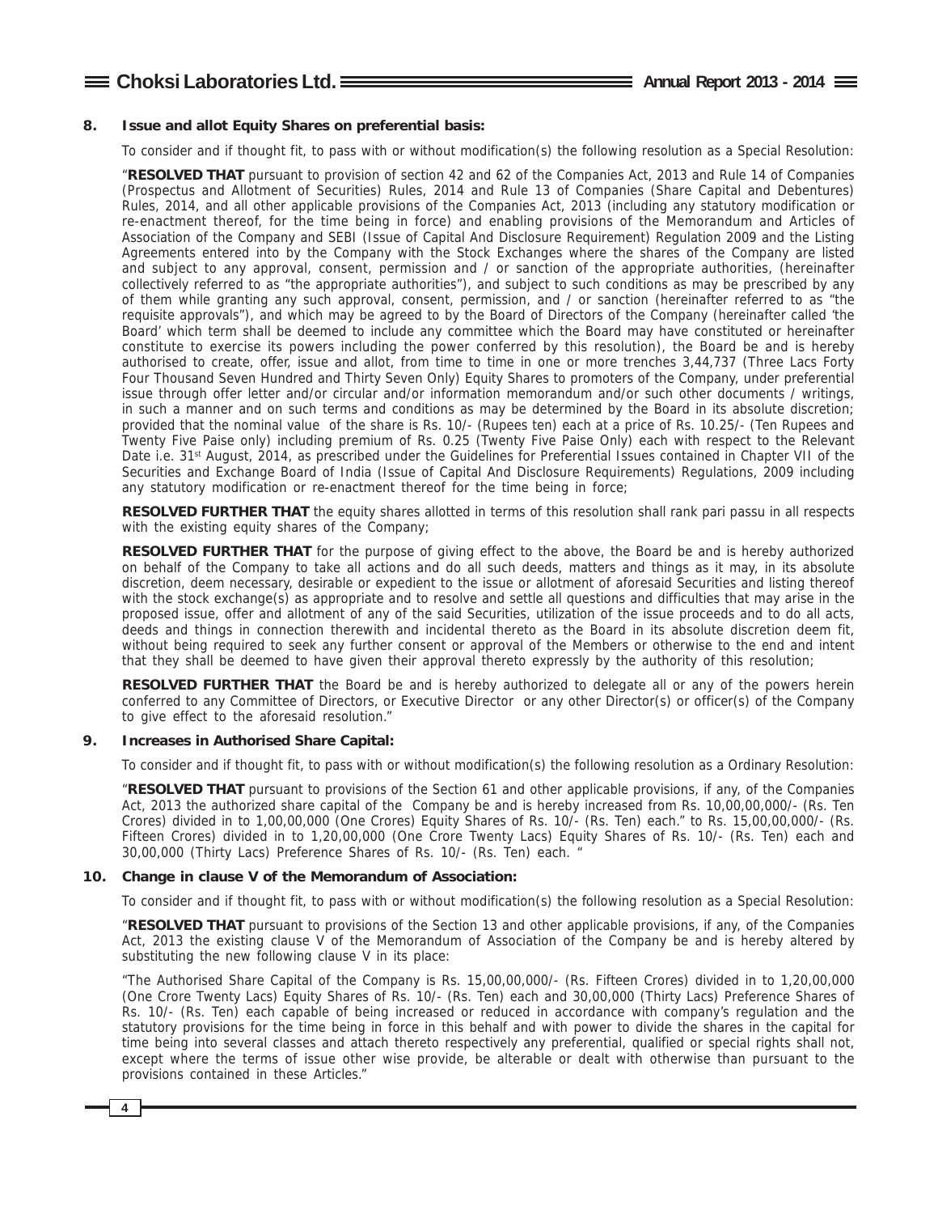**8. Issue and allot Equity Shares on preferential basis:**

To consider and if thought fit, to pass with or without modification(s) the following resolution as a Special Resolution:

"**RESOLVED THAT** pursuant to provision of section 42 and 62 of the Companies Act, 2013 and Rule 14 of Companies (Prospectus and Allotment of Securities) Rules, 2014 and Rule 13 of Companies (Share Capital and Debentures) Rules, 2014, and all other applicable provisions of the Companies Act, 2013 (including any statutory modification or re-enactment thereof, for the time being in force) and enabling provisions of the Memorandum and Articles of Association of the Company and SEBI (Issue of Capital And Disclosure Requirement) Regulation 2009 and the Listing Agreements entered into by the Company with the Stock Exchanges where the shares of the Company are listed and subject to any approval, consent, permission and / or sanction of the appropriate authorities, (hereinafter collectively referred to as "the appropriate authorities"), and subject to such conditions as may be prescribed by any of them while granting any such approval, consent, permission, and / or sanction (hereinafter referred to as "the requisite approvals"), and which may be agreed to by the Board of Directors of the Company (hereinafter called 'the Board' which term shall be deemed to include any committee which the Board may have constituted or hereinafter constitute to exercise its powers including the power conferred by this resolution), the Board be and is hereby authorised to create, offer, issue and allot, from time to time in one or more trenches 3,44,737 (Three Lacs Forty Four Thousand Seven Hundred and Thirty Seven Only) Equity Shares to promoters of the Company, under preferential issue through offer letter and/or circular and/or information memorandum and/or such other documents / writings, in such a manner and on such terms and conditions as may be determined by the Board in its absolute discretion; provided that the nominal value of the share is Rs. 10/- (Rupees ten) each at a price of Rs. 10.25/- (Ten Rupees and Twenty Five Paise only) including premium of Rs. 0.25 (Twenty Five Paise Only) each with respect to the Relevant Date i.e. 31st August, 2014, as prescribed under the Guidelines for Preferential Issues contained in Chapter VII of the Securities and Exchange Board of India (Issue of Capital And Disclosure Requirements) Regulations, 2009 including any statutory modification or re-enactment thereof for the time being in force;

**RESOLVED FURTHER THAT** the equity shares allotted in terms of this resolution shall rank pari passu in all respects with the existing equity shares of the Company;

**RESOLVED FURTHER THAT** for the purpose of giving effect to the above, the Board be and is hereby authorized on behalf of the Company to take all actions and do all such deeds, matters and things as it may, in its absolute discretion, deem necessary, desirable or expedient to the issue or allotment of aforesaid Securities and listing thereof with the stock exchange(s) as appropriate and to resolve and settle all questions and difficulties that may arise in the proposed issue, offer and allotment of any of the said Securities, utilization of the issue proceeds and to do all acts, deeds and things in connection therewith and incidental thereto as the Board in its absolute discretion deem fit, without being required to seek any further consent or approval of the Members or otherwise to the end and intent that they shall be deemed to have given their approval thereto expressly by the authority of this resolution;

**RESOLVED FURTHER THAT** the Board be and is hereby authorized to delegate all or any of the powers herein conferred to any Committee of Directors, or Executive Director or any other Director(s) or officer(s) of the Company to give effect to the aforesaid resolution."

**9. Increases in Authorised Share Capital:**

To consider and if thought fit, to pass with or without modification(s) the following resolution as a Ordinary Resolution:

"**RESOLVED THAT** pursuant to provisions of the Section 61 and other applicable provisions, if any, of the Companies Act, 2013 the authorized share capital of the Company be and is hereby increased from Rs. 10,00,00,000/- (Rs. Ten Crores) divided in to 1,00,00,000 (One Crores) Equity Shares of Rs. 10/- (Rs. Ten) each." to Rs. 15,00,00,000/- (Rs. Fifteen Crores) divided in to 1,20,00,000 (One Crore Twenty Lacs) Equity Shares of Rs. 10/- (Rs. Ten) each and 30,00,000 (Thirty Lacs) Preference Shares of Rs. 10/- (Rs. Ten) each. "

**10. Change in clause V of the Memorandum of Association:**

To consider and if thought fit, to pass with or without modification(s) the following resolution as a Special Resolution:

"**RESOLVED THAT** pursuant to provisions of the Section 13 and other applicable provisions, if any, of the Companies Act, 2013 the existing clause V of the Memorandum of Association of the Company be and is hereby altered by substituting the new following clause V in its place:

"The Authorised Share Capital of the Company is Rs. 15,00,00,000/- (Rs. Fifteen Crores) divided in to 1,20,00,000 (One Crore Twenty Lacs) Equity Shares of Rs. 10/- (Rs. Ten) each and 30,00,000 (Thirty Lacs) Preference Shares of Rs. 10/- (Rs. Ten) each capable of being increased or reduced in accordance with company's regulation and the statutory provisions for the time being in force in this behalf and with power to divide the shares in the capital for time being into several classes and attach thereto respectively any preferential, qualified or special rights shall not, except where the terms of issue other wise provide, be alterable or dealt with otherwise than pursuant to the provisions contained in these Articles."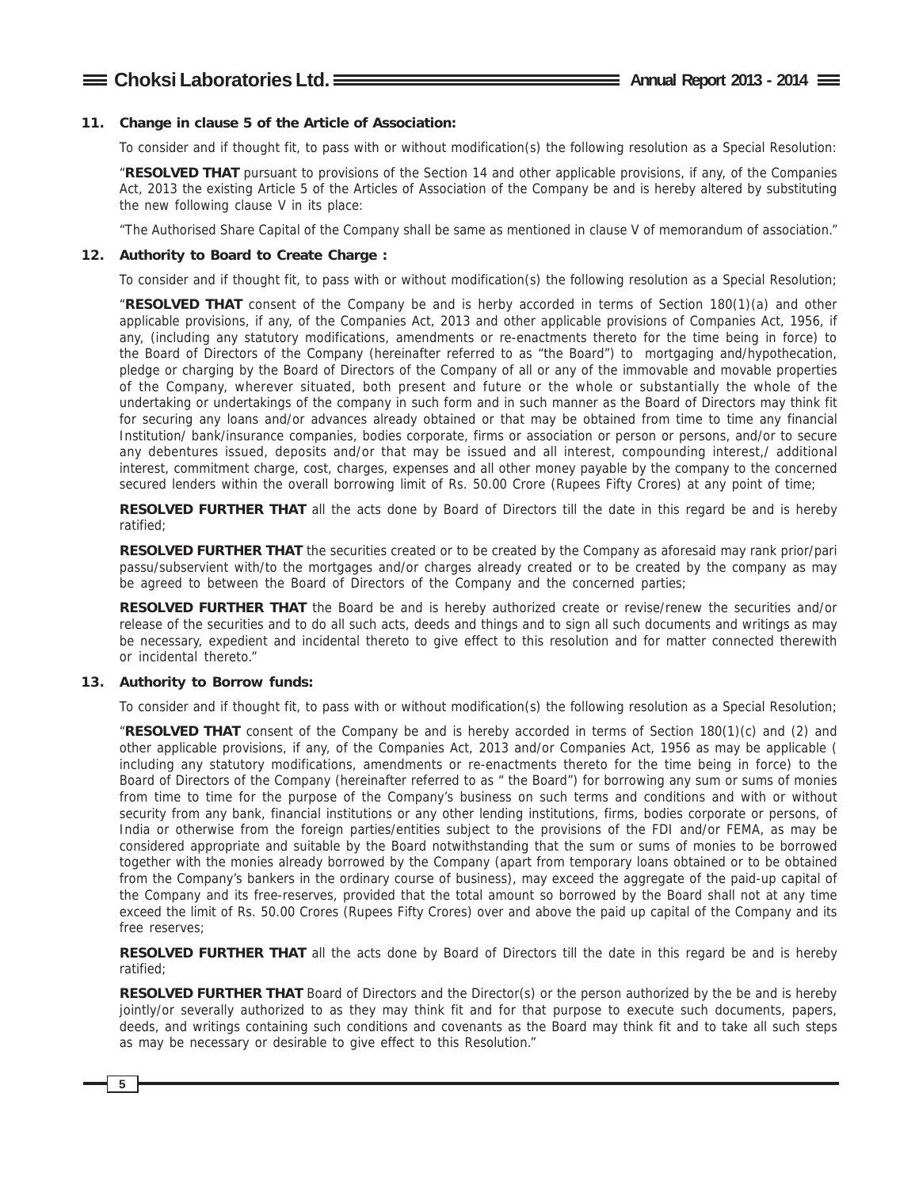**11. Change in clause 5 of the Article of Association:**

To consider and if thought fit, to pass with or without modification(s) the following resolution as a Special Resolution:

"**RESOLVED THAT** pursuant to provisions of the Section 14 and other applicable provisions, if any, of the Companies Act, 2013 the existing Article 5 of the Articles of Association of the Company be and is hereby altered by substituting the new following clause V in its place:

"The Authorised Share Capital of the Company shall be same as mentioned in clause V of memorandum of association."

**12. Authority to Board to Create Charge :**

To consider and if thought fit, to pass with or without modification(s) the following resolution as a Special Resolution;

"**RESOLVED THAT** consent of the Company be and is herby accorded in terms of Section 180(1)(a) and other applicable provisions, if any, of the Companies Act, 2013 and other applicable provisions of Companies Act, 1956, if any, (including any statutory modifications, amendments or re-enactments thereto for the time being in force) to the Board of Directors of the Company (hereinafter referred to as "the Board") to mortgaging and/hypothecation, pledge or charging by the Board of Directors of the Company of all or any of the immovable and movable properties of the Company, wherever situated, both present and future or the whole or substantially the whole of the undertaking or undertakings of the company in such form and in such manner as the Board of Directors may think fit for securing any loans and/or advances already obtained or that may be obtained from time to time any financial Institution/ bank/insurance companies, bodies corporate, firms or association or person or persons, and/or to secure any debentures issued, deposits and/or that may be issued and all interest, compounding interest,/ additional interest, commitment charge, cost, charges, expenses and all other money payable by the company to the concerned secured lenders within the overall borrowing limit of Rs. 50.00 Crore (Rupees Fifty Crores) at any point of time;

**RESOLVED FURTHER THAT** all the acts done by Board of Directors till the date in this regard be and is hereby ratified;

**RESOLVED FURTHER THAT** the securities created or to be created by the Company as aforesaid may rank prior/pari passu/subservient with/to the mortgages and/or charges already created or to be created by the company as may be agreed to between the Board of Directors of the Company and the concerned parties;

**RESOLVED FURTHER THAT** the Board be and is hereby authorized create or revise/renew the securities and/or release of the securities and to do all such acts, deeds and things and to sign all such documents and writings as may be necessary, expedient and incidental thereto to give effect to this resolution and for matter connected therewith or incidental thereto."

**13. Authority to Borrow funds:**

To consider and if thought fit, to pass with or without modification(s) the following resolution as a Special Resolution;

"**RESOLVED THAT** consent of the Company be and is hereby accorded in terms of Section 180(1)(c) and (2) and other applicable provisions, if any, of the Companies Act, 2013 and/or Companies Act, 1956 as may be applicable ( including any statutory modifications, amendments or re-enactments thereto for the time being in force) to the Board of Directors of the Company (hereinafter referred to as " the Board") for borrowing any sum or sums of monies from time to time for the purpose of the Company's business on such terms and conditions and with or without security from any bank, financial institutions or any other lending institutions, firms, bodies corporate or persons, of India or otherwise from the foreign parties/entities subject to the provisions of the FDI and/or FEMA, as may be considered appropriate and suitable by the Board notwithstanding that the sum or sums of monies to be borrowed together with the monies already borrowed by the Company (apart from temporary loans obtained or to be obtained from the Company's bankers in the ordinary course of business), may exceed the aggregate of the paid-up capital of the Company and its free-reserves, provided that the total amount so borrowed by the Board shall not at any time exceed the limit of Rs. 50.00 Crores (Rupees Fifty Crores) over and above the paid up capital of the Company and its free reserves;

**RESOLVED FURTHER THAT** all the acts done by Board of Directors till the date in this regard be and is hereby ratified;

**RESOLVED FURTHER THAT** Board of Directors and the Director(s) or the person authorized by the be and is hereby jointly/or severally authorized to as they may think fit and for that purpose to execute such documents, papers, deeds, and writings containing such conditions and covenants as the Board may think fit and to take all such steps as may be necessary or desirable to give effect to this Resolution."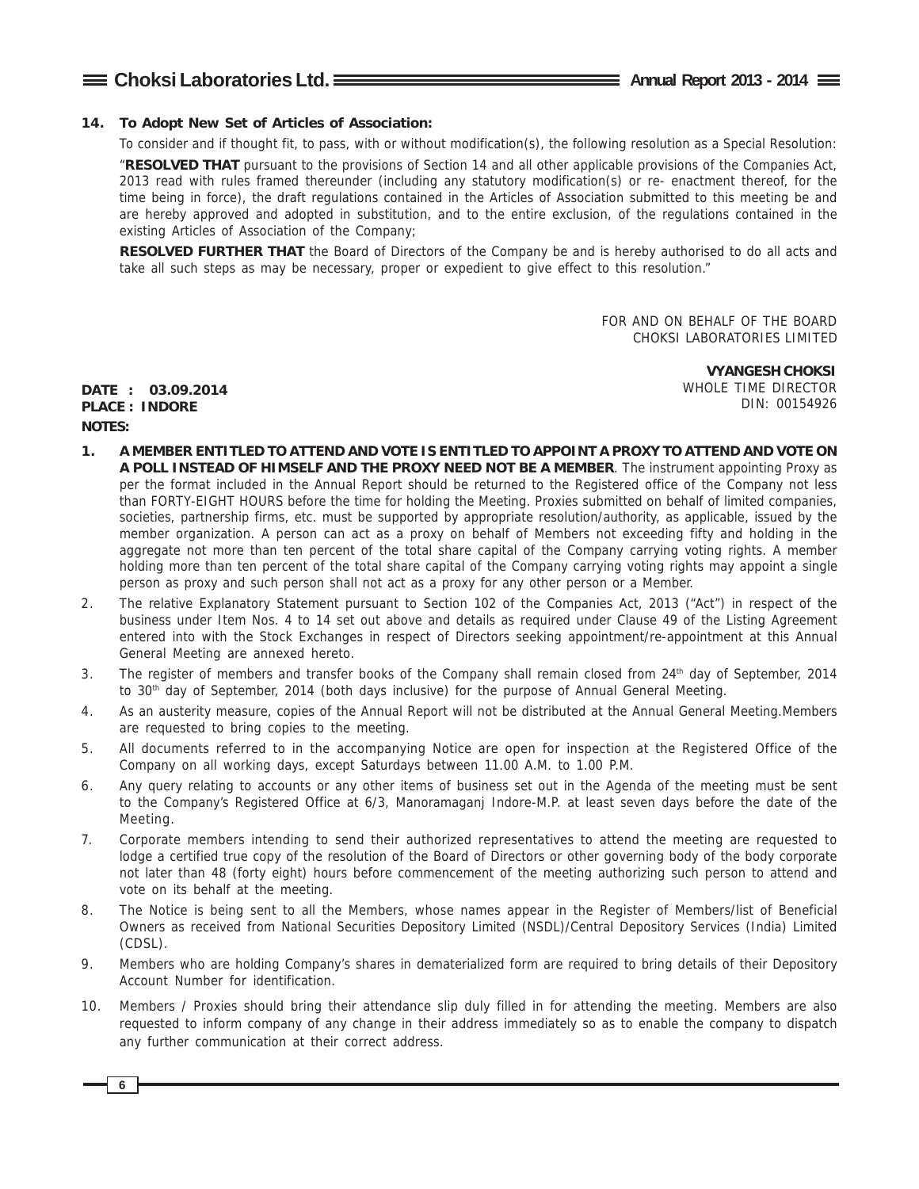**14. To Adopt New Set of Articles of Association:**

To consider and if thought fit, to pass, with or without modification(s), the following resolution as a Special Resolution:

"**RESOLVED THAT** pursuant to the provisions of Section 14 and all other applicable provisions of the Companies Act, 2013 read with rules framed thereunder (including any statutory modification(s) or re- enactment thereof, for the time being in force), the draft regulations contained in the Articles of Association submitted to this meeting be and are hereby approved and adopted in substitution, and to the entire exclusion, of the regulations contained in the existing Articles of Association of the Company;

**RESOLVED FURTHER THAT** the Board of Directors of the Company be and is hereby authorised to do all acts and take all such steps as may be necessary, proper or expedient to give effect to this resolution."

FOR AND ON BEHALF OF THE BOARD
CHOKSI LABORATORIES LIMITED

**VYANGESH CHOKSI**
WHOLE TIME DIRECTOR
DIN: 00154926

**DATE : 03.09.2014**
**PLACE : INDORE**

**NOTES:**

1. **A MEMBER ENTITLED TO ATTEND AND VOTE IS ENTITLED TO APPOINT A PROXY TO ATTEND AND VOTE ON A POLL INSTEAD OF HIMSELF AND THE PROXY NEED NOT BE A MEMBER**. The instrument appointing Proxy as per the format included in the Annual Report should be returned to the Registered office of the Company not less than FORTY-EIGHT HOURS before the time for holding the Meeting. Proxies submitted on behalf of limited companies, societies, partnership firms, etc. must be supported by appropriate resolution/authority, as applicable, issued by the member organization. A person can act as a proxy on behalf of Members not exceeding fifty and holding in the aggregate not more than ten percent of the total share capital of the Company carrying voting rights. A member holding more than ten percent of the total share capital of the Company carrying voting rights may appoint a single person as proxy and such person shall not act as a proxy for any other person or a Member.
2. The relative Explanatory Statement pursuant to Section 102 of the Companies Act, 2013 ("Act") in respect of the business under Item Nos. 4 to 14 set out above and details as required under Clause 49 of the Listing Agreement entered into with the Stock Exchanges in respect of Directors seeking appointment/re-appointment at this Annual General Meeting are annexed hereto.
3. The register of members and transfer books of the Company shall remain closed from 24th day of September, 2014 to 30th day of September, 2014 (both days inclusive) for the purpose of Annual General Meeting.
4. As an austerity measure, copies of the Annual Report will not be distributed at the Annual General Meeting.Members are requested to bring copies to the meeting.
5. All documents referred to in the accompanying Notice are open for inspection at the Registered Office of the Company on all working days, except Saturdays between 11.00 A.M. to 1.00 P.M.
6. Any query relating to accounts or any other items of business set out in the Agenda of the meeting must be sent to the Company's Registered Office at 6/3, Manoramaganj Indore-M.P. at least seven days before the date of the Meeting.
7. Corporate members intending to send their authorized representatives to attend the meeting are requested to lodge a certified true copy of the resolution of the Board of Directors or other governing body of the body corporate not later than 48 (forty eight) hours before commencement of the meeting authorizing such person to attend and vote on its behalf at the meeting.
8. The Notice is being sent to all the Members, whose names appear in the Register of Members/list of Beneficial Owners as received from National Securities Depository Limited (NSDL)/Central Depository Services (India) Limited (CDSL).
9. Members who are holding Company's shares in dematerialized form are required to bring details of their Depository Account Number for identification.
10. Members / Proxies should bring their attendance slip duly filled in for attending the meeting. Members are also requested to inform company of any change in their address immediately so as to enable the company to dispatch any further communication at their correct address.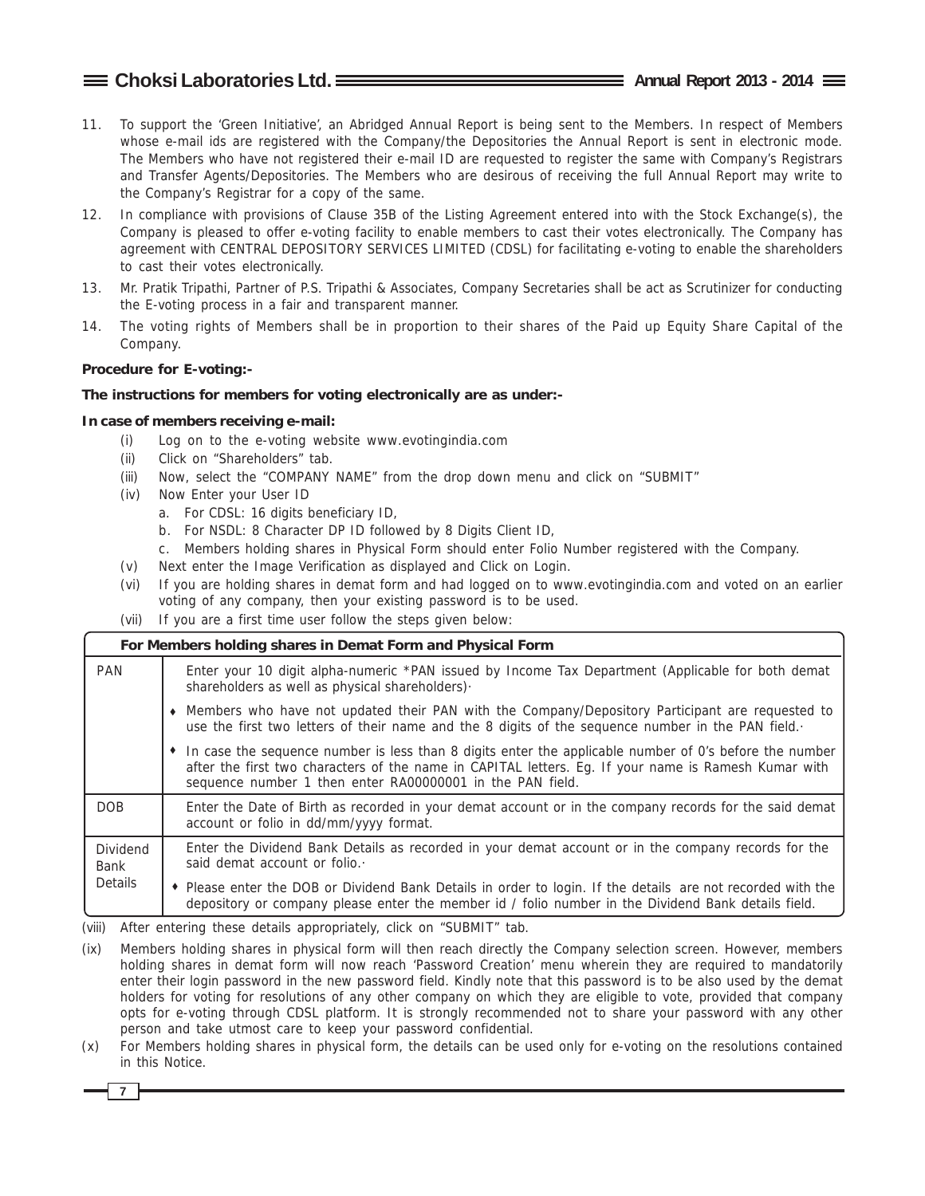11. To support the 'Green Initiative', an Abridged Annual Report is being sent to the Members. In respect of Members whose e-mail ids are registered with the Company/the Depositories the Annual Report is sent in electronic mode. The Members who have not registered their e-mail ID are requested to register the same with Company's Registrars and Transfer Agents/Depositories. The Members who are desirous of receiving the full Annual Report may write to the Company's Registrar for a copy of the same.
12. In compliance with provisions of Clause 35B of the Listing Agreement entered into with the Stock Exchange(s), the Company is pleased to offer e-voting facility to enable members to cast their votes electronically. The Company has agreement with CENTRAL DEPOSITORY SERVICES LIMITED (CDSL) for facilitating e-voting to enable the shareholders to cast their votes electronically.
13. Mr. Pratik Tripathi, Partner of P.S. Tripathi & Associates, Company Secretaries shall be act as Scrutinizer for conducting the E-voting process in a fair and transparent manner.
14. The voting rights of Members shall be in proportion to their shares of the Paid up Equity Share Capital of the Company.

**Procedure for E-voting:-**

**The instructions for members for voting electronically are as under:-**

**In case of members receiving e-mail:**

(i) Log on to the e-voting website www.evotingindia.com
(ii) Click on "Shareholders" tab.
(iii) Now, select the "COMPANY NAME" from the drop down menu and click on "SUBMIT"
(iv) Now Enter your User ID
  a. For CDSL: 16 digits beneficiary ID,
  b. For NSDL: 8 Character DP ID followed by 8 Digits Client ID,
  c. Members holding shares in Physical Form should enter Folio Number registered with the Company.
(v) Next enter the Image Verification as displayed and Click on Login.
(vi) If you are holding shares in demat form and had logged on to www.evotingindia.com and voted on an earlier voting of any company, then your existing password is to be used.
(vii) If you are a first time user follow the steps given below:

| For Members holding shares in Demat Form and Physical Form | |
|---|---|
| PAN | Enter your 10 digit alpha-numeric *PAN issued by Income Tax Department (Applicable for both demat shareholders as well as physical shareholders)·<br>♦ Members who have not updated their PAN with the Company/Depository Participant are requested to use the first two letters of their name and the 8 digits of the sequence number in the PAN field.·<br>♦ In case the sequence number is less than 8 digits enter the applicable number of 0's before the number after the first two characters of the name in CAPITAL letters. Eg. If your name is Ramesh Kumar with sequence number 1 then enter RA00000001 in the PAN field. |
| DOB | Enter the Date of Birth as recorded in your demat account or in the company records for the said demat account or folio in dd/mm/yyyy format. |
| Dividend Bank Details | Enter the Dividend Bank Details as recorded in your demat account or in the company records for the said demat account or folio.·<br>♦ Please enter the DOB or Dividend Bank Details in order to login. If the details are not recorded with the depository or company please enter the member id / folio number in the Dividend Bank details field. |

(viii) After entering these details appropriately, click on "SUBMIT" tab.
(ix) Members holding shares in physical form will then reach directly the Company selection screen. However, members holding shares in demat form will now reach 'Password Creation' menu wherein they are required to mandatorily enter their login password in the new password field. Kindly note that this password is to be also used by the demat holders for voting for resolutions of any other company on which they are eligible to vote, provided that company opts for e-voting through CDSL platform. It is strongly recommended not to share your password with any other person and take utmost care to keep your password confidential.
(x) For Members holding shares in physical form, the details can be used only for e-voting on the resolutions contained in this Notice.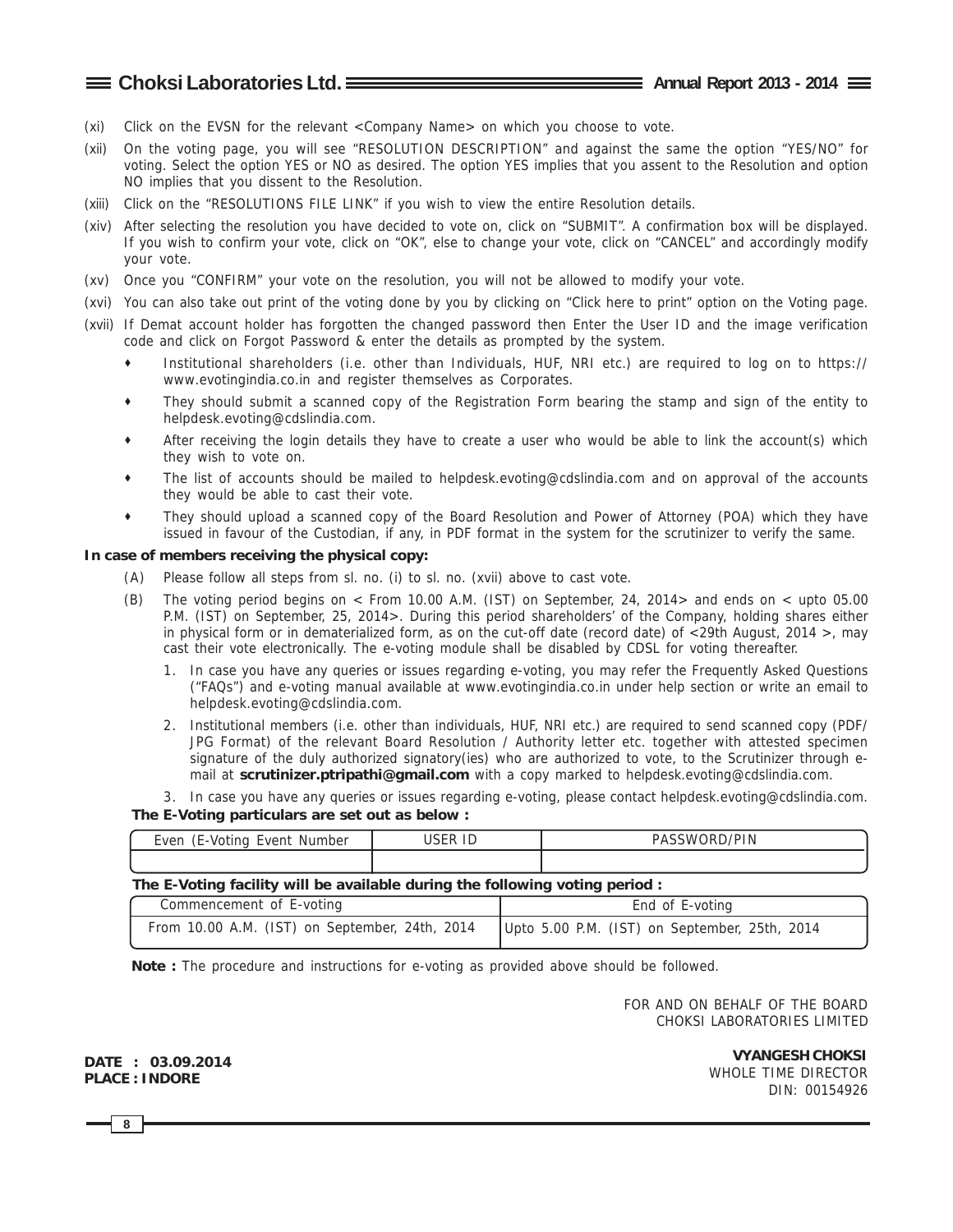(xi) Click on the EVSN for the relevant <Company Name> on which you choose to vote.

(xii) On the voting page, you will see "RESOLUTION DESCRIPTION" and against the same the option "YES/NO" for voting. Select the option YES or NO as desired. The option YES implies that you assent to the Resolution and option NO implies that you dissent to the Resolution.

(xiii) Click on the "RESOLUTIONS FILE LINK" if you wish to view the entire Resolution details.

(xiv) After selecting the resolution you have decided to vote on, click on "SUBMIT". A confirmation box will be displayed. If you wish to confirm your vote, click on "OK", else to change your vote, click on "CANCEL" and accordingly modify your vote.

(xv) Once you "CONFIRM" your vote on the resolution, you will not be allowed to modify your vote.

(xvi) You can also take out print of the voting done by you by clicking on "Click here to print" option on the Voting page.

(xvii) If Demat account holder has forgotten the changed password then Enter the User ID and the image verification code and click on Forgot Password & enter the details as prompted by the system.

- Institutional shareholders (i.e. other than Individuals, HUF, NRI etc.) are required to log on to https://www.evotingindia.co.in and register themselves as Corporates.
- They should submit a scanned copy of the Registration Form bearing the stamp and sign of the entity to helpdesk.evoting@cdslindia.com.
- After receiving the login details they have to create a user who would be able to link the account(s) which they wish to vote on.
- The list of accounts should be mailed to helpdesk.evoting@cdslindia.com and on approval of the accounts they would be able to cast their vote.
- They should upload a scanned copy of the Board Resolution and Power of Attorney (POA) which they have issued in favour of the Custodian, if any, in PDF format in the system for the scrutinizer to verify the same.

**In case of members receiving the physical copy:**

(A) Please follow all steps from sl. no. (i) to sl. no. (xvii) above to cast vote.

(B) The voting period begins on < From 10.00 A.M. (IST) on September, 24, 2014> and ends on < upto 05.00 P.M. (IST) on September, 25, 2014>. During this period shareholders' of the Company, holding shares either in physical form or in dematerialized form, as on the cut-off date (record date) of <29th August, 2014 >, may cast their vote electronically. The e-voting module shall be disabled by CDSL for voting thereafter.

1. In case you have any queries or issues regarding e-voting, you may refer the Frequently Asked Questions ("FAQs") and e-voting manual available at www.evotingindia.co.in under help section or write an email to helpdesk.evoting@cdslindia.com.
2. Institutional members (i.e. other than individuals, HUF, NRI etc.) are required to send scanned copy (PDF/JPG Format) of the relevant Board Resolution / Authority letter etc. together with attested specimen signature of the duly authorized signatory(ies) who are authorized to vote, to the Scrutinizer through e-mail at **scrutinizer.ptripathi@gmail.com** with a copy marked to helpdesk.evoting@cdslindia.com.
3. In case you have any queries or issues regarding e-voting, please contact helpdesk.evoting@cdslindia.com.

**The E-Voting particulars are set out as below :**

| Even (E-Voting Event Number | USER ID | PASSWORD/PIN |
|---|---|---|
| | | |

**The E-Voting facility will be available during the following voting period :**

| Commencement of E-voting | End of E-voting |
|---|---|
| From 10.00 A.M. (IST) on September, 24th, 2014 | Upto 5.00 P.M. (IST) on September, 25th, 2014 |

**Note :** The procedure and instructions for e-voting as provided above should be followed.

FOR AND ON BEHALF OF THE BOARD
CHOKSI LABORATORIES LIMITED

**DATE : 03.09.2014**
**PLACE : INDORE**

**VYANGESH CHOKSI**
WHOLE TIME DIRECTOR
DIN: 00154926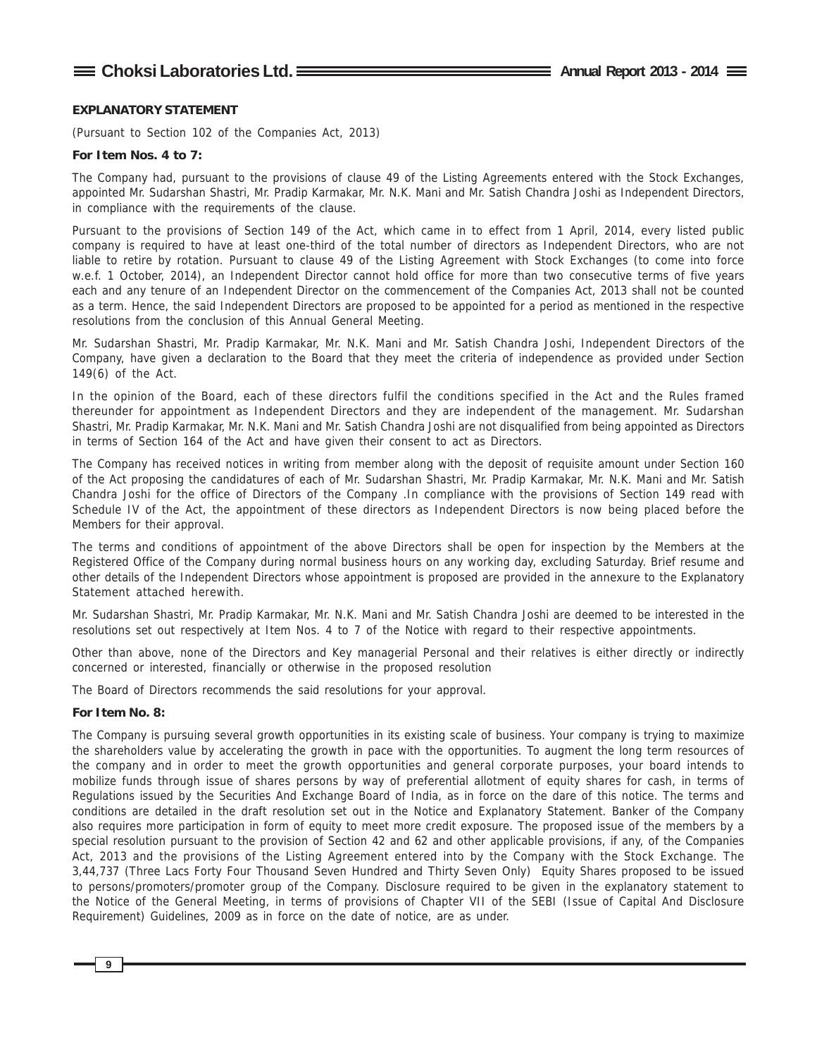## EXPLANATORY STATEMENT

(Pursuant to Section 102 of the Companies Act, 2013)

**For Item Nos. 4 to 7:**

The Company had, pursuant to the provisions of clause 49 of the Listing Agreements entered with the Stock Exchanges, appointed Mr. Sudarshan Shastri, Mr. Pradip Karmakar, Mr. N.K. Mani and Mr. Satish Chandra Joshi as Independent Directors, in compliance with the requirements of the clause.

Pursuant to the provisions of Section 149 of the Act, which came in to effect from 1 April, 2014, every listed public company is required to have at least one-third of the total number of directors as Independent Directors, who are not liable to retire by rotation. Pursuant to clause 49 of the Listing Agreement with Stock Exchanges (to come into force w.e.f. 1 October, 2014), an Independent Director cannot hold office for more than two consecutive terms of five years each and any tenure of an Independent Director on the commencement of the Companies Act, 2013 shall not be counted as a term. Hence, the said Independent Directors are proposed to be appointed for a period as mentioned in the respective resolutions from the conclusion of this Annual General Meeting.

Mr. Sudarshan Shastri, Mr. Pradip Karmakar, Mr. N.K. Mani and Mr. Satish Chandra Joshi, Independent Directors of the Company, have given a declaration to the Board that they meet the criteria of independence as provided under Section 149(6) of the Act.

In the opinion of the Board, each of these directors fulfil the conditions specified in the Act and the Rules framed thereunder for appointment as Independent Directors and they are independent of the management. Mr. Sudarshan Shastri, Mr. Pradip Karmakar, Mr. N.K. Mani and Mr. Satish Chandra Joshi are not disqualified from being appointed as Directors in terms of Section 164 of the Act and have given their consent to act as Directors.

The Company has received notices in writing from member along with the deposit of requisite amount under Section 160 of the Act proposing the candidatures of each of Mr. Sudarshan Shastri, Mr. Pradip Karmakar, Mr. N.K. Mani and Mr. Satish Chandra Joshi for the office of Directors of the Company .In compliance with the provisions of Section 149 read with Schedule IV of the Act, the appointment of these directors as Independent Directors is now being placed before the Members for their approval.

The terms and conditions of appointment of the above Directors shall be open for inspection by the Members at the Registered Office of the Company during normal business hours on any working day, excluding Saturday. Brief resume and other details of the Independent Directors whose appointment is proposed are provided in the annexure to the Explanatory Statement attached herewith.

Mr. Sudarshan Shastri, Mr. Pradip Karmakar, Mr. N.K. Mani and Mr. Satish Chandra Joshi are deemed to be interested in the resolutions set out respectively at Item Nos. 4 to 7 of the Notice with regard to their respective appointments.

Other than above, none of the Directors and Key managerial Personal and their relatives is either directly or indirectly concerned or interested, financially or otherwise in the proposed resolution

The Board of Directors recommends the said resolutions for your approval.

**For Item No. 8:**

The Company is pursuing several growth opportunities in its existing scale of business. Your company is trying to maximize the shareholders value by accelerating the growth in pace with the opportunities. To augment the long term resources of the company and in order to meet the growth opportunities and general corporate purposes, your board intends to mobilize funds through issue of shares persons by way of preferential allotment of equity shares for cash, in terms of Regulations issued by the Securities And Exchange Board of India, as in force on the dare of this notice. The terms and conditions are detailed in the draft resolution set out in the Notice and Explanatory Statement. Banker of the Company also requires more participation in form of equity to meet more credit exposure. The proposed issue of the members by a special resolution pursuant to the provision of Section 42 and 62 and other applicable provisions, if any, of the Companies Act, 2013 and the provisions of the Listing Agreement entered into by the Company with the Stock Exchange. The 3,44,737 (Three Lacs Forty Four Thousand Seven Hundred and Thirty Seven Only) Equity Shares proposed to be issued to persons/promoters/promoter group of the Company. Disclosure required to be given in the explanatory statement to the Notice of the General Meeting, in terms of provisions of Chapter VII of the SEBI (Issue of Capital And Disclosure Requirement) Guidelines, 2009 as in force on the date of notice, are as under.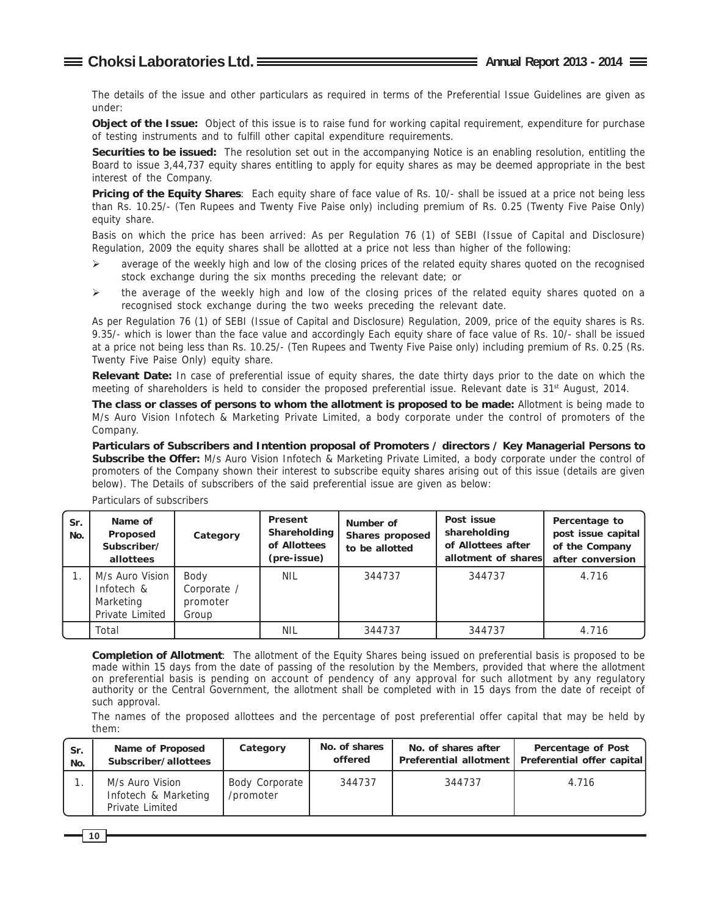The details of the issue and other particulars as required in terms of the Preferential Issue Guidelines are given as under:

**Object of the Issue:** Object of this issue is to raise fund for working capital requirement, expenditure for purchase of testing instruments and to fulfill other capital expenditure requirements.

**Securities to be issued:** The resolution set out in the accompanying Notice is an enabling resolution, entitling the Board to issue 3,44,737 equity shares entitling to apply for equity shares as may be deemed appropriate in the best interest of the Company.

**Pricing of the Equity Shares**: Each equity share of face value of Rs. 10/- shall be issued at a price not being less than Rs. 10.25/- (Ten Rupees and Twenty Five Paise only) including premium of Rs. 0.25 (Twenty Five Paise Only) equity share.

Basis on which the price has been arrived: As per Regulation 76 (1) of SEBI (Issue of Capital and Disclosure) Regulation, 2009 the equity shares shall be allotted at a price not less than higher of the following:

- average of the weekly high and low of the closing prices of the related equity shares quoted on the recognised stock exchange during the six months preceding the relevant date; or
- the average of the weekly high and low of the closing prices of the related equity shares quoted on a recognised stock exchange during the two weeks preceding the relevant date.

As per Regulation 76 (1) of SEBI (Issue of Capital and Disclosure) Regulation, 2009, price of the equity shares is Rs. 9.35/- which is lower than the face value and accordingly Each equity share of face value of Rs. 10/- shall be issued at a price not being less than Rs. 10.25/- (Ten Rupees and Twenty Five Paise only) including premium of Rs. 0.25 (Rs. Twenty Five Paise Only) equity share.

**Relevant Date:** In case of preferential issue of equity shares, the date thirty days prior to the date on which the meeting of shareholders is held to consider the proposed preferential issue. Relevant date is 31st August, 2014.

**The class or classes of persons to whom the allotment is proposed to be made:** Allotment is being made to M/s Auro Vision Infotech & Marketing Private Limited, a body corporate under the control of promoters of the Company.

**Particulars of Subscribers and Intention proposal of Promoters / directors / Key Managerial Persons to Subscribe the Offer:** M/s Auro Vision Infotech & Marketing Private Limited, a body corporate under the control of promoters of the Company shown their interest to subscribe equity shares arising out of this issue (details are given below). The Details of subscribers of the said preferential issue are given as below:

Particulars of subscribers

| Sr. No. | Name of Proposed Subscriber/ allottees | Category | Present Shareholding of Allottees (pre-issue) | Number of Shares proposed to be allotted | Post issue shareholding of Allottees after allotment of shares | Percentage to post issue capital of the Company after conversion |
|---|---|---|---|---|---|---|
| 1. | M/s Auro Vision Infotech & Marketing Private Limited | Body Corporate / promoter Group | NIL | 344737 | 344737 | 4.716 |
| | Total | | NIL | 344737 | 344737 | 4.716 |

**Completion of Allotment**: The allotment of the Equity Shares being issued on preferential basis is proposed to be made within 15 days from the date of passing of the resolution by the Members, provided that where the allotment on preferential basis is pending on account of pendency of any approval for such allotment by any regulatory authority or the Central Government, the allotment shall be completed with in 15 days from the date of receipt of such approval.

The names of the proposed allottees and the percentage of post preferential offer capital that may be held by them:

| Sr. No. | Name of Proposed Subscriber/allottees | Category | No. of shares offered | No. of shares after Preferential allotment | Percentage of Post Preferential offer capital |
|---|---|---|---|---|---|
| 1. | M/s Auro Vision Infotech & Marketing Private Limited | Body Corporate /promoter | 344737 | 344737 | 4.716 |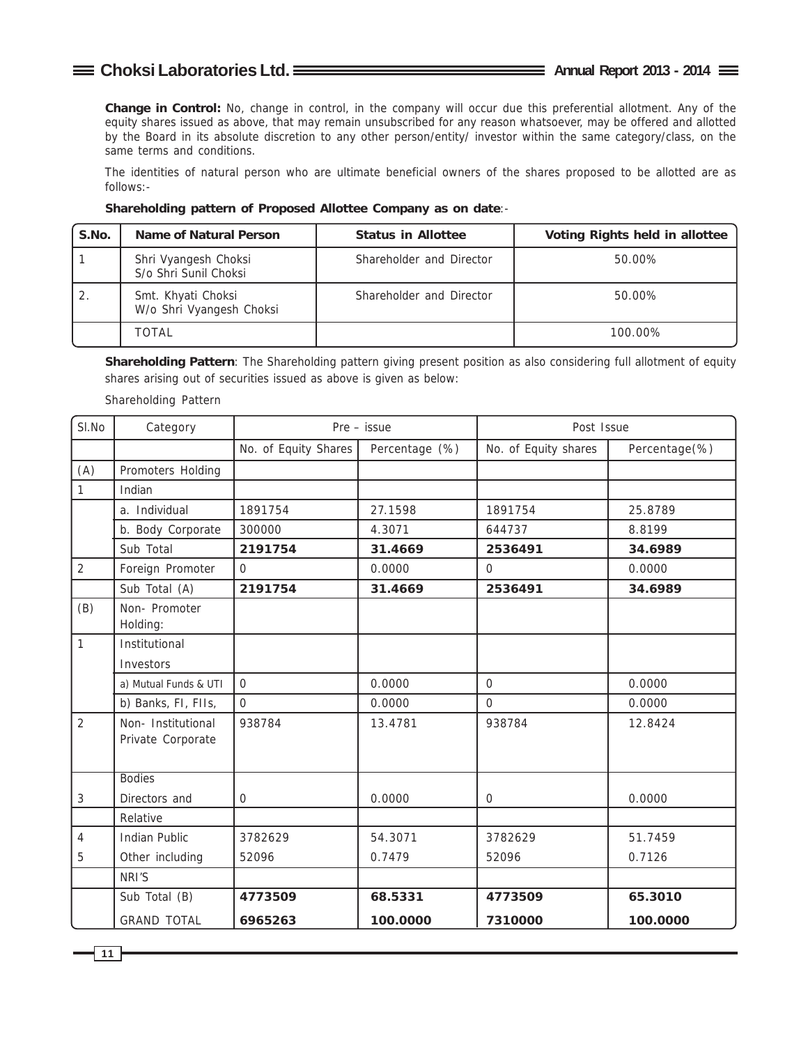**Change in Control:** No, change in control, in the company will occur due this preferential allotment. Any of the equity shares issued as above, that may remain unsubscribed for any reason whatsoever, may be offered and allotted by the Board in its absolute discretion to any other person/entity/ investor within the same category/class, on the same terms and conditions.

The identities of natural person who are ultimate beneficial owners of the shares proposed to be allotted are as follows:-

**Shareholding pattern of Proposed Allottee Company as on date**:-

| S.No. | Name of Natural Person | Status in Allottee | Voting Rights held in allottee |
|---|---|---|---|
| 1 | Shri Vyangesh Choksi S/o Shri Sunil Choksi | Shareholder and Director | 50.00% |
| 2. | Smt. Khyati Choksi W/o Shri Vyangesh Choksi | Shareholder and Director | 50.00% |
| | TOTAL | | 100.00% |

**Shareholding Pattern**: The Shareholding pattern giving present position as also considering full allotment of equity shares arising out of securities issued as above is given as below:

Shareholding Pattern

| Sl.No | Category | Pre – issue | | Post Issue | |
|---|---|---|---|---|---|
| | | No. of Equity Shares | Percentage (%) | No. of Equity shares | Percentage(%) |
| (A) | Promoters Holding | | | | |
| 1 | Indian | | | | |
| | a. Individual | 1891754 | 27.1598 | 1891754 | 25.8789 |
| | b. Body Corporate | 300000 | 4.3071 | 644737 | 8.8199 |
| | Sub Total | **2191754** | **31.4669** | **2536491** | **34.6989** |
| 2 | Foreign Promoter | 0 | 0.0000 | 0 | 0.0000 |
| | Sub Total (A) | **2191754** | **31.4669** | **2536491** | **34.6989** |
| (B) | Non- Promoter Holding: | | | | |
| 1 | Institutional Investors | | | | |
| | a) Mutual Funds & UTI | 0 | 0.0000 | 0 | 0.0000 |
| | b) Banks, FI, FIIs, | 0 | 0.0000 | 0 | 0.0000 |
| 2 | Non- Institutional Private Corporate Bodies | 938784 | 13.4781 | 938784 | 12.8424 |
| 3 | Directors and Relative | 0 | 0.0000 | 0 | 0.0000 |
| 4 | Indian Public | 3782629 | 54.3071 | 3782629 | 51.7459 |
| 5 | Other including NRI'S | 52096 | 0.7479 | 52096 | 0.7126 |
| | Sub Total (B) | **4773509** | **68.5331** | **4773509** | **65.3010** |
| | GRAND TOTAL | **6965263** | **100.0000** | **7310000** | **100.0000** |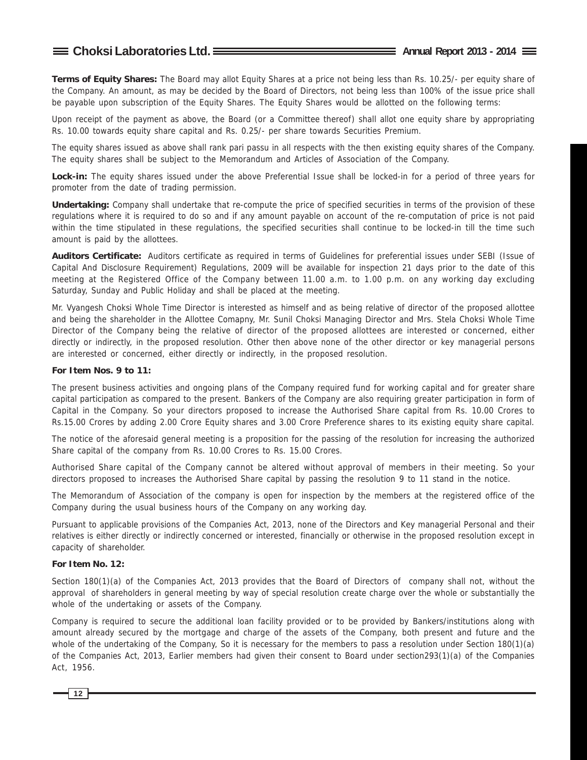**Terms of Equity Shares:** The Board may allot Equity Shares at a price not being less than Rs. 10.25/- per equity share of the Company. An amount, as may be decided by the Board of Directors, not being less than 100% of the issue price shall be payable upon subscription of the Equity Shares. The Equity Shares would be allotted on the following terms:

Upon receipt of the payment as above, the Board (or a Committee thereof) shall allot one equity share by appropriating Rs. 10.00 towards equity share capital and Rs. 0.25/- per share towards Securities Premium.

The equity shares issued as above shall rank pari passu in all respects with the then existing equity shares of the Company. The equity shares shall be subject to the Memorandum and Articles of Association of the Company.

**Lock-in:** The equity shares issued under the above Preferential Issue shall be locked-in for a period of three years for promoter from the date of trading permission.

**Undertaking:** Company shall undertake that re-compute the price of specified securities in terms of the provision of these regulations where it is required to do so and if any amount payable on account of the re-computation of price is not paid within the time stipulated in these regulations, the specified securities shall continue to be locked-in till the time such amount is paid by the allottees.

**Auditors Certificate:** Auditors certificate as required in terms of Guidelines for preferential issues under SEBI (Issue of Capital And Disclosure Requirement) Regulations, 2009 will be available for inspection 21 days prior to the date of this meeting at the Registered Office of the Company between 11.00 a.m. to 1.00 p.m. on any working day excluding Saturday, Sunday and Public Holiday and shall be placed at the meeting.

Mr. Vyangesh Choksi Whole Time Director is interested as himself and as being relative of director of the proposed allottee and being the shareholder in the Allottee Comapny, Mr. Sunil Choksi Managing Director and Mrs. Stela Choksi Whole Time Director of the Company being the relative of director of the proposed allottees are interested or concerned, either directly or indirectly, in the proposed resolution. Other then above none of the other director or key managerial persons are interested or concerned, either directly or indirectly, in the proposed resolution.

**For Item Nos. 9 to 11:**

The present business activities and ongoing plans of the Company required fund for working capital and for greater share capital participation as compared to the present. Bankers of the Company are also requiring greater participation in form of Capital in the Company. So your directors proposed to increase the Authorised Share capital from Rs. 10.00 Crores to Rs.15.00 Crores by adding 2.00 Crore Equity shares and 3.00 Crore Preference shares to its existing equity share capital.

The notice of the aforesaid general meeting is a proposition for the passing of the resolution for increasing the authorized Share capital of the company from Rs. 10.00 Crores to Rs. 15.00 Crores.

Authorised Share capital of the Company cannot be altered without approval of members in their meeting. So your directors proposed to increases the Authorised Share capital by passing the resolution 9 to 11 stand in the notice.

The Memorandum of Association of the company is open for inspection by the members at the registered office of the Company during the usual business hours of the Company on any working day.

Pursuant to applicable provisions of the Companies Act, 2013, none of the Directors and Key managerial Personal and their relatives is either directly or indirectly concerned or interested, financially or otherwise in the proposed resolution except in capacity of shareholder.

**For Item No. 12:**

Section 180(1)(a) of the Companies Act, 2013 provides that the Board of Directors of company shall not, without the approval of shareholders in general meeting by way of special resolution create charge over the whole or substantially the whole of the undertaking or assets of the Company.

Company is required to secure the additional loan facility provided or to be provided by Bankers/institutions along with amount already secured by the mortgage and charge of the assets of the Company, both present and future and the whole of the undertaking of the Company, So it is necessary for the members to pass a resolution under Section 180(1)(a) of the Companies Act, 2013, Earlier members had given their consent to Board under section293(1)(a) of the Companies Act, 1956.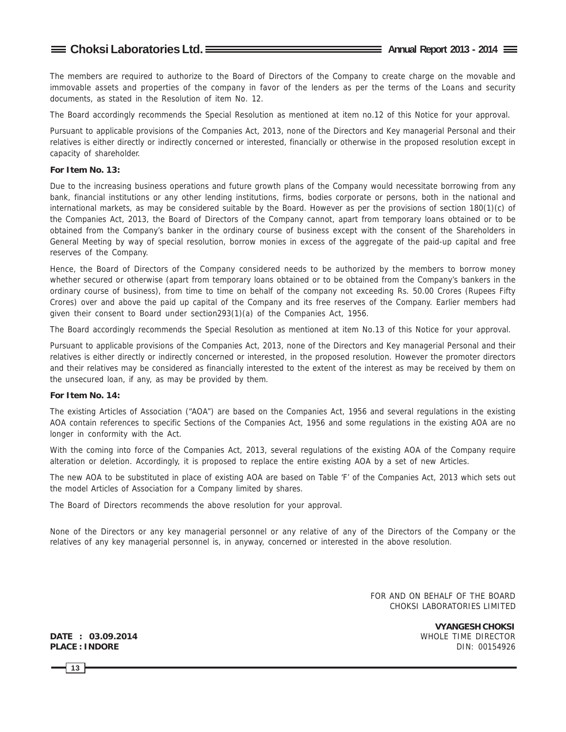The members are required to authorize to the Board of Directors of the Company to create charge on the movable and immovable assets and properties of the company in favor of the lenders as per the terms of the Loans and security documents, as stated in the Resolution of item No. 12.

The Board accordingly recommends the Special Resolution as mentioned at item no.12 of this Notice for your approval.

Pursuant to applicable provisions of the Companies Act, 2013, none of the Directors and Key managerial Personal and their relatives is either directly or indirectly concerned or interested, financially or otherwise in the proposed resolution except in capacity of shareholder.

**For Item No. 13:**

Due to the increasing business operations and future growth plans of the Company would necessitate borrowing from any bank, financial institutions or any other lending institutions, firms, bodies corporate or persons, both in the national and international markets, as may be considered suitable by the Board. However as per the provisions of section 180(1)(c) of the Companies Act, 2013, the Board of Directors of the Company cannot, apart from temporary loans obtained or to be obtained from the Company's banker in the ordinary course of business except with the consent of the Shareholders in General Meeting by way of special resolution, borrow monies in excess of the aggregate of the paid-up capital and free reserves of the Company.

Hence, the Board of Directors of the Company considered needs to be authorized by the members to borrow money whether secured or otherwise (apart from temporary loans obtained or to be obtained from the Company's bankers in the ordinary course of business), from time to time on behalf of the company not exceeding Rs. 50.00 Crores (Rupees Fifty Crores) over and above the paid up capital of the Company and its free reserves of the Company. Earlier members had given their consent to Board under section293(1)(a) of the Companies Act, 1956.

The Board accordingly recommends the Special Resolution as mentioned at item No.13 of this Notice for your approval.

Pursuant to applicable provisions of the Companies Act, 2013, none of the Directors and Key managerial Personal and their relatives is either directly or indirectly concerned or interested, in the proposed resolution. However the promoter directors and their relatives may be considered as financially interested to the extent of the interest as may be received by them on the unsecured loan, if any, as may be provided by them.

**For Item No. 14:**

The existing Articles of Association ("AOA") are based on the Companies Act, 1956 and several regulations in the existing AOA contain references to specific Sections of the Companies Act, 1956 and some regulations in the existing AOA are no longer in conformity with the Act.

With the coming into force of the Companies Act, 2013, several regulations of the existing AOA of the Company require alteration or deletion. Accordingly, it is proposed to replace the entire existing AOA by a set of new Articles.

The new AOA to be substituted in place of existing AOA are based on Table 'F' of the Companies Act, 2013 which sets out the model Articles of Association for a Company limited by shares.

The Board of Directors recommends the above resolution for your approval.

None of the Directors or any key managerial personnel or any relative of any of the Directors of the Company or the relatives of any key managerial personnel is, in anyway, concerned or interested in the above resolution.

FOR AND ON BEHALF OF THE BOARD
CHOKSI LABORATORIES LIMITED

**VYANGESH CHOKSI**
WHOLE TIME DIRECTOR
DIN: 00154926

**DATE : 03.09.2014**
**PLACE : INDORE**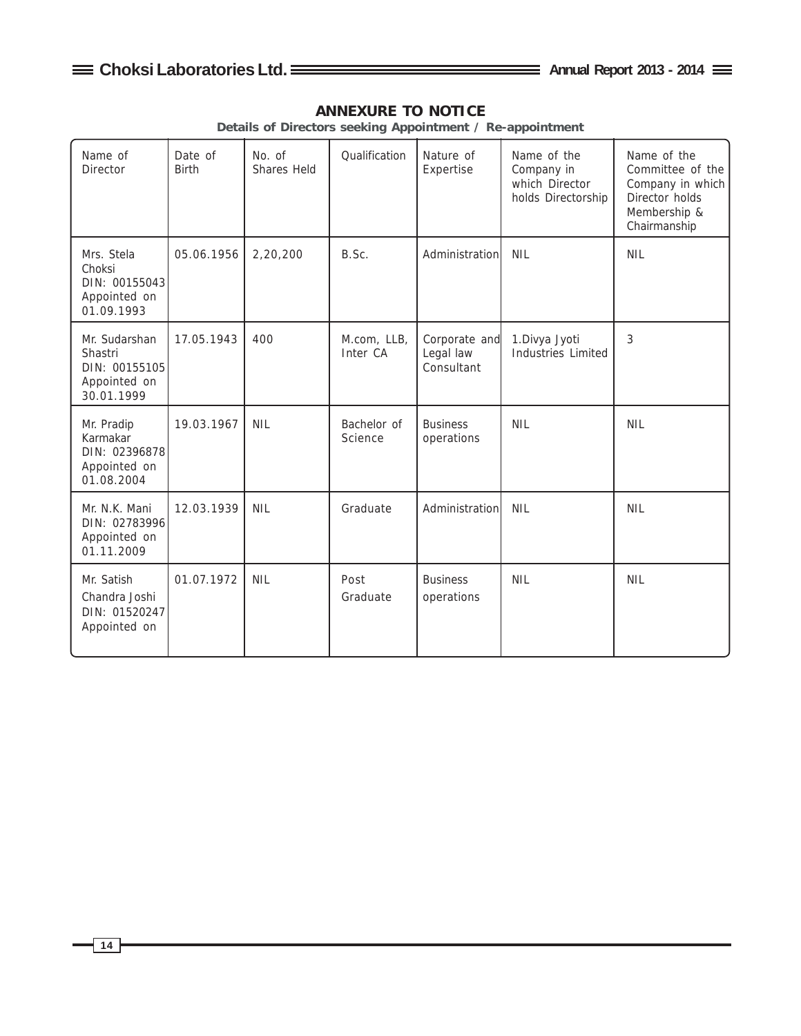## ANNEXURE TO NOTICE

**Details of Directors seeking Appointment / Re-appointment**

| Name of Director | Date of Birth | No. of Shares Held | Qualification | Nature of Expertise | Name of the Company in which Director holds Directorship | Name of the Committee of the Company in which Director holds Membership & Chairmanship |
|---|---|---|---|---|---|---|
| Mrs. Stela Choksi DIN: 00155043 Appointed on 01.09.1993 | 05.06.1956 | 2,20,200 | B.Sc. | Administration | NIL | NIL |
| Mr. Sudarshan Shastri DIN: 00155105 Appointed on 30.01.1999 | 17.05.1943 | 400 | M.com, LLB, Inter CA | Corporate and Legal law Consultant | 1.Divya Jyoti Industries Limited | 3 |
| Mr. Pradip Karmakar DIN: 02396878 Appointed on 01.08.2004 | 19.03.1967 | NIL | Bachelor of Science | Business operations | NIL | NIL |
| Mr. N.K. Mani DIN: 02783996 Appointed on 01.11.2009 | 12.03.1939 | NIL | Graduate | Administration | NIL | NIL |
| Mr. Satish Chandra Joshi DIN: 01520247 Appointed on | 01.07.1972 | NIL | Post Graduate | Business operations | NIL | NIL |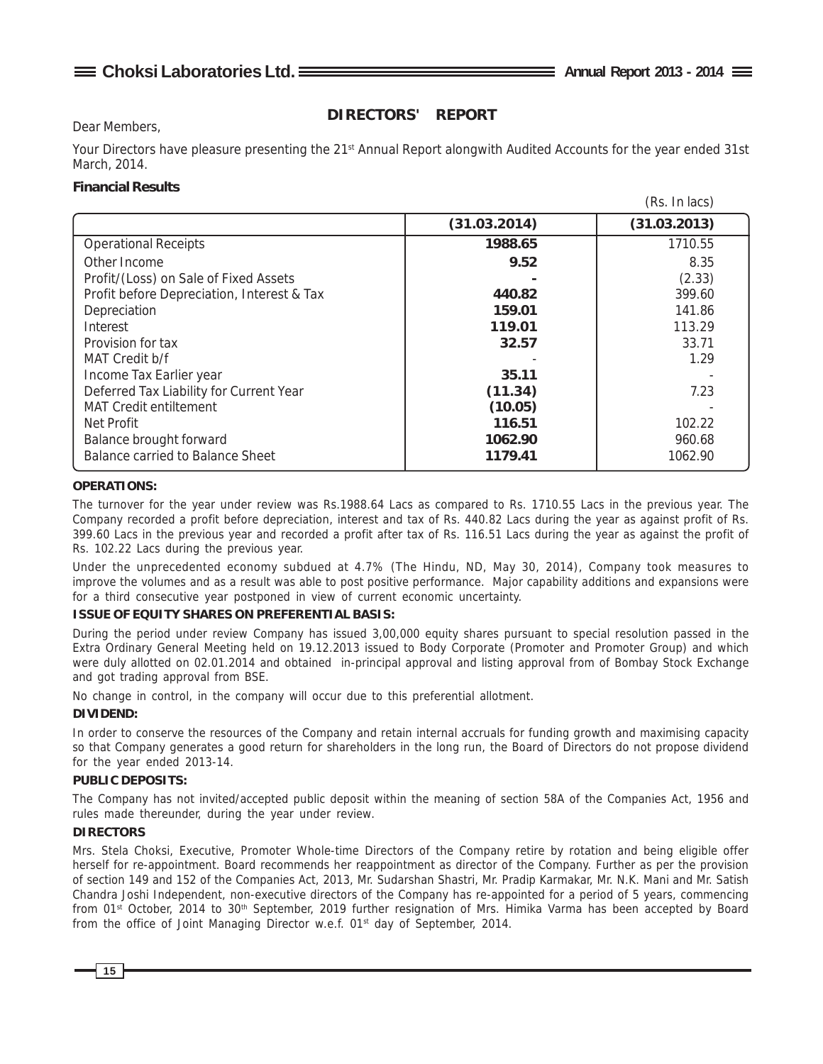## DIRECTORS' REPORT

Dear Members,

Your Directors have pleasure presenting the 21st Annual Report alongwith Audited Accounts for the year ended 31st March, 2014.

**Financial Results**

(Rs. In lacs)

| | (31.03.2014) | (31.03.2013) |
|---|---|---|
| Operational Receipts | **1988.65** | 1710.55 |
| Other Income | **9.52** | 8.35 |
| Profit/(Loss) on Sale of Fixed Assets | **-** | (2.33) |
| Profit before Depreciation, Interest & Tax | **440.82** | 399.60 |
| Depreciation | **159.01** | 141.86 |
| Interest | **119.01** | 113.29 |
| Provision for tax | **32.57** | 33.71 |
| MAT Credit b/f | - | 1.29 |
| Income Tax Earlier year | **35.11** | - |
| Deferred Tax Liability for Current Year | **(11.34)** | 7.23 |
| MAT Credit entiltement | **(10.05)** | - |
| Net Profit | **116.51** | 102.22 |
| Balance brought forward | **1062.90** | 960.68 |
| Balance carried to Balance Sheet | **1179.41** | 1062.90 |

**OPERATIONS:**

The turnover for the year under review was Rs.1988.64 Lacs as compared to Rs. 1710.55 Lacs in the previous year. The Company recorded a profit before depreciation, interest and tax of Rs. 440.82 Lacs during the year as against profit of Rs. 399.60 Lacs in the previous year and recorded a profit after tax of Rs. 116.51 Lacs during the year as against the profit of Rs. 102.22 Lacs during the previous year.

Under the unprecedented economy subdued at 4.7% (The Hindu, ND, May 30, 2014), Company took measures to improve the volumes and as a result was able to post positive performance. Major capability additions and expansions were for a third consecutive year postponed in view of current economic uncertainty.

**ISSUE OF EQUITY SHARES ON PREFERENTIAL BASIS:**

During the period under review Company has issued 3,00,000 equity shares pursuant to special resolution passed in the Extra Ordinary General Meeting held on 19.12.2013 issued to Body Corporate (Promoter and Promoter Group) and which were duly allotted on 02.01.2014 and obtained in-principal approval and listing approval from of Bombay Stock Exchange and got trading approval from BSE.

No change in control, in the company will occur due to this preferential allotment.

**DIVIDEND:**

In order to conserve the resources of the Company and retain internal accruals for funding growth and maximising capacity so that Company generates a good return for shareholders in the long run, the Board of Directors do not propose dividend for the year ended 2013-14.

**PUBLIC DEPOSITS:**

The Company has not invited/accepted public deposit within the meaning of section 58A of the Companies Act, 1956 and rules made thereunder, during the year under review.

**DIRECTORS**

Mrs. Stela Choksi, Executive, Promoter Whole-time Directors of the Company retire by rotation and being eligible offer herself for re-appointment. Board recommends her reappointment as director of the Company. Further as per the provision of section 149 and 152 of the Companies Act, 2013, Mr. Sudarshan Shastri, Mr. Pradip Karmakar, Mr. N.K. Mani and Mr. Satish Chandra Joshi Independent, non-executive directors of the Company has re-appointed for a period of 5 years, commencing from 01st October, 2014 to 30th September, 2019 further resignation of Mrs. Himika Varma has been accepted by Board from the office of Joint Managing Director w.e.f. 01st day of September, 2014.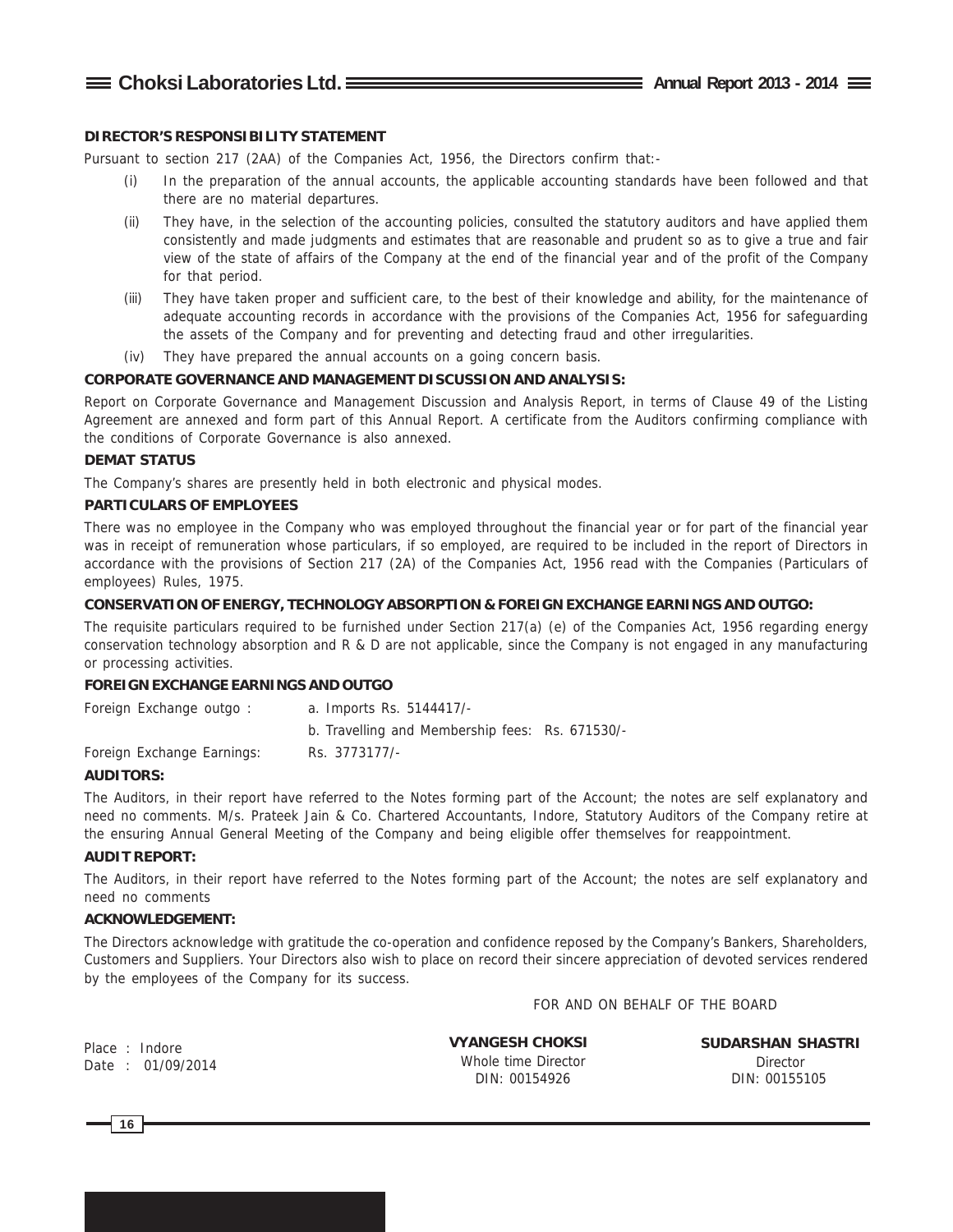**DIRECTOR'S RESPONSIBILITY STATEMENT**

Pursuant to section 217 (2AA) of the Companies Act, 1956, the Directors confirm that:-

(i) In the preparation of the annual accounts, the applicable accounting standards have been followed and that there are no material departures.

(ii) They have, in the selection of the accounting policies, consulted the statutory auditors and have applied them consistently and made judgments and estimates that are reasonable and prudent so as to give a true and fair view of the state of affairs of the Company at the end of the financial year and of the profit of the Company for that period.

(iii) They have taken proper and sufficient care, to the best of their knowledge and ability, for the maintenance of adequate accounting records in accordance with the provisions of the Companies Act, 1956 for safeguarding the assets of the Company and for preventing and detecting fraud and other irregularities.

(iv) They have prepared the annual accounts on a going concern basis.

**CORPORATE GOVERNANCE AND MANAGEMENT DISCUSSION AND ANALYSIS:**

Report on Corporate Governance and Management Discussion and Analysis Report, in terms of Clause 49 of the Listing Agreement are annexed and form part of this Annual Report. A certificate from the Auditors confirming compliance with the conditions of Corporate Governance is also annexed.

**DEMAT STATUS**

The Company's shares are presently held in both electronic and physical modes.

**PARTICULARS OF EMPLOYEES**

There was no employee in the Company who was employed throughout the financial year or for part of the financial year was in receipt of remuneration whose particulars, if so employed, are required to be included in the report of Directors in accordance with the provisions of Section 217 (2A) of the Companies Act, 1956 read with the Companies (Particulars of employees) Rules, 1975.

**CONSERVATION OF ENERGY, TECHNOLOGY ABSORPTION & FOREIGN EXCHANGE EARNINGS AND OUTGO:**

The requisite particulars required to be furnished under Section 217(a) (e) of the Companies Act, 1956 regarding energy conservation technology absorption and R & D are not applicable, since the Company is not engaged in any manufacturing or processing activities.

**FOREIGN EXCHANGE EARNINGS AND OUTGO**

Foreign Exchange outgo : a. Imports Rs. 5144417/-

b. Travelling and Membership fees: Rs. 671530/-

Foreign Exchange Earnings: Rs. 3773177/-

**AUDITORS:**

The Auditors, in their report have referred to the Notes forming part of the Account; the notes are self explanatory and need no comments. M/s. Prateek Jain & Co. Chartered Accountants, Indore, Statutory Auditors of the Company retire at the ensuring Annual General Meeting of the Company and being eligible offer themselves for reappointment.

**AUDIT REPORT:**

The Auditors, in their report have referred to the Notes forming part of the Account; the notes are self explanatory and need no comments

**ACKNOWLEDGEMENT:**

The Directors acknowledge with gratitude the co-operation and confidence reposed by the Company's Bankers, Shareholders, Customers and Suppliers. Your Directors also wish to place on record their sincere appreciation of devoted services rendered by the employees of the Company for its success.

FOR AND ON BEHALF OF THE BOARD

Place : Indore
Date : 01/09/2014

**VYANGESH CHOKSI**
Whole time Director
DIN: 00154926

**SUDARSHAN SHASTRI**
Director
DIN: 00155105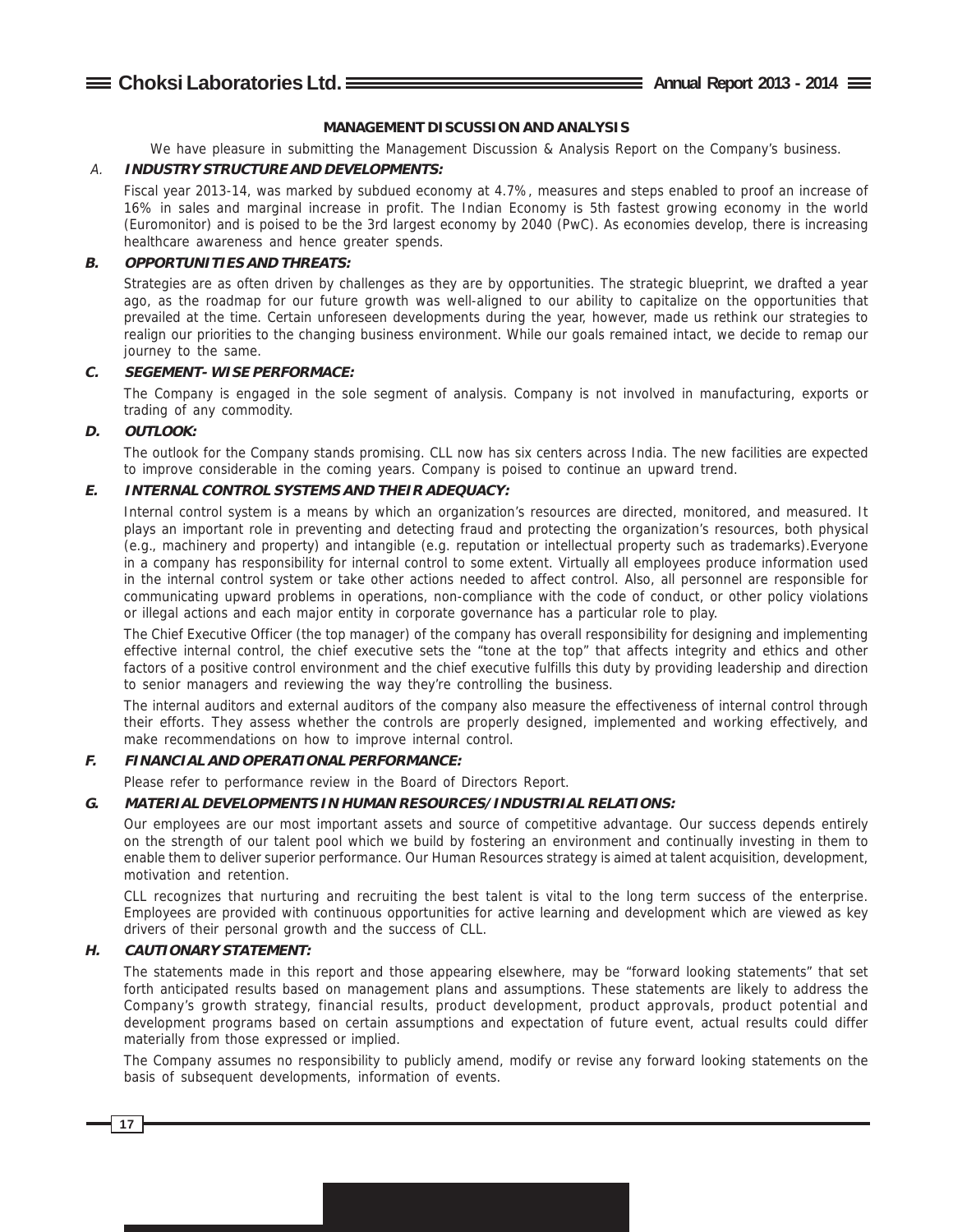# MANAGEMENT DISCUSSION AND ANALYSIS

We have pleasure in submitting the Management Discussion & Analysis Report on the Company's business.

### A. INDUSTRY STRUCTURE AND DEVELOPMENTS:

Fiscal year 2013-14, was marked by subdued economy at 4.7%, measures and steps enabled to proof an increase of 16% in sales and marginal increase in profit. The Indian Economy is 5th fastest growing economy in the world (Euromonitor) and is poised to be the 3rd largest economy by 2040 (PwC). As economies develop, there is increasing healthcare awareness and hence greater spends.

### B. OPPORTUNITIES AND THREATS:

Strategies are as often driven by challenges as they are by opportunities. The strategic blueprint, we drafted a year ago, as the roadmap for our future growth was well-aligned to our ability to capitalize on the opportunities that prevailed at the time. Certain unforeseen developments during the year, however, made us rethink our strategies to realign our priorities to the changing business environment. While our goals remained intact, we decide to remap our journey to the same.

### C. SEGEMENT- WISE PERFORMACE:

The Company is engaged in the sole segment of analysis. Company is not involved in manufacturing, exports or trading of any commodity.

### D. OUTLOOK:

The outlook for the Company stands promising. CLL now has six centers across India. The new facilities are expected to improve considerable in the coming years. Company is poised to continue an upward trend.

### E. INTERNAL CONTROL SYSTEMS AND THEIR ADEQUACY:

Internal control system is a means by which an organization's resources are directed, monitored, and measured. It plays an important role in preventing and detecting fraud and protecting the organization's resources, both physical (e.g., machinery and property) and intangible (e.g. reputation or intellectual property such as trademarks).Everyone in a company has responsibility for internal control to some extent. Virtually all employees produce information used in the internal control system or take other actions needed to affect control. Also, all personnel are responsible for communicating upward problems in operations, non-compliance with the code of conduct, or other policy violations or illegal actions and each major entity in corporate governance has a particular role to play.

The Chief Executive Officer (the top manager) of the company has overall responsibility for designing and implementing effective internal control, the chief executive sets the "tone at the top" that affects integrity and ethics and other factors of a positive control environment and the chief executive fulfills this duty by providing leadership and direction to senior managers and reviewing the way they're controlling the business.

The internal auditors and external auditors of the company also measure the effectiveness of internal control through their efforts. They assess whether the controls are properly designed, implemented and working effectively, and make recommendations on how to improve internal control.

### F. FINANCIAL AND OPERATIONAL PERFORMANCE:

Please refer to performance review in the Board of Directors Report.

### G. MATERIAL DEVELOPMENTS IN HUMAN RESOURCES/ INDUSTRIAL RELATIONS:

Our employees are our most important assets and source of competitive advantage. Our success depends entirely on the strength of our talent pool which we build by fostering an environment and continually investing in them to enable them to deliver superior performance. Our Human Resources strategy is aimed at talent acquisition, development, motivation and retention.

CLL recognizes that nurturing and recruiting the best talent is vital to the long term success of the enterprise. Employees are provided with continuous opportunities for active learning and development which are viewed as key drivers of their personal growth and the success of CLL.

### H. CAUTIONARY STATEMENT:

The statements made in this report and those appearing elsewhere, may be "forward looking statements" that set forth anticipated results based on management plans and assumptions. These statements are likely to address the Company's growth strategy, financial results, product development, product approvals, product potential and development programs based on certain assumptions and expectation of future event, actual results could differ materially from those expressed or implied.

The Company assumes no responsibility to publicly amend, modify or revise any forward looking statements on the basis of subsequent developments, information of events.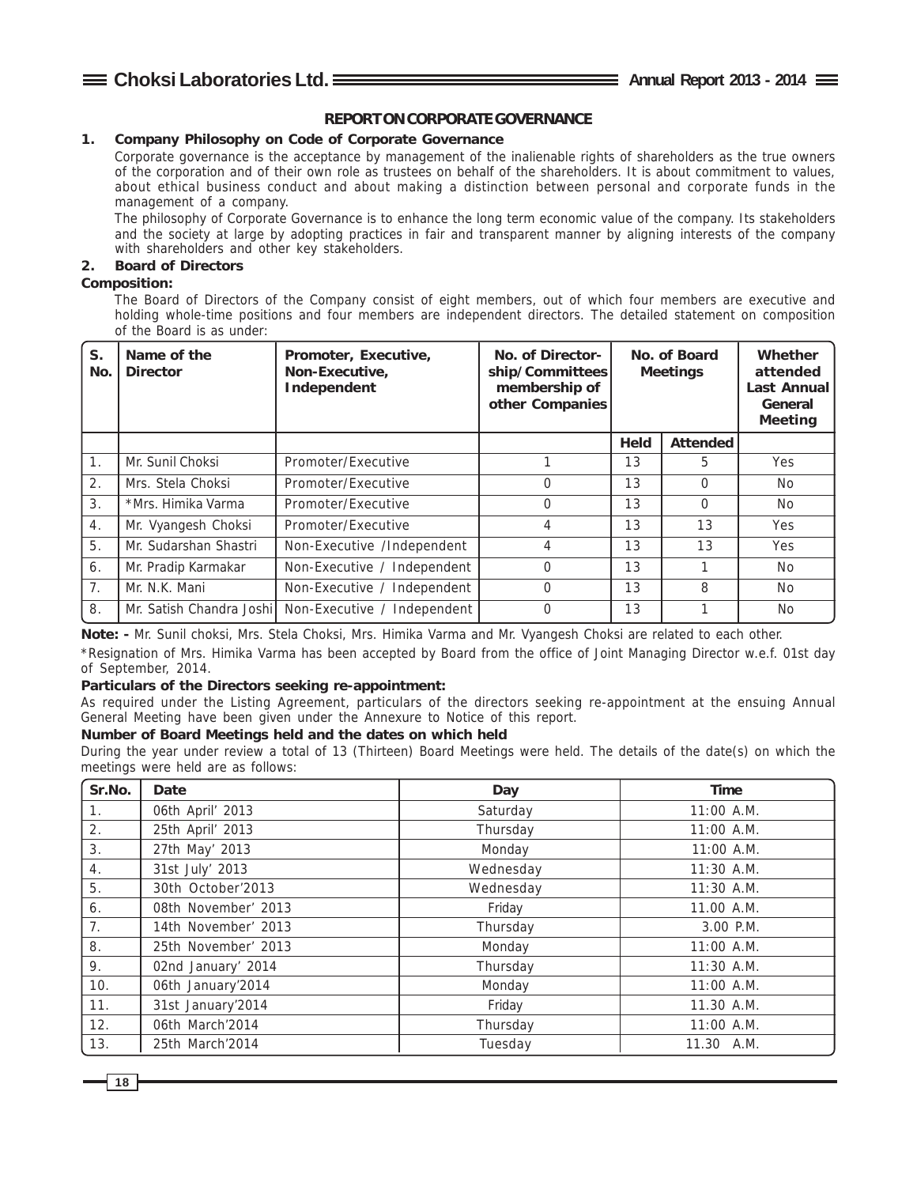## REPORT ON CORPORATE GOVERNANCE

### 1. Company Philosophy on Code of Corporate Governance

Corporate governance is the acceptance by management of the inalienable rights of shareholders as the true owners of the corporation and of their own role as trustees on behalf of the shareholders. It is about commitment to values, about ethical business conduct and about making a distinction between personal and corporate funds in the management of a company.

The philosophy of Corporate Governance is to enhance the long term economic value of the company. Its stakeholders and the society at large by adopting practices in fair and transparent manner by aligning interests of the company with shareholders and other key stakeholders.

### 2. Board of Directors

**Composition:**

The Board of Directors of the Company consist of eight members, out of which four members are executive and holding whole-time positions and four members are independent directors. The detailed statement on composition of the Board is as under:

| S. No. | Name of the Director | Promoter, Executive, Non-Executive, Independent | No. of Directorship/Committees membership of other Companies | No. of Board Meetings | | Whether attended Last Annual General Meeting |
|---|---|---|---|---|---|---|
| | | | | Held | Attended | |
| 1. | Mr. Sunil Choksi | Promoter/Executive | 1 | 13 | 5 | Yes |
| 2. | Mrs. Stela Choksi | Promoter/Executive | 0 | 13 | 0 | No |
| 3. | *Mrs. Himika Varma | Promoter/Executive | 0 | 13 | 0 | No |
| 4. | Mr. Vyangesh Choksi | Promoter/Executive | 4 | 13 | 13 | Yes |
| 5. | Mr. Sudarshan Shastri | Non-Executive /Independent | 4 | 13 | 13 | Yes |
| 6. | Mr. Pradip Karmakar | Non-Executive / Independent | 0 | 13 | 1 | No |
| 7. | Mr. N.K. Mani | Non-Executive / Independent | 0 | 13 | 8 | No |
| 8. | Mr. Satish Chandra Joshi | Non-Executive / Independent | 0 | 13 | 1 | No |

**Note: -** Mr. Sunil choksi, Mrs. Stela Choksi, Mrs. Himika Varma and Mr. Vyangesh Choksi are related to each other.

*Resignation of Mrs. Himika Varma has been accepted by Board from the office of Joint Managing Director w.e.f. 01st day of September, 2014.

**Particulars of the Directors seeking re-appointment:**

As required under the Listing Agreement, particulars of the directors seeking re-appointment at the ensuing Annual General Meeting have been given under the Annexure to Notice of this report.

**Number of Board Meetings held and the dates on which held**

During the year under review a total of 13 (Thirteen) Board Meetings were held. The details of the date(s) on which the meetings were held are as follows:

| Sr.No. | Date | Day | Time |
|---|---|---|---|
| 1. | 06th April' 2013 | Saturday | 11:00 A.M. |
| 2. | 25th April' 2013 | Thursday | 11:00 A.M. |
| 3. | 27th May' 2013 | Monday | 11:00 A.M. |
| 4. | 31st July' 2013 | Wednesday | 11:30 A.M. |
| 5. | 30th October'2013 | Wednesday | 11:30 A.M. |
| 6. | 08th November' 2013 | Friday | 11.00 A.M. |
| 7. | 14th November' 2013 | Thursday | 3.00 P.M. |
| 8. | 25th November' 2013 | Monday | 11:00 A.M. |
| 9. | 02nd January' 2014 | Thursday | 11:30 A.M. |
| 10. | 06th January'2014 | Monday | 11:00 A.M. |
| 11. | 31st January'2014 | Friday | 11.30 A.M. |
| 12. | 06th March'2014 | Thursday | 11:00 A.M. |
| 13. | 25th March'2014 | Tuesday | 11.30 A.M. |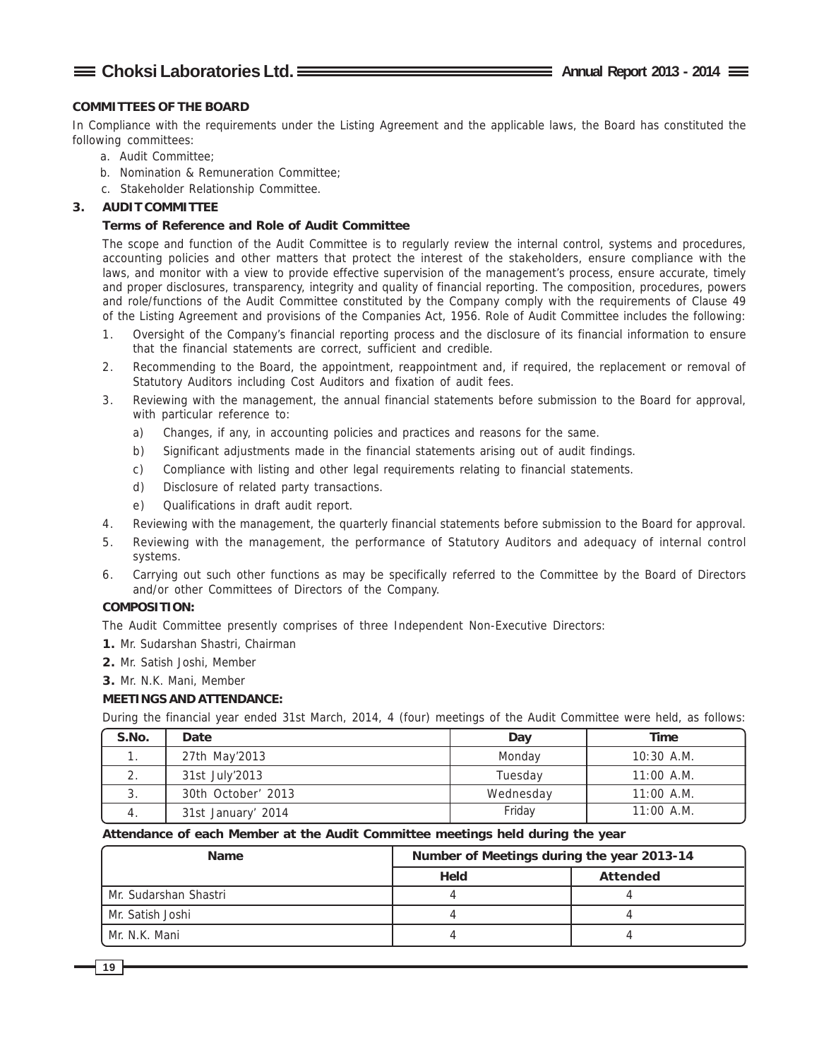## COMMITTEES OF THE BOARD

In Compliance with the requirements under the Listing Agreement and the applicable laws, the Board has constituted the following committees:

a. Audit Committee;
b. Nomination & Remuneration Committee;
c. Stakeholder Relationship Committee.

## 3. AUDIT COMMITTEE

### Terms of Reference and Role of Audit Committee

The scope and function of the Audit Committee is to regularly review the internal control, systems and procedures, accounting policies and other matters that protect the interest of the stakeholders, ensure compliance with the laws, and monitor with a view to provide effective supervision of the management's process, ensure accurate, timely and proper disclosures, transparency, integrity and quality of financial reporting. The composition, procedures, powers and role/functions of the Audit Committee constituted by the Company comply with the requirements of Clause 49 of the Listing Agreement and provisions of the Companies Act, 1956. Role of Audit Committee includes the following:

1. Oversight of the Company's financial reporting process and the disclosure of its financial information to ensure that the financial statements are correct, sufficient and credible.
2. Recommending to the Board, the appointment, reappointment and, if required, the replacement or removal of Statutory Auditors including Cost Auditors and fixation of audit fees.
3. Reviewing with the management, the annual financial statements before submission to the Board for approval, with particular reference to:
   a) Changes, if any, in accounting policies and practices and reasons for the same.
   b) Significant adjustments made in the financial statements arising out of audit findings.
   c) Compliance with listing and other legal requirements relating to financial statements.
   d) Disclosure of related party transactions.
   e) Qualifications in draft audit report.
4. Reviewing with the management, the quarterly financial statements before submission to the Board for approval.
5. Reviewing with the management, the performance of Statutory Auditors and adequacy of internal control systems.
6. Carrying out such other functions as may be specifically referred to the Committee by the Board of Directors and/or other Committees of Directors of the Company.

### COMPOSITION:

The Audit Committee presently comprises of three Independent Non-Executive Directors:

**1.** Mr. Sudarshan Shastri, Chairman

**2.** Mr. Satish Joshi, Member

**3.** Mr. N.K. Mani, Member

### MEETINGS AND ATTENDANCE:

During the financial year ended 31st March, 2014, 4 (four) meetings of the Audit Committee were held, as follows:

| S.No. | Date | Day | Time |
|---|---|---|---|
| 1. | 27th May'2013 | Monday | 10:30 A.M. |
| 2. | 31st July'2013 | Tuesday | 11:00 A.M. |
| 3. | 30th October' 2013 | Wednesday | 11:00 A.M. |
| 4. | 31st January' 2014 | Friday | 11:00 A.M. |

**Attendance of each Member at the Audit Committee meetings held during the year**

| Name | Number of Meetings during the year 2013-14 | |
|---|---|---|
| | Held | Attended |
| Mr. Sudarshan Shastri | 4 | 4 |
| Mr. Satish Joshi | 4 | 4 |
| Mr. N.K. Mani | 4 | 4 |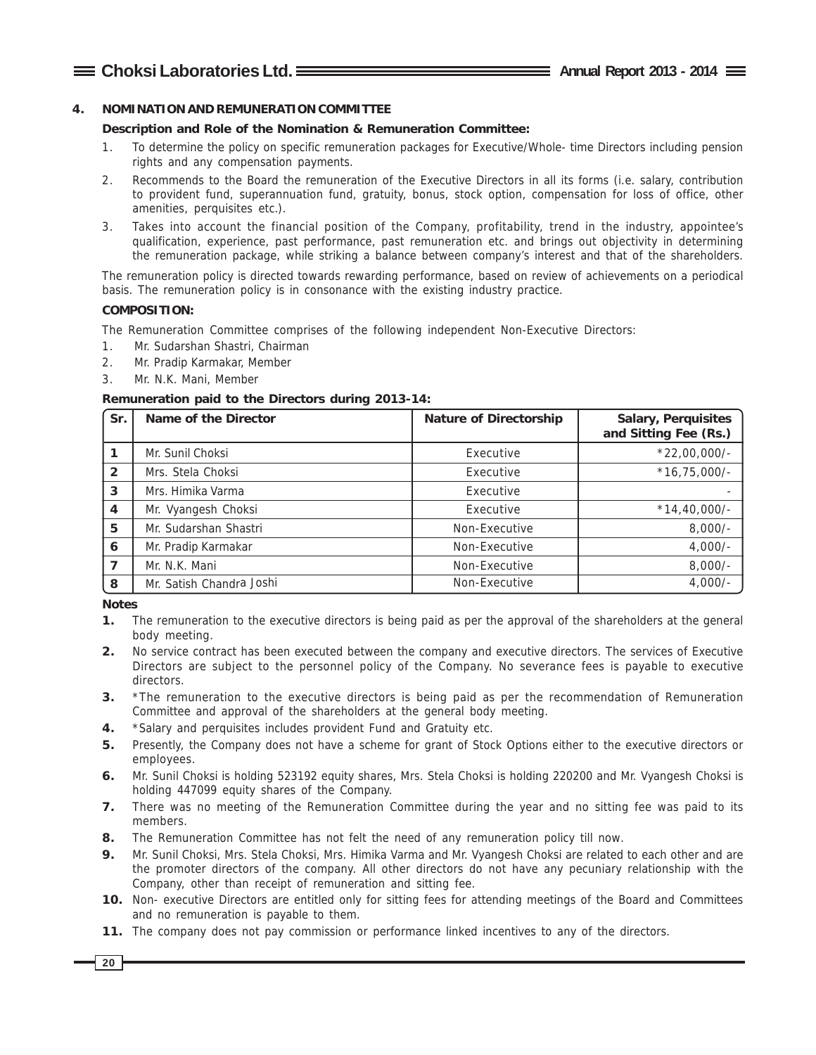## 4. NOMINATION AND REMUNERATION COMMITTEE

**Description and Role of the Nomination & Remuneration Committee:**

1. To determine the policy on specific remuneration packages for Executive/Whole- time Directors including pension rights and any compensation payments.
2. Recommends to the Board the remuneration of the Executive Directors in all its forms (i.e. salary, contribution to provident fund, superannuation fund, gratuity, bonus, stock option, compensation for loss of office, other amenities, perquisites etc.).
3. Takes into account the financial position of the Company, profitability, trend in the industry, appointee's qualification, experience, past performance, past remuneration etc. and brings out objectivity in determining the remuneration package, while striking a balance between company's interest and that of the shareholders.

The remuneration policy is directed towards rewarding performance, based on review of achievements on a periodical basis. The remuneration policy is in consonance with the existing industry practice.

**COMPOSITION:**

The Remuneration Committee comprises of the following independent Non-Executive Directors:

1. Mr. Sudarshan Shastri, Chairman
2. Mr. Pradip Karmakar, Member
3. Mr. N.K. Mani, Member

**Remuneration paid to the Directors during 2013-14:**

| Sr. | Name of the Director | Nature of Directorship | Salary, Perquisites and Sitting Fee (Rs.) |
|---|---|---|---|
| 1 | Mr. Sunil Choksi | Executive | *22,00,000/- |
| 2 | Mrs. Stela Choksi | Executive | *16,75,000/- |
| 3 | Mrs. Himika Varma | Executive | - |
| 4 | Mr. Vyangesh Choksi | Executive | *14,40,000/- |
| 5 | Mr. Sudarshan Shastri | Non-Executive | 8,000/- |
| 6 | Mr. Pradip Karmakar | Non-Executive | 4,000/- |
| 7 | Mr. N.K. Mani | Non-Executive | 8,000/- |
| 8 | Mr. Satish Chandra Joshi | Non-Executive | 4,000/- |

**Notes**

1. The remuneration to the executive directors is being paid as per the approval of the shareholders at the general body meeting.
2. No service contract has been executed between the company and executive directors. The services of Executive Directors are subject to the personnel policy of the Company. No severance fees is payable to executive directors.
3. *The remuneration to the executive directors is being paid as per the recommendation of Remuneration Committee and approval of the shareholders at the general body meeting.
4. *Salary and perquisites includes provident Fund and Gratuity etc.
5. Presently, the Company does not have a scheme for grant of Stock Options either to the executive directors or employees.
6. Mr. Sunil Choksi is holding 523192 equity shares, Mrs. Stela Choksi is holding 220200 and Mr. Vyangesh Choksi is holding 447099 equity shares of the Company.
7. There was no meeting of the Remuneration Committee during the year and no sitting fee was paid to its members.
8. The Remuneration Committee has not felt the need of any remuneration policy till now.
9. Mr. Sunil Choksi, Mrs. Stela Choksi, Mrs. Himika Varma and Mr. Vyangesh Choksi are related to each other and are the promoter directors of the company. All other directors do not have any pecuniary relationship with the Company, other than receipt of remuneration and sitting fee.
10. Non- executive Directors are entitled only for sitting fees for attending meetings of the Board and Committees and no remuneration is payable to them.
11. The company does not pay commission or performance linked incentives to any of the directors.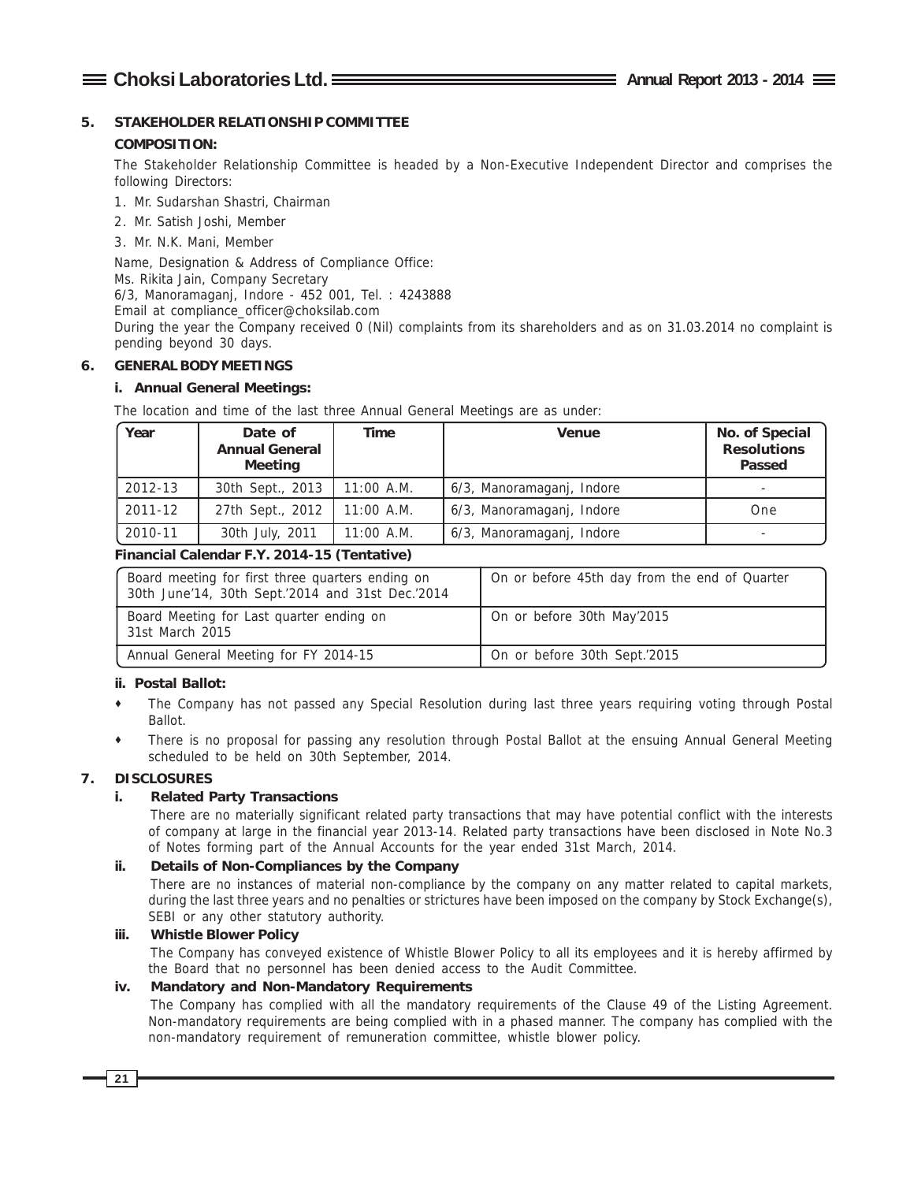## 5. STAKEHOLDER RELATIONSHIP COMMITTEE

**COMPOSITION:**

The Stakeholder Relationship Committee is headed by a Non-Executive Independent Director and comprises the following Directors:

1. Mr. Sudarshan Shastri, Chairman
2. Mr. Satish Joshi, Member
3. Mr. N.K. Mani, Member

Name, Designation & Address of Compliance Office:
Ms. Rikita Jain, Company Secretary
6/3, Manoramaganj, Indore - 452 001, Tel. : 4243888
Email at compliance_officer@choksilab.com
During the year the Company received 0 (Nil) complaints from its shareholders and as on 31.03.2014 no complaint is pending beyond 30 days.

## 6. GENERAL BODY MEETINGS

### i. Annual General Meetings:

The location and time of the last three Annual General Meetings are as under:

| Year | Date of Annual General Meeting | Time | Venue | No. of Special Resolutions Passed |
|---|---|---|---|---|
| 2012-13 | 30th Sept., 2013 | 11:00 A.M. | 6/3, Manoramaganj, Indore | - |
| 2011-12 | 27th Sept., 2012 | 11:00 A.M. | 6/3, Manoramaganj, Indore | One |
| 2010-11 | 30th July, 2011 | 11:00 A.M. | 6/3, Manoramaganj, Indore | - |

**Financial Calendar F.Y. 2014-15 (Tentative)**

| | |
|---|---|
| Board meeting for first three quarters ending on 30th June'14, 30th Sept.'2014 and 31st Dec.'2014 | On or before 45th day from the end of Quarter |
| Board Meeting for Last quarter ending on 31st March 2015 | On or before 30th May'2015 |
| Annual General Meeting for FY 2014-15 | On or before 30th Sept.'2015 |

### ii. Postal Ballot:

- The Company has not passed any Special Resolution during last three years requiring voting through Postal Ballot.
- There is no proposal for passing any resolution through Postal Ballot at the ensuing Annual General Meeting scheduled to be held on 30th September, 2014.

## 7. DISCLOSURES

### i. Related Party Transactions

There are no materially significant related party transactions that may have potential conflict with the interests of company at large in the financial year 2013-14. Related party transactions have been disclosed in Note No.3 of Notes forming part of the Annual Accounts for the year ended 31st March, 2014.

### ii. Details of Non-Compliances by the Company

There are no instances of material non-compliance by the company on any matter related to capital markets, during the last three years and no penalties or strictures have been imposed on the company by Stock Exchange(s), SEBI or any other statutory authority.

### iii. Whistle Blower Policy

The Company has conveyed existence of Whistle Blower Policy to all its employees and it is hereby affirmed by the Board that no personnel has been denied access to the Audit Committee.

### iv. Mandatory and Non-Mandatory Requirements

The Company has complied with all the mandatory requirements of the Clause 49 of the Listing Agreement. Non-mandatory requirements are being complied with in a phased manner. The company has complied with the non-mandatory requirement of remuneration committee, whistle blower policy.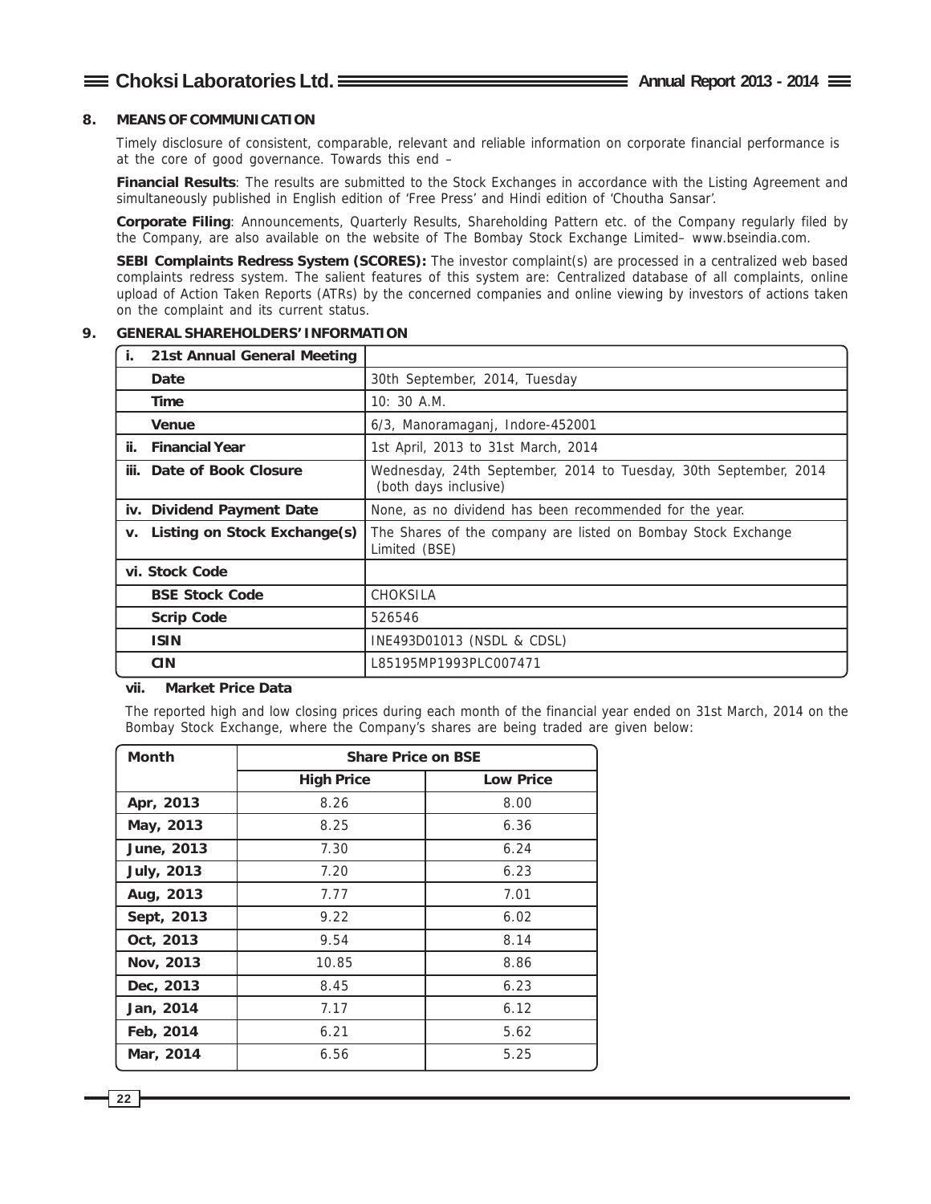## 8. MEANS OF COMMUNICATION

Timely disclosure of consistent, comparable, relevant and reliable information on corporate financial performance is at the core of good governance. Towards this end –

**Financial Results**: The results are submitted to the Stock Exchanges in accordance with the Listing Agreement and simultaneously published in English edition of 'Free Press' and Hindi edition of 'Choutha Sansar'.

**Corporate Filing**: Announcements, Quarterly Results, Shareholding Pattern etc. of the Company regularly filed by the Company, are also available on the website of The Bombay Stock Exchange Limited– www.bseindia.com.

**SEBI Complaints Redress System (SCORES):** The investor complaint(s) are processed in a centralized web based complaints redress system. The salient features of this system are: Centralized database of all complaints, online upload of Action Taken Reports (ATRs) by the concerned companies and online viewing by investors of actions taken on the complaint and its current status.

## 9. GENERAL SHAREHOLDERS' INFORMATION

| | |
|---|---|
| **i. 21st Annual General Meeting** | |
| **Date** | 30th September, 2014, Tuesday |
| **Time** | 10: 30 A.M. |
| **Venue** | 6/3, Manoramaganj, Indore-452001 |
| **ii. Financial Year** | 1st April, 2013 to 31st March, 2014 |
| **iii. Date of Book Closure** | Wednesday, 24th September, 2014 to Tuesday, 30th September, 2014 (both days inclusive) |
| **iv. Dividend Payment Date** | None, as no dividend has been recommended for the year. |
| **v. Listing on Stock Exchange(s)** | The Shares of the company are listed on Bombay Stock Exchange Limited (BSE) |
| **vi. Stock Code** | |
| **BSE Stock Code** | CHOKSILA |
| **Scrip Code** | 526546 |
| **ISIN** | INE493D01013 (NSDL & CDSL) |
| **CIN** | L85195MP1993PLC007471 |

**vii. Market Price Data**

The reported high and low closing prices during each month of the financial year ended on 31st March, 2014 on the Bombay Stock Exchange, where the Company's shares are being traded are given below:

| Month | Share Price on BSE | |
|---|---|---|
| | High Price | Low Price |
| Apr, 2013 | 8.26 | 8.00 |
| May, 2013 | 8.25 | 6.36 |
| June, 2013 | 7.30 | 6.24 |
| July, 2013 | 7.20 | 6.23 |
| Aug, 2013 | 7.77 | 7.01 |
| Sept, 2013 | 9.22 | 6.02 |
| Oct, 2013 | 9.54 | 8.14 |
| Nov, 2013 | 10.85 | 8.86 |
| Dec, 2013 | 8.45 | 6.23 |
| Jan, 2014 | 7.17 | 6.12 |
| Feb, 2014 | 6.21 | 5.62 |
| Mar, 2014 | 6.56 | 5.25 |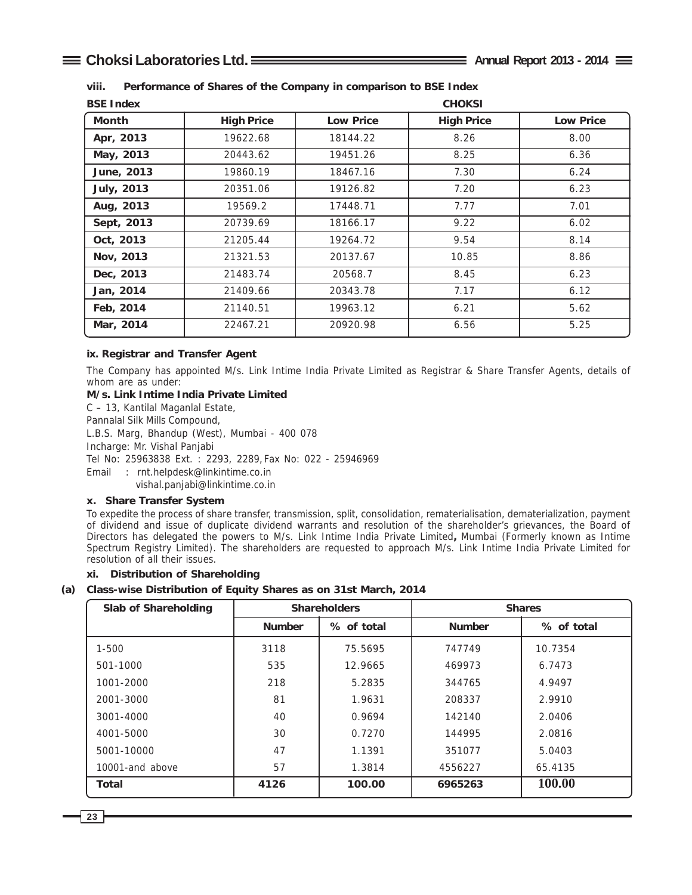### viii. Performance of Shares of the Company in comparison to BSE Index

| Month | BSE Index High Price | BSE Index Low Price | CHOKSI High Price | CHOKSI Low Price |
|---|---|---|---|---|
| Apr, 2013 | 19622.68 | 18144.22 | 8.26 | 8.00 |
| May, 2013 | 20443.62 | 19451.26 | 8.25 | 6.36 |
| June, 2013 | 19860.19 | 18467.16 | 7.30 | 6.24 |
| July, 2013 | 20351.06 | 19126.82 | 7.20 | 6.23 |
| Aug, 2013 | 19569.2 | 17448.71 | 7.77 | 7.01 |
| Sept, 2013 | 20739.69 | 18166.17 | 9.22 | 6.02 |
| Oct, 2013 | 21205.44 | 19264.72 | 9.54 | 8.14 |
| Nov, 2013 | 21321.53 | 20137.67 | 10.85 | 8.86 |
| Dec, 2013 | 21483.74 | 20568.7 | 8.45 | 6.23 |
| Jan, 2014 | 21409.66 | 20343.78 | 7.17 | 6.12 |
| Feb, 2014 | 21140.51 | 19963.12 | 6.21 | 5.62 |
| Mar, 2014 | 22467.21 | 20920.98 | 6.56 | 5.25 |

### ix. Registrar and Transfer Agent

The Company has appointed M/s. Link Intime India Private Limited as Registrar & Share Transfer Agents, details of whom are as under:

**M/s. Link Intime India Private Limited**

C – 13, Kantilal Maganlal Estate,
Pannalal Silk Mills Compound,
L.B.S. Marg, Bhandup (West), Mumbai - 400 078
Incharge: Mr. Vishal Panjabi
Tel No: 25963838 Ext. : 2293, 2289, Fax No: 022 - 25946969
Email : rnt.helpdesk@linkintime.co.in
vishal.panjabi@linkintime.co.in

### x. Share Transfer System

To expedite the process of share transfer, transmission, split, consolidation, rematerialisation, dematerialization, payment of dividend and issue of duplicate dividend warrants and resolution of the shareholder's grievances, the Board of Directors has delegated the powers to M/s. Link Intime India Private Limited**,** Mumbai (Formerly known as Intime Spectrum Registry Limited). The shareholders are requested to approach M/s. Link Intime India Private Limited for resolution of all their issues.

### xi. Distribution of Shareholding

**(a) Class-wise Distribution of Equity Shares as on 31st March, 2014**

| Slab of Shareholding | Shareholders | | Shares | |
|---|---|---|---|---|
| | Number | % of total | Number | % of total |
| 1-500 | 3118 | 75.5695 | 747749 | 10.7354 |
| 501-1000 | 535 | 12.9665 | 469973 | 6.7473 |
| 1001-2000 | 218 | 5.2835 | 344765 | 4.9497 |
| 2001-3000 | 81 | 1.9631 | 208337 | 2.9910 |
| 3001-4000 | 40 | 0.9694 | 142140 | 2.0406 |
| 4001-5000 | 30 | 0.7270 | 144995 | 2.0816 |
| 5001-10000 | 47 | 1.1391 | 351077 | 5.0403 |
| 10001-and above | 57 | 1.3814 | 4556227 | 65.4135 |
| **Total** | **4126** | **100.00** | **6965263** | **100.00** |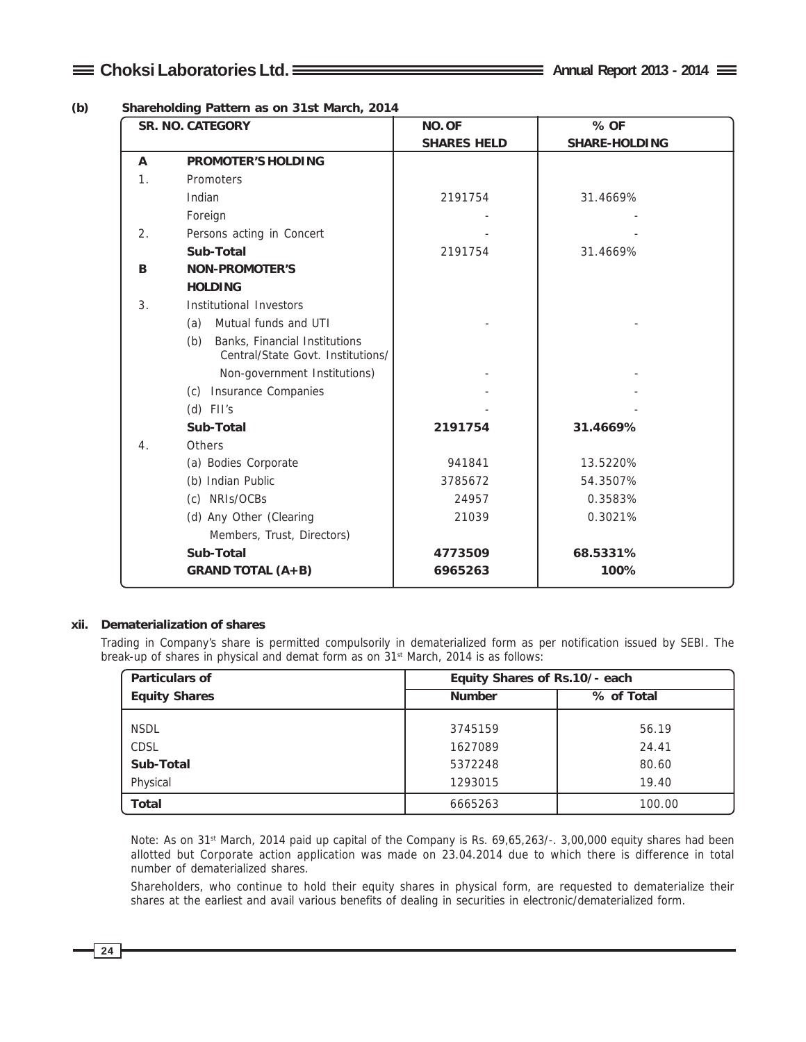**(b) Shareholding Pattern as on 31st March, 2014**

| SR. NO. | CATEGORY | NO. OF SHARES HELD | % OF SHARE-HOLDING |
|---|---|---|---|
| **A** | **PROMOTER'S HOLDING** | | |
| 1. | Promoters | | |
| | Indian | 2191754 | 31.4669% |
| | Foreign | - | - |
| 2. | Persons acting in Concert | - | - |
| | **Sub-Total** | 2191754 | 31.4669% |
| **B** | **NON-PROMOTER'S HOLDING** | | |
| 3. | Institutional Investors | | |
| | (a) Mutual funds and UTI | - | - |
| | (b) Banks, Financial Institutions Central/State Govt. Institutions/ Non-government Institutions) | - | - |
| | (c) Insurance Companies | - | - |
| | (d) FII's | - | - |
| | **Sub-Total** | **2191754** | **31.4669%** |
| 4. | Others | | |
| | (a) Bodies Corporate | 941841 | 13.5220% |
| | (b) Indian Public | 3785672 | 54.3507% |
| | (c) NRIs/OCBs | 24957 | 0.3583% |
| | (d) Any Other (Clearing Members, Trust, Directors) | 21039 | 0.3021% |
| | **Sub-Total** | **4773509** | **68.5331%** |
| | **GRAND TOTAL (A+B)** | **6965263** | **100%** |

**xii. Dematerialization of shares**

Trading in Company's share is permitted compulsorily in dematerialized form as per notification issued by SEBI. The break-up of shares in physical and demat form as on 31st March, 2014 is as follows:

| Particulars of Equity Shares | Equity Shares of Rs.10/- each | |
|---|---|---|
| | **Number** | **% of Total** |
| NSDL | 3745159 | 56.19 |
| CDSL | 1627089 | 24.41 |
| **Sub-Total** | 5372248 | 80.60 |
| Physical | 1293015 | 19.40 |
| **Total** | 6665263 | 100.00 |

Note: As on 31st March, 2014 paid up capital of the Company is Rs. 69,65,263/-. 3,00,000 equity shares had been allotted but Corporate action application was made on 23.04.2014 due to which there is difference in total number of dematerialized shares.

Shareholders, who continue to hold their equity shares in physical form, are requested to dematerialize their shares at the earliest and avail various benefits of dealing in securities in electronic/dematerialized form.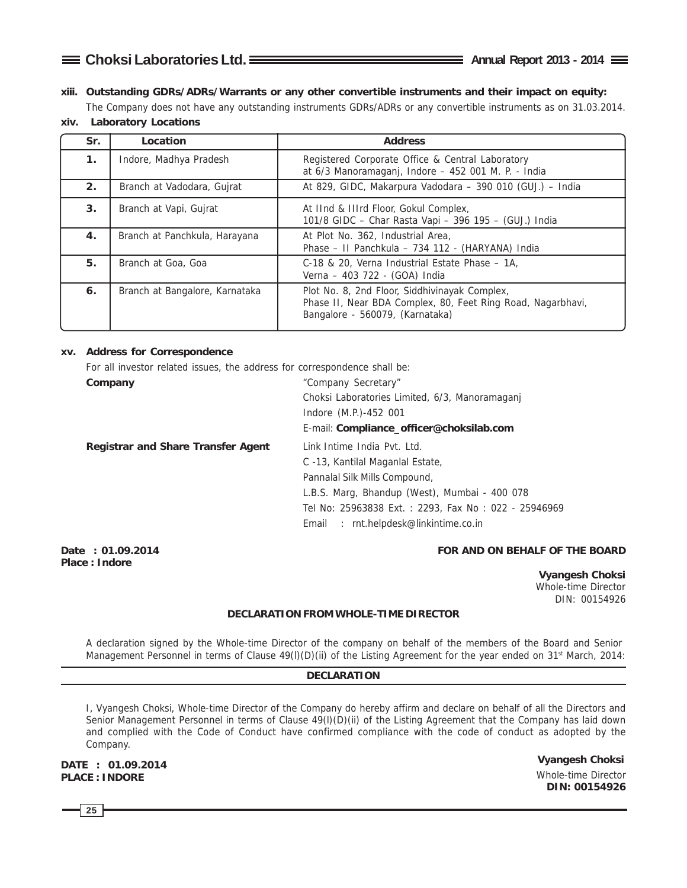**xiii. Outstanding GDRs/ADRs/Warrants or any other convertible instruments and their impact on equity:**

The Company does not have any outstanding instruments GDRs/ADRs or any convertible instruments as on 31.03.2014.

**xiv. Laboratory Locations**

| Sr. | Location | Address |
|---|---|---|
| 1. | Indore, Madhya Pradesh | Registered Corporate Office & Central Laboratory at 6/3 Manoramaganj, Indore – 452 001 M. P. - India |
| 2. | Branch at Vadodara, Gujrat | At 829, GIDC, Makarpura Vadodara – 390 010 (GUJ.) – India |
| 3. | Branch at Vapi, Gujrat | At IInd & IIIrd Floor, Gokul Complex, 101/8 GIDC – Char Rasta Vapi – 396 195 – (GUJ.) India |
| 4. | Branch at Panchkula, Harayana | At Plot No. 362, Industrial Area, Phase – II Panchkula – 734 112 - (HARYANA) India |
| 5. | Branch at Goa, Goa | C-18 & 20, Verna Industrial Estate Phase – 1A, Verna – 403 722 - (GOA) India |
| 6. | Branch at Bangalore, Karnataka | Plot No. 8, 2nd Floor, Siddhivinayak Complex, Phase II, Near BDA Complex, 80, Feet Ring Road, Nagarbhavi, Bangalore - 560079, (Karnataka) |

**xv. Address for Correspondence**

For all investor related issues, the address for correspondence shall be:

**Company**

"Company Secretary"
Choksi Laboratories Limited, 6/3, Manoramaganj
Indore (M.P.)-452 001
E-mail: **Compliance_officer@choksilab.com**

**Registrar and Share Transfer Agent**

Link Intime India Pvt. Ltd.
C -13, Kantilal Maganlal Estate,
Pannalal Silk Mills Compound,
L.B.S. Marg, Bhandup (West), Mumbai - 400 078
Tel No: 25963838 Ext. : 2293, Fax No : 022 - 25946969
Email : rnt.helpdesk@linkintime.co.in

**Date : 01.09.2014**
**Place : Indore**

**FOR AND ON BEHALF OF THE BOARD**

**Vyangesh Choksi**
Whole-time Director
DIN: 00154926

**DECLARATION FROM WHOLE-TIME DIRECTOR**

A declaration signed by the Whole-time Director of the company on behalf of the members of the Board and Senior Management Personnel in terms of Clause 49(I)(D)(ii) of the Listing Agreement for the year ended on 31st March, 2014:

**DECLARATION**

I, Vyangesh Choksi, Whole-time Director of the Company do hereby affirm and declare on behalf of all the Directors and Senior Management Personnel in terms of Clause 49(I)(D)(ii) of the Listing Agreement that the Company has laid down and complied with the Code of Conduct have confirmed compliance with the code of conduct as adopted by the Company.

**DATE : 01.09.2014**
**PLACE : INDORE**

**Vyangesh Choksi**
Whole-time Director
**DIN: 00154926**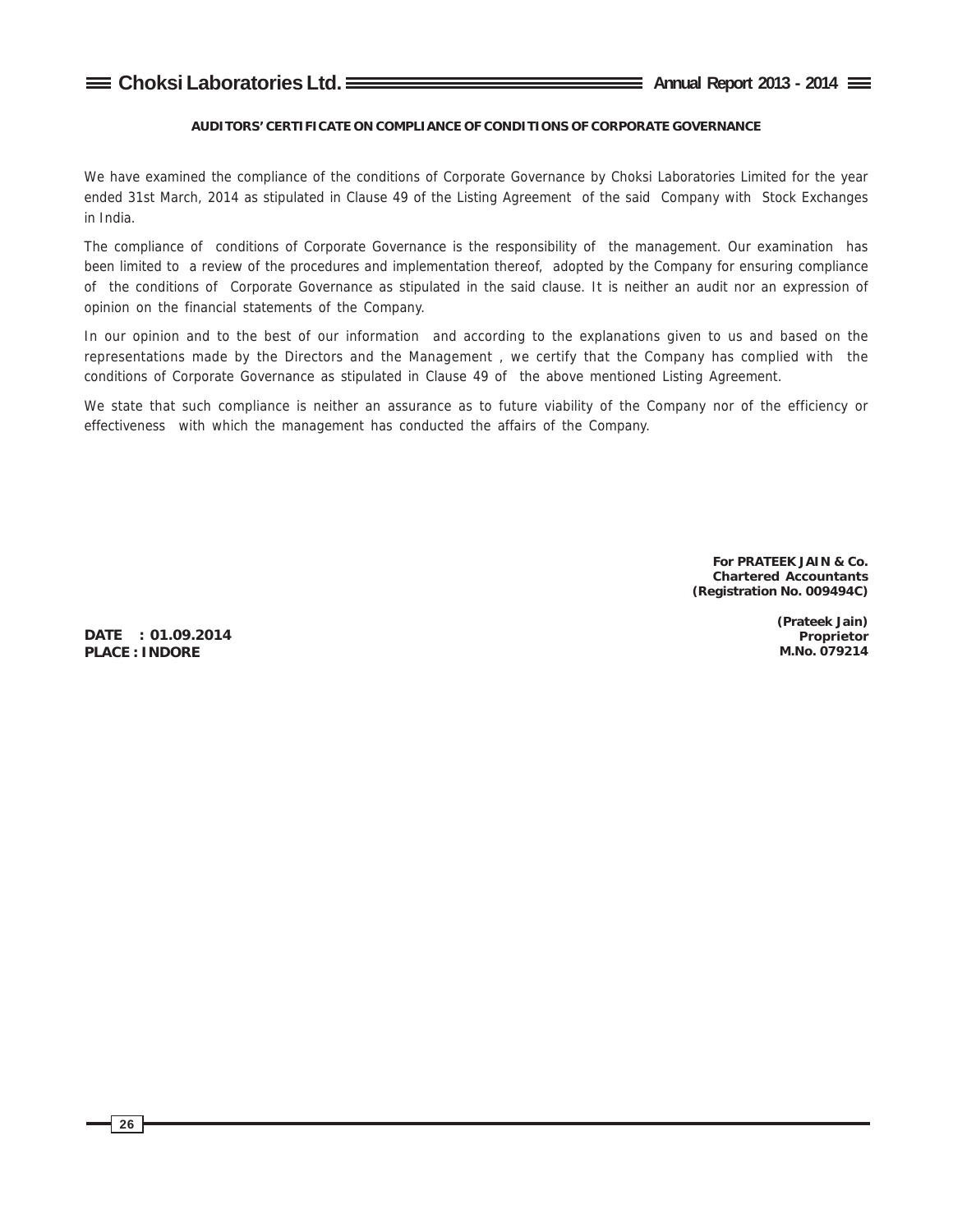## AUDITORS' CERTIFICATE ON COMPLIANCE OF CONDITIONS OF CORPORATE GOVERNANCE

We have examined the compliance of the conditions of Corporate Governance by Choksi Laboratories Limited for the year ended 31st March, 2014 as stipulated in Clause 49 of the Listing Agreement of the said Company with Stock Exchanges in India.

The compliance of conditions of Corporate Governance is the responsibility of the management. Our examination has been limited to a review of the procedures and implementation thereof, adopted by the Company for ensuring compliance of the conditions of Corporate Governance as stipulated in the said clause. It is neither an audit nor an expression of opinion on the financial statements of the Company.

In our opinion and to the best of our information and according to the explanations given to us and based on the representations made by the Directors and the Management , we certify that the Company has complied with the conditions of Corporate Governance as stipulated in Clause 49 of the above mentioned Listing Agreement.

We state that such compliance is neither an assurance as to future viability of the Company nor of the efficiency or effectiveness with which the management has conducted the affairs of the Company.

**For PRATEEK JAIN & Co.**
**Chartered Accountants**
**(Registration No. 009494C)**

**(Prateek Jain)**
**Proprietor**
**M.No. 079214**

**DATE : 01.09.2014**
**PLACE : INDORE**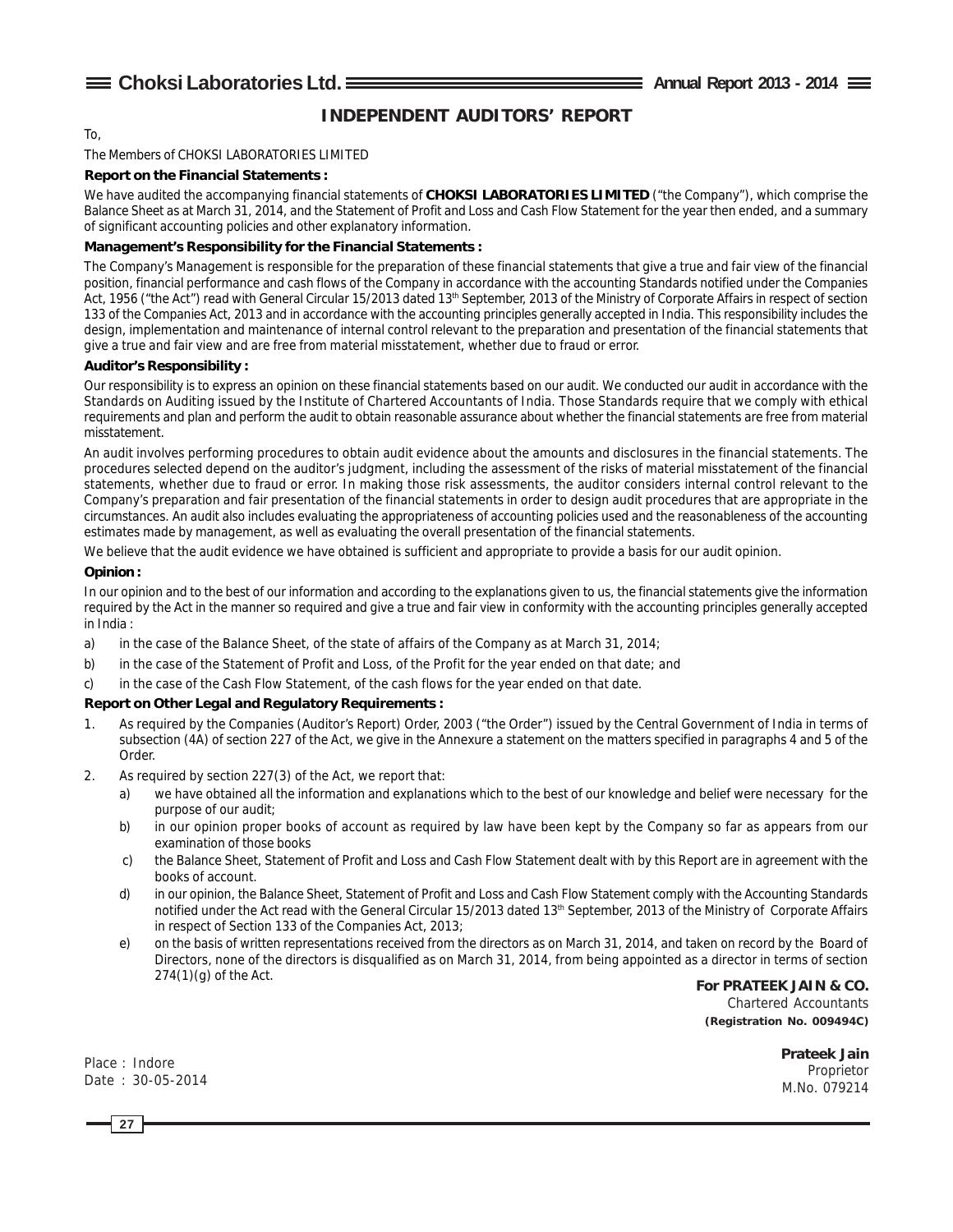# INDEPENDENT AUDITORS' REPORT

To,

The Members of CHOKSI LABORATORIES LIMITED

**Report on the Financial Statements :**

We have audited the accompanying financial statements of **CHOKSI LABORATORIES LIMITED** ("the Company"), which comprise the Balance Sheet as at March 31, 2014, and the Statement of Profit and Loss and Cash Flow Statement for the year then ended, and a summary of significant accounting policies and other explanatory information.

**Management's Responsibility for the Financial Statements :**

The Company's Management is responsible for the preparation of these financial statements that give a true and fair view of the financial position, financial performance and cash flows of the Company in accordance with the accounting Standards notified under the Companies Act, 1956 ("the Act") read with General Circular 15/2013 dated 13th September, 2013 of the Ministry of Corporate Affairs in respect of section 133 of the Companies Act, 2013 and in accordance with the accounting principles generally accepted in India. This responsibility includes the design, implementation and maintenance of internal control relevant to the preparation and presentation of the financial statements that give a true and fair view and are free from material misstatement, whether due to fraud or error.

**Auditor's Responsibility :**

Our responsibility is to express an opinion on these financial statements based on our audit. We conducted our audit in accordance with the Standards on Auditing issued by the Institute of Chartered Accountants of India. Those Standards require that we comply with ethical requirements and plan and perform the audit to obtain reasonable assurance about whether the financial statements are free from material misstatement.

An audit involves performing procedures to obtain audit evidence about the amounts and disclosures in the financial statements. The procedures selected depend on the auditor's judgment, including the assessment of the risks of material misstatement of the financial statements, whether due to fraud or error. In making those risk assessments, the auditor considers internal control relevant to the Company's preparation and fair presentation of the financial statements in order to design audit procedures that are appropriate in the circumstances. An audit also includes evaluating the appropriateness of accounting policies used and the reasonableness of the accounting estimates made by management, as well as evaluating the overall presentation of the financial statements.

We believe that the audit evidence we have obtained is sufficient and appropriate to provide a basis for our audit opinion.

**Opinion :**

In our opinion and to the best of our information and according to the explanations given to us, the financial statements give the information required by the Act in the manner so required and give a true and fair view in conformity with the accounting principles generally accepted in India :

a) in the case of the Balance Sheet, of the state of affairs of the Company as at March 31, 2014;

b) in the case of the Statement of Profit and Loss, of the Profit for the year ended on that date; and

c) in the case of the Cash Flow Statement, of the cash flows for the year ended on that date.

**Report on Other Legal and Regulatory Requirements :**

1. As required by the Companies (Auditor's Report) Order, 2003 ("the Order") issued by the Central Government of India in terms of subsection (4A) of section 227 of the Act, we give in the Annexure a statement on the matters specified in paragraphs 4 and 5 of the Order.

2. As required by section 227(3) of the Act, we report that:

   a) we have obtained all the information and explanations which to the best of our knowledge and belief were necessary for the purpose of our audit;

   b) in our opinion proper books of account as required by law have been kept by the Company so far as appears from our examination of those books

   c) the Balance Sheet, Statement of Profit and Loss and Cash Flow Statement dealt with by this Report are in agreement with the books of account.

   d) in our opinion, the Balance Sheet, Statement of Profit and Loss and Cash Flow Statement comply with the Accounting Standards notified under the Act read with the General Circular 15/2013 dated 13th September, 2013 of the Ministry of Corporate Affairs in respect of Section 133 of the Companies Act, 2013;

   e) on the basis of written representations received from the directors as on March 31, 2014, and taken on record by the Board of Directors, none of the directors is disqualified as on March 31, 2014, from being appointed as a director in terms of section 274(1)(g) of the Act.

**For PRATEEK JAIN & CO.**
Chartered Accountants
**(Registration No. 009494C)**

Place : Indore
Date : 30-05-2014

**Prateek Jain**
Proprietor
M.No. 079214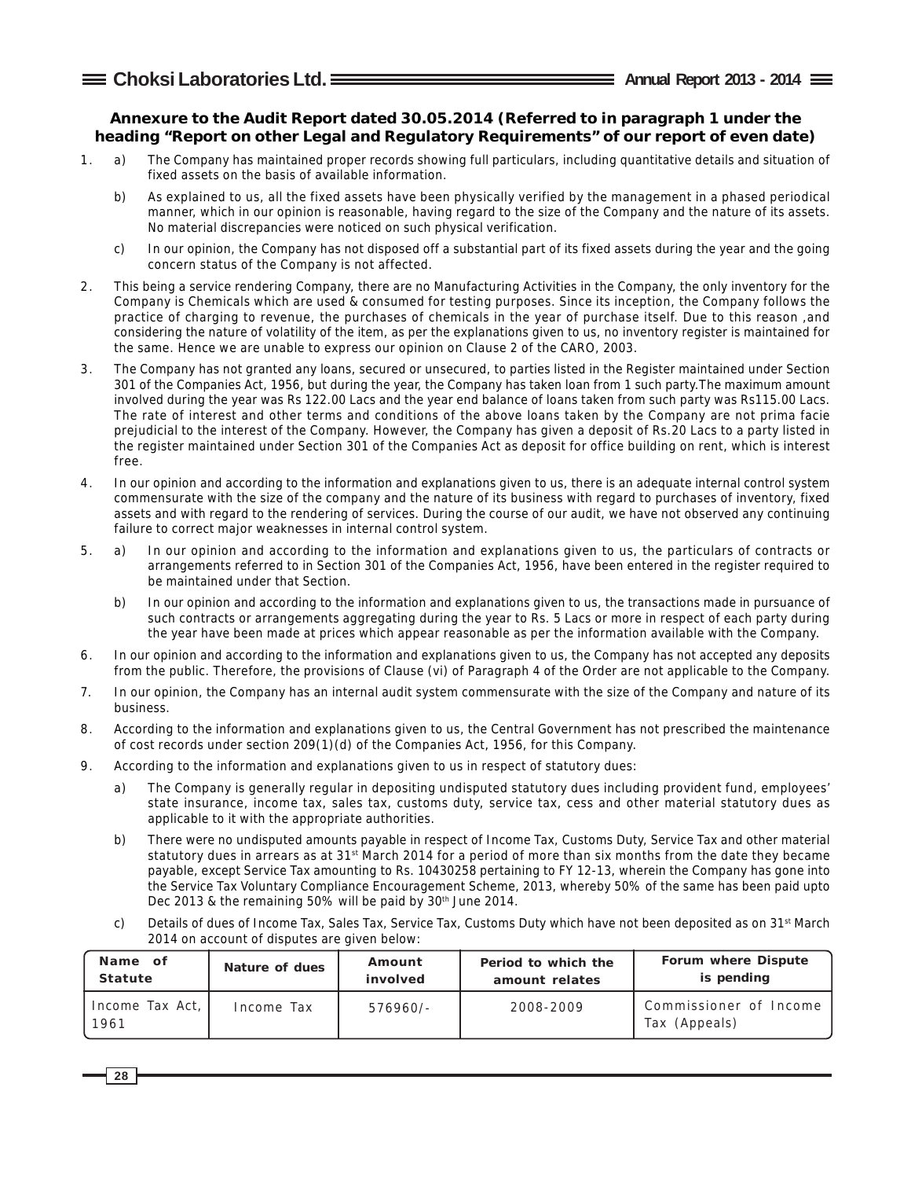## Annexure to the Audit Report dated 30.05.2014 (Referred to in paragraph 1 under the heading "Report on other Legal and Regulatory Requirements" of our report of even date)

1. a) The Company has maintained proper records showing full particulars, including quantitative details and situation of fixed assets on the basis of available information.

   b) As explained to us, all the fixed assets have been physically verified by the management in a phased periodical manner, which in our opinion is reasonable, having regard to the size of the Company and the nature of its assets. No material discrepancies were noticed on such physical verification.

   c) In our opinion, the Company has not disposed off a substantial part of its fixed assets during the year and the going concern status of the Company is not affected.

2. This being a service rendering Company, there are no Manufacturing Activities in the Company, the only inventory for the Company is Chemicals which are used & consumed for testing purposes. Since its inception, the Company follows the practice of charging to revenue, the purchases of chemicals in the year of purchase itself. Due to this reason ,and considering the nature of volatility of the item, as per the explanations given to us, no inventory register is maintained for the same. Hence we are unable to express our opinion on Clause 2 of the CARO, 2003.

3. The Company has not granted any loans, secured or unsecured, to parties listed in the Register maintained under Section 301 of the Companies Act, 1956, but during the year, the Company has taken loan from 1 such party.The maximum amount involved during the year was Rs 122.00 Lacs and the year end balance of loans taken from such party was Rs115.00 Lacs. The rate of interest and other terms and conditions of the above loans taken by the Company are not prima facie prejudicial to the interest of the Company. However, the Company has given a deposit of Rs.20 Lacs to a party listed in the register maintained under Section 301 of the Companies Act as deposit for office building on rent, which is interest free.

4. In our opinion and according to the information and explanations given to us, there is an adequate internal control system commensurate with the size of the company and the nature of its business with regard to purchases of inventory, fixed assets and with regard to the rendering of services. During the course of our audit, we have not observed any continuing failure to correct major weaknesses in internal control system.

5. a) In our opinion and according to the information and explanations given to us, the particulars of contracts or arrangements referred to in Section 301 of the Companies Act, 1956, have been entered in the register required to be maintained under that Section.

   b) In our opinion and according to the information and explanations given to us, the transactions made in pursuance of such contracts or arrangements aggregating during the year to Rs. 5 Lacs or more in respect of each party during the year have been made at prices which appear reasonable as per the information available with the Company.

6. In our opinion and according to the information and explanations given to us, the Company has not accepted any deposits from the public. Therefore, the provisions of Clause (vi) of Paragraph 4 of the Order are not applicable to the Company.

7. In our opinion, the Company has an internal audit system commensurate with the size of the Company and nature of its business.

8. According to the information and explanations given to us, the Central Government has not prescribed the maintenance of cost records under section 209(1)(d) of the Companies Act, 1956, for this Company.

9. According to the information and explanations given to us in respect of statutory dues:

   a) The Company is generally regular in depositing undisputed statutory dues including provident fund, employees' state insurance, income tax, sales tax, customs duty, service tax, cess and other material statutory dues as applicable to it with the appropriate authorities.

   b) There were no undisputed amounts payable in respect of Income Tax, Customs Duty, Service Tax and other material statutory dues in arrears as at 31st March 2014 for a period of more than six months from the date they became payable, except Service Tax amounting to Rs. 10430258 pertaining to FY 12-13, wherein the Company has gone into the Service Tax Voluntary Compliance Encouragement Scheme, 2013, whereby 50% of the same has been paid upto Dec 2013 & the remaining 50% will be paid by 30th June 2014.

   c) Details of dues of Income Tax, Sales Tax, Service Tax, Customs Duty which have not been deposited as on 31st March 2014 on account of disputes are given below:

| Name of Statute | Nature of dues | Amount involved | Period to which the amount relates | Forum where Dispute is pending |
|---|---|---|---|---|
| Income Tax Act, 1961 | Income Tax | 576960/- | 2008-2009 | Commissioner of Income Tax (Appeals) |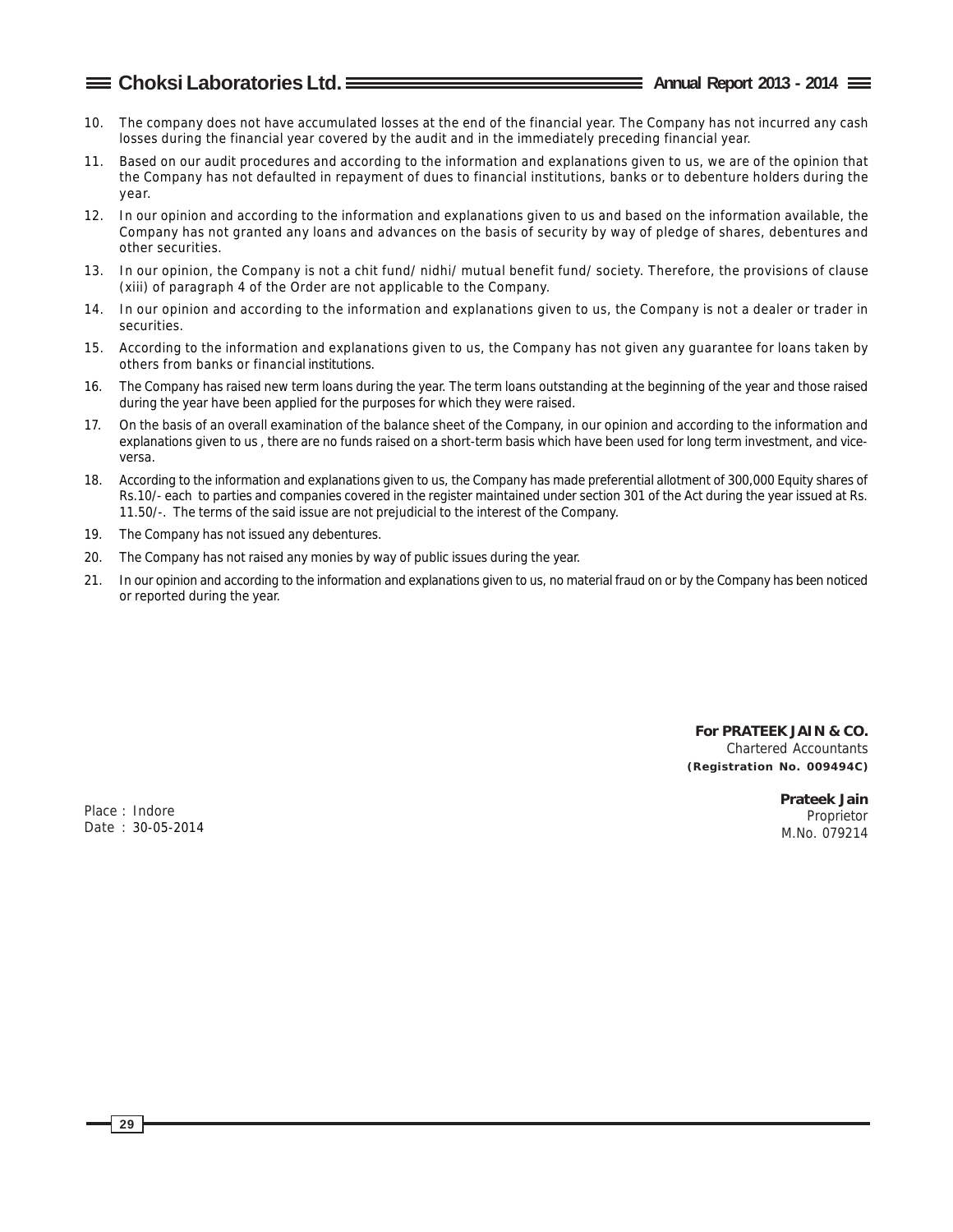10. The company does not have accumulated losses at the end of the financial year. The Company has not incurred any cash losses during the financial year covered by the audit and in the immediately preceding financial year.

11. Based on our audit procedures and according to the information and explanations given to us, we are of the opinion that the Company has not defaulted in repayment of dues to financial institutions, banks or to debenture holders during the year.

12. In our opinion and according to the information and explanations given to us and based on the information available, the Company has not granted any loans and advances on the basis of security by way of pledge of shares, debentures and other securities.

13. In our opinion, the Company is not a chit fund/ nidhi/ mutual benefit fund/ society. Therefore, the provisions of clause (xiii) of paragraph 4 of the Order are not applicable to the Company.

14. In our opinion and according to the information and explanations given to us, the Company is not a dealer or trader in securities.

15. According to the information and explanations given to us, the Company has not given any guarantee for loans taken by others from banks or financial institutions.

16. The Company has raised new term loans during the year. The term loans outstanding at the beginning of the year and those raised during the year have been applied for the purposes for which they were raised.

17. On the basis of an overall examination of the balance sheet of the Company, in our opinion and according to the information and explanations given to us , there are no funds raised on a short-term basis which have been used for long term investment, and vice-versa.

18. According to the information and explanations given to us, the Company has made preferential allotment of 300,000 Equity shares of Rs.10/- each to parties and companies covered in the register maintained under section 301 of the Act during the year issued at Rs. 11.50/-. The terms of the said issue are not prejudicial to the interest of the Company.

19. The Company has not issued any debentures.

20. The Company has not raised any monies by way of public issues during the year.

21. In our opinion and according to the information and explanations given to us, no material fraud on or by the Company has been noticed or reported during the year.

**For PRATEEK JAIN & CO.**
Chartered Accountants
**(Registration No. 009494C)**

Place : Indore
Date : 30-05-2014

**Prateek Jain**
Proprietor
M.No. 079214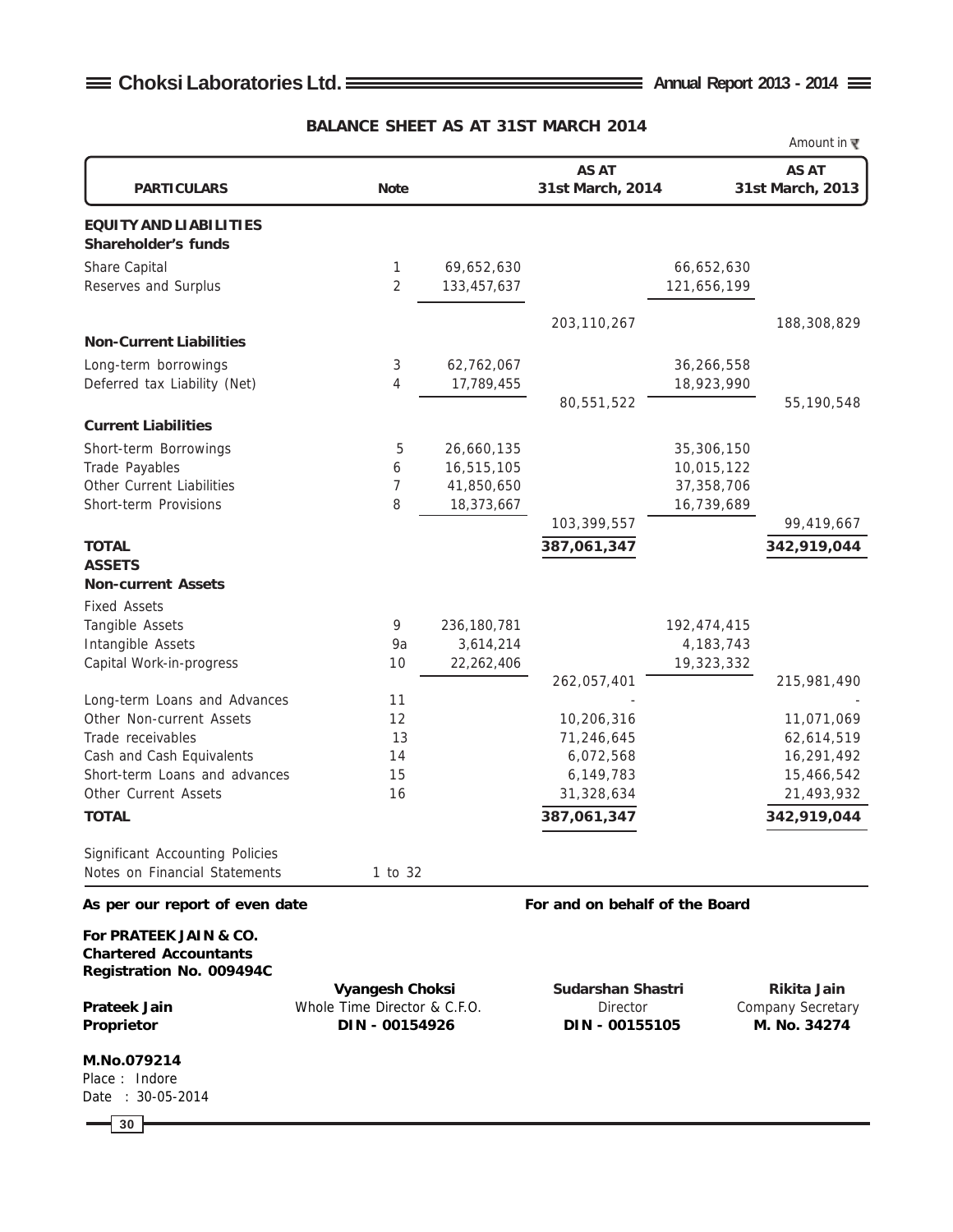## BALANCE SHEET AS AT 31ST MARCH 2014

Amount in ₹

| PARTICULARS | Note | | AS AT 31st March, 2014 | | AS AT 31st March, 2013 |
|---|---|---|---|---|---|
| **EQUITY AND LIABILITIES** | | | | | |
| **Shareholder's funds** | | | | | |
| Share Capital | 1 | 69,652,630 | | 66,652,630 | |
| Reserves and Surplus | 2 | 133,457,637 | | 121,656,199 | |
| | | | 203,110,267 | | 188,308,829 |
| **Non-Current Liabilities** | | | | | |
| Long-term borrowings | 3 | 62,762,067 | | 36,266,558 | |
| Deferred tax Liability (Net) | 4 | 17,789,455 | | 18,923,990 | |
| | | | 80,551,522 | | 55,190,548 |
| **Current Liabilities** | | | | | |
| Short-term Borrowings | 5 | 26,660,135 | | 35,306,150 | |
| Trade Payables | 6 | 16,515,105 | | 10,015,122 | |
| Other Current Liabilities | 7 | 41,850,650 | | 37,358,706 | |
| Short-term Provisions | 8 | 18,373,667 | | 16,739,689 | |
| | | | 103,399,557 | | 99,419,667 |
| **TOTAL** | | | **387,061,347** | | **342,919,044** |
| **ASSETS** | | | | | |
| **Non-current Assets** | | | | | |
| Fixed Assets | | | | | |
| Tangible Assets | 9 | 236,180,781 | | 192,474,415 | |
| Intangible Assets | 9a | 3,614,214 | | 4,183,743 | |
| Capital Work-in-progress | 10 | 22,262,406 | | 19,323,332 | |
| | | | 262,057,401 | | 215,981,490 |
| Long-term Loans and Advances | 11 | | - | | - |
| Other Non-current Assets | 12 | | 10,206,316 | | 11,071,069 |
| Trade receivables | 13 | | 71,246,645 | | 62,614,519 |
| Cash and Cash Equivalents | 14 | | 6,072,568 | | 16,291,492 |
| Short-term Loans and advances | 15 | | 6,149,783 | | 15,466,542 |
| Other Current Assets | 16 | | 31,328,634 | | 21,493,932 |
| **TOTAL** | | | **387,061,347** | | **342,919,044** |

Significant Accounting Policies
Notes on Financial Statements 1 to 32

**As per our report of even date**

**For PRATEEK JAIN & CO.**
**Chartered Accountants**
**Registration No. 009494C**

**Prateek Jain**
**Proprietor**

**M.No.079214**
Place : Indore
Date : 30-05-2014

**For and on behalf of the Board**

**Vyangesh Choksi**
Whole Time Director & C.F.O.
**DIN - 00154926**

**Sudarshan Shastri**
Director
**DIN - 00155105**

**Rikita Jain**
Company Secretary
**M. No. 34274**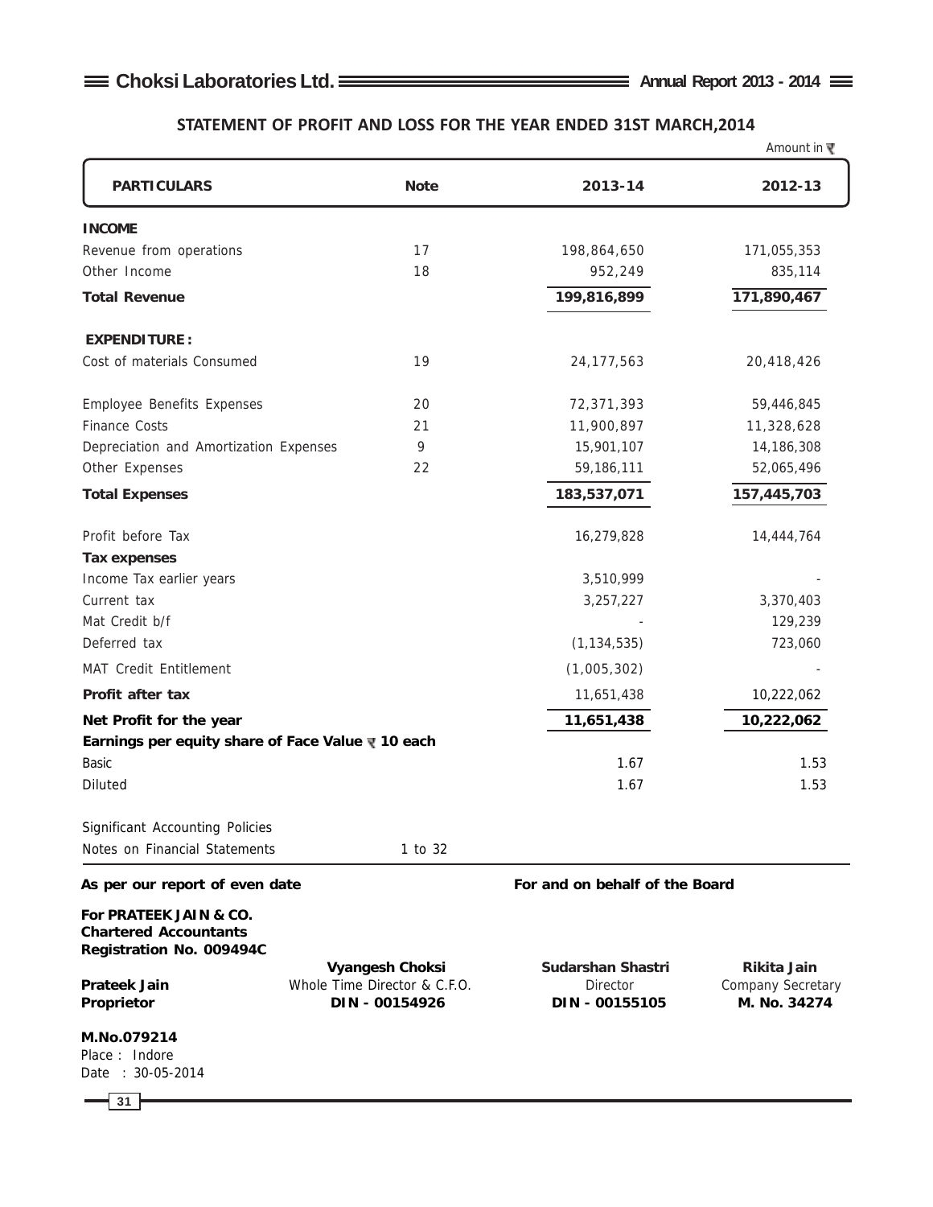## STATEMENT OF PROFIT AND LOSS FOR THE YEAR ENDED 31ST MARCH,2014

Amount in ₹

| PARTICULARS | Note | 2013-14 | 2012-13 |
|---|---|---|---|
| **INCOME** | | | |
| Revenue from operations | 17 | 198,864,650 | 171,055,353 |
| Other Income | 18 | 952,249 | 835,114 |
| **Total Revenue** | | **199,816,899** | **171,890,467** |
| **EXPENDITURE :** | | | |
| Cost of materials Consumed | 19 | 24,177,563 | 20,418,426 |
| Employee Benefits Expenses | 20 | 72,371,393 | 59,446,845 |
| Finance Costs | 21 | 11,900,897 | 11,328,628 |
| Depreciation and Amortization Expenses | 9 | 15,901,107 | 14,186,308 |
| Other Expenses | 22 | 59,186,111 | 52,065,496 |
| **Total Expenses** | | **183,537,071** | **157,445,703** |
| Profit before Tax | | 16,279,828 | 14,444,764 |
| **Tax expenses** | | | |
| Income Tax earlier years | | 3,510,999 | - |
| Current tax | | 3,257,227 | 3,370,403 |
| Mat Credit b/f | | - | 129,239 |
| Deferred tax | | (1,134,535) | 723,060 |
| MAT Credit Entitlement | | (1,005,302) | - |
| **Profit after tax** | | 11,651,438 | 10,222,062 |
| **Net Profit for the year** | | **11,651,438** | **10,222,062** |
| **Earnings per equity share of Face Value ₹ 10 each** | | | |
| Basic | | 1.67 | 1.53 |
| Diluted | | 1.67 | 1.53 |
| Significant Accounting Policies | | | |
| Notes on Financial Statements | 1 to 32 | | |

**As per our report of even date**

**For PRATEEK JAIN & CO.**
**Chartered Accountants**
**Registration No. 009494C**

**Prateek Jain**
**Proprietor**
**M.No.079214**
Place : Indore
Date : 30-05-2014

**For and on behalf of the Board**

**Vyangesh Choksi**
Whole Time Director & C.F.O.
**DIN - 00154926**

**Sudarshan Shastri**
Director
**DIN - 00155105**

**Rikita Jain**
Company Secretary
**M. No. 34274**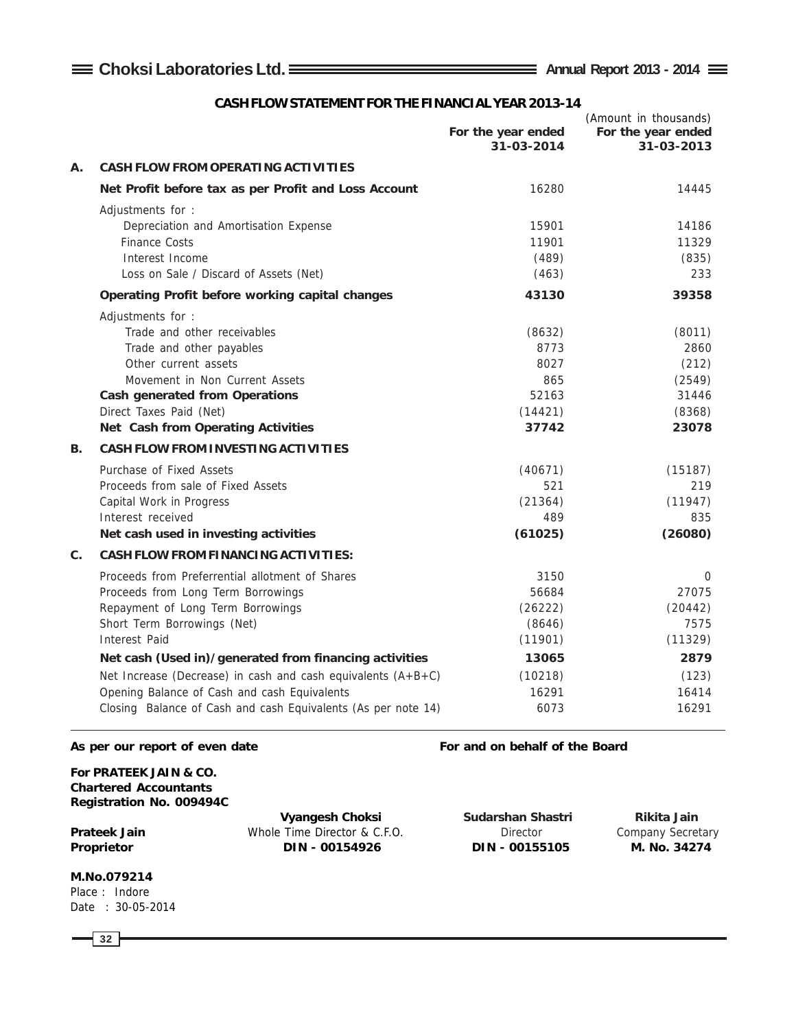## CASH FLOW STATEMENT FOR THE FINANCIAL YEAR 2013-14

(Amount in thousands)

| | | For the year ended 31-03-2014 | For the year ended 31-03-2013 |
|---|---|---|---|
| **A.** | **CASH FLOW FROM OPERATING ACTIVITIES** | | |
| | **Net Profit before tax as per Profit and Loss Account** | 16280 | 14445 |
| | Adjustments for : | | |
| | Depreciation and Amortisation Expense | 15901 | 14186 |
| | Finance Costs | 11901 | 11329 |
| | Interest Income | (489) | (835) |
| | Loss on Sale / Discard of Assets (Net) | (463) | 233 |
| | **Operating Profit before working capital changes** | **43130** | **39358** |
| | Adjustments for : | | |
| | Trade and other receivables | (8632) | (8011) |
| | Trade and other payables | 8773 | 2860 |
| | Other current assets | 8027 | (212) |
| | Movement in Non Current Assets | 865 | (2549) |
| | **Cash generated from Operations** | 52163 | 31446 |
| | Direct Taxes Paid (Net) | (14421) | (8368) |
| | **Net Cash from Operating Activities** | **37742** | **23078** |
| **B.** | **CASH FLOW FROM INVESTING ACTIVITIES** | | |
| | Purchase of Fixed Assets | (40671) | (15187) |
| | Proceeds from sale of Fixed Assets | 521 | 219 |
| | Capital Work in Progress | (21364) | (11947) |
| | Interest received | 489 | 835 |
| | **Net cash used in investing activities** | **(61025)** | **(26080)** |
| **C.** | **CASH FLOW FROM FINANCING ACTIVITIES:** | | |
| | Proceeds from Preferrential allotment of Shares | 3150 | 0 |
| | Proceeds from Long Term Borrowings | 56684 | 27075 |
| | Repayment of Long Term Borrowings | (26222) | (20442) |
| | Short Term Borrowings (Net) | (8646) | 7575 |
| | Interest Paid | (11901) | (11329) |
| | **Net cash (Used in)/generated from financing activities** | **13065** | **2879** |
| | Net Increase (Decrease) in cash and cash equivalents (A+B+C) | (10218) | (123) |
| | Opening Balance of Cash and cash Equivalents | 16291 | 16414 |
| | Closing Balance of Cash and cash Equivalents (As per note 14) | 6073 | 16291 |

**As per our report of even date**

**For PRATEEK JAIN & CO.**
**Chartered Accountants**
**Registration No. 009494C**

**Prateek Jain**
**Proprietor**
**M.No.079214**
Place : Indore
Date : 30-05-2014

**For and on behalf of the Board**

**Vyangesh Choksi**
Whole Time Director & C.F.O.
**DIN - 00154926**

**Sudarshan Shastri**
Director
**DIN - 00155105**

**Rikita Jain**
Company Secretary
**M. No. 34274**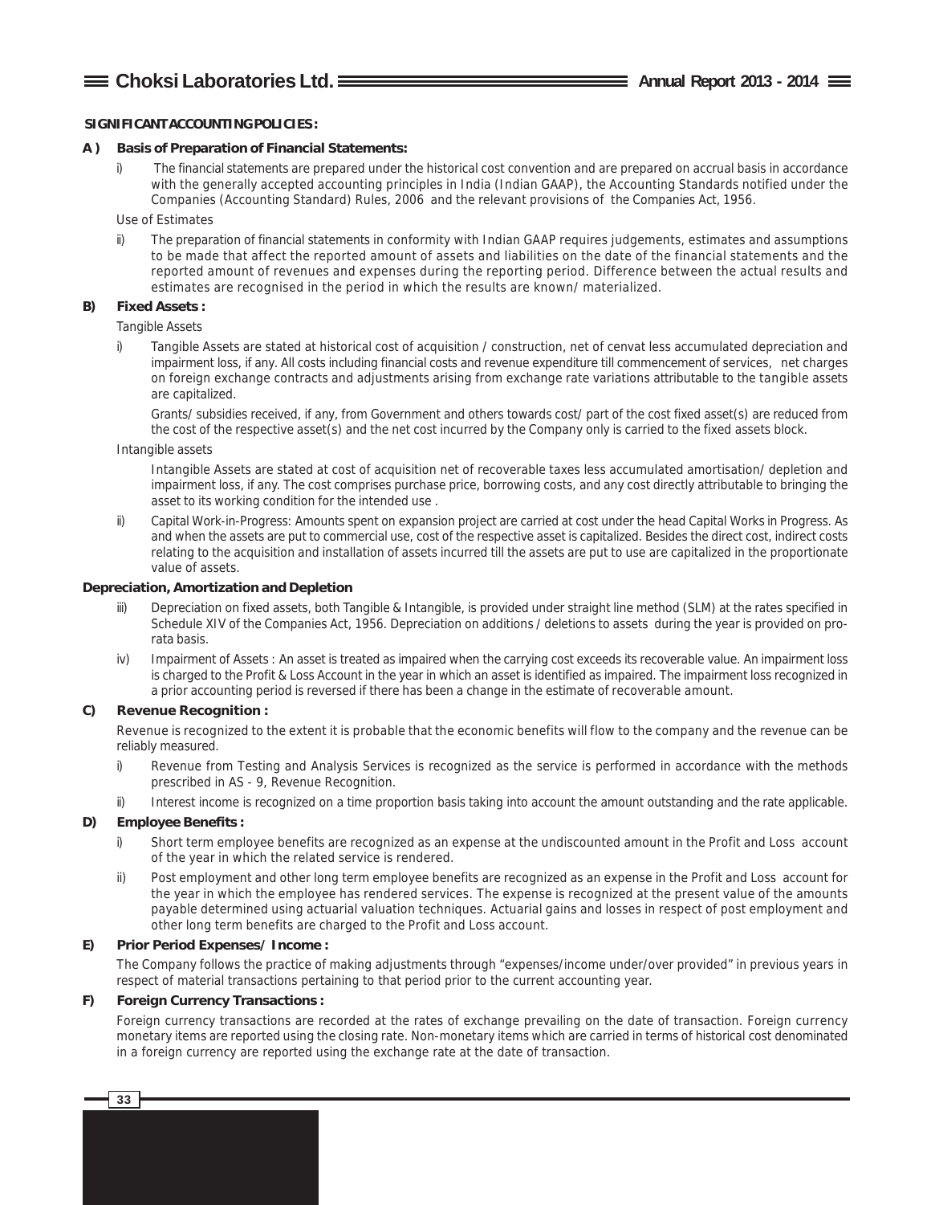## SIGNIFICANT ACCOUNTING POLICIES :

### A ) Basis of Preparation of Financial Statements:

i) The financial statements are prepared under the historical cost convention and are prepared on accrual basis in accordance with the generally accepted accounting principles in India (Indian GAAP), the Accounting Standards notified under the Companies (Accounting Standard) Rules, 2006 and the relevant provisions of the Companies Act, 1956.

Use of Estimates

ii) The preparation of financial statements in conformity with Indian GAAP requires judgements, estimates and assumptions to be made that affect the reported amount of assets and liabilities on the date of the financial statements and the reported amount of revenues and expenses during the reporting period. Difference between the actual results and estimates are recognised in the period in which the results are known/ materialized.

### B) Fixed Assets :

Tangible Assets

i) Tangible Assets are stated at historical cost of acquisition / construction, net of cenvat less accumulated depreciation and impairment loss, if any. All costs including financial costs and revenue expenditure till commencement of services, net charges on foreign exchange contracts and adjustments arising from exchange rate variations attributable to the tangible assets are capitalized.

Grants/ subsidies received, if any, from Government and others towards cost/ part of the cost fixed asset(s) are reduced from the cost of the respective asset(s) and the net cost incurred by the Company only is carried to the fixed assets block.

Intangible assets

Intangible Assets are stated at cost of acquisition net of recoverable taxes less accumulated amortisation/ depletion and impairment loss, if any. The cost comprises purchase price, borrowing costs, and any cost directly attributable to bringing the asset to its working condition for the intended use .

ii) Capital Work-in-Progress: Amounts spent on expansion project are carried at cost under the head Capital Works in Progress. As and when the assets are put to commercial use, cost of the respective asset is capitalized. Besides the direct cost, indirect costs relating to the acquisition and installation of assets incurred till the assets are put to use are capitalized in the proportionate value of assets.

### Depreciation, Amortization and Depletion

iii) Depreciation on fixed assets, both Tangible & Intangible, is provided under straight line method (SLM) at the rates specified in Schedule XIV of the Companies Act, 1956. Depreciation on additions / deletions to assets during the year is provided on pro-rata basis.

iv) Impairment of Assets : An asset is treated as impaired when the carrying cost exceeds its recoverable value. An impairment loss is charged to the Profit & Loss Account in the year in which an asset is identified as impaired. The impairment loss recognized in a prior accounting period is reversed if there has been a change in the estimate of recoverable amount.

### C) Revenue Recognition :

Revenue is recognized to the extent it is probable that the economic benefits will flow to the company and the revenue can be reliably measured.

i) Revenue from Testing and Analysis Services is recognized as the service is performed in accordance with the methods prescribed in AS - 9, Revenue Recognition.

ii) Interest income is recognized on a time proportion basis taking into account the amount outstanding and the rate applicable.

### D) Employee Benefits :

i) Short term employee benefits are recognized as an expense at the undiscounted amount in the Profit and Loss account of the year in which the related service is rendered.

ii) Post employment and other long term employee benefits are recognized as an expense in the Profit and Loss account for the year in which the employee has rendered services. The expense is recognized at the present value of the amounts payable determined using actuarial valuation techniques. Actuarial gains and losses in respect of post employment and other long term benefits are charged to the Profit and Loss account.

### E) Prior Period Expenses/ Income :

The Company follows the practice of making adjustments through "expenses/income under/over provided" in previous years in respect of material transactions pertaining to that period prior to the current accounting year.

### F) Foreign Currency Transactions :

Foreign currency transactions are recorded at the rates of exchange prevailing on the date of transaction. Foreign currency monetary items are reported using the closing rate. Non-monetary items which are carried in terms of historical cost denominated in a foreign currency are reported using the exchange rate at the date of transaction.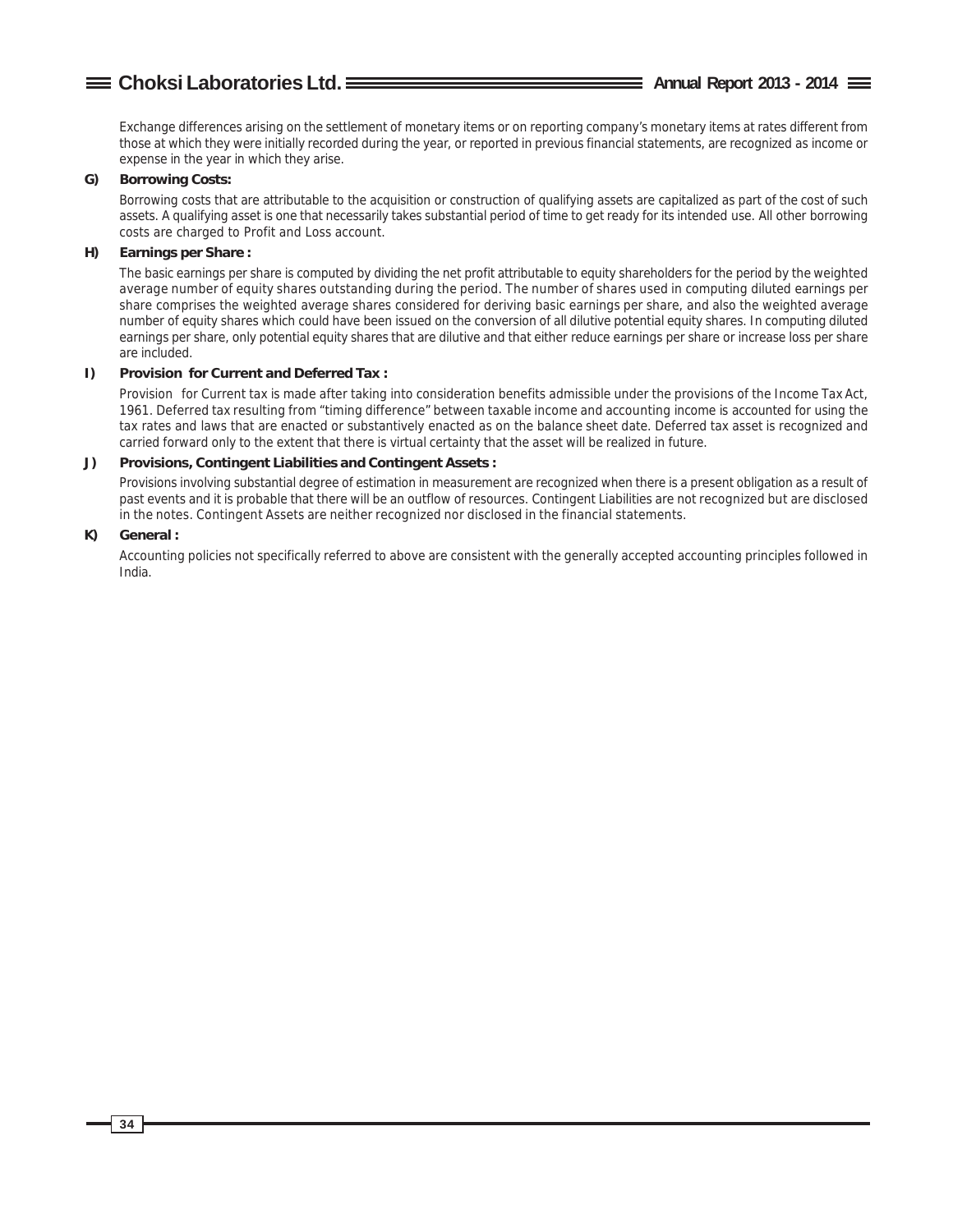Exchange differences arising on the settlement of monetary items or on reporting company's monetary items at rates different from those at which they were initially recorded during the year, or reported in previous financial statements, are recognized as income or expense in the year in which they arise.

**G) Borrowing Costs:**

Borrowing costs that are attributable to the acquisition or construction of qualifying assets are capitalized as part of the cost of such assets. A qualifying asset is one that necessarily takes substantial period of time to get ready for its intended use. All other borrowing costs are charged to Profit and Loss account.

**H) Earnings per Share :**

The basic earnings per share is computed by dividing the net profit attributable to equity shareholders for the period by the weighted average number of equity shares outstanding during the period. The number of shares used in computing diluted earnings per share comprises the weighted average shares considered for deriving basic earnings per share, and also the weighted average number of equity shares which could have been issued on the conversion of all dilutive potential equity shares. In computing diluted earnings per share, only potential equity shares that are dilutive and that either reduce earnings per share or increase loss per share are included.

**I) Provision for Current and Deferred Tax :**

Provision for Current tax is made after taking into consideration benefits admissible under the provisions of the Income Tax Act, 1961. Deferred tax resulting from "timing difference" between taxable income and accounting income is accounted for using the tax rates and laws that are enacted or substantively enacted as on the balance sheet date. Deferred tax asset is recognized and carried forward only to the extent that there is virtual certainty that the asset will be realized in future.

**J) Provisions, Contingent Liabilities and Contingent Assets :**

Provisions involving substantial degree of estimation in measurement are recognized when there is a present obligation as a result of past events and it is probable that there will be an outflow of resources. Contingent Liabilities are not recognized but are disclosed in the notes. Contingent Assets are neither recognized nor disclosed in the financial statements.

**K) General :**

Accounting policies not specifically referred to above are consistent with the generally accepted accounting principles followed in India.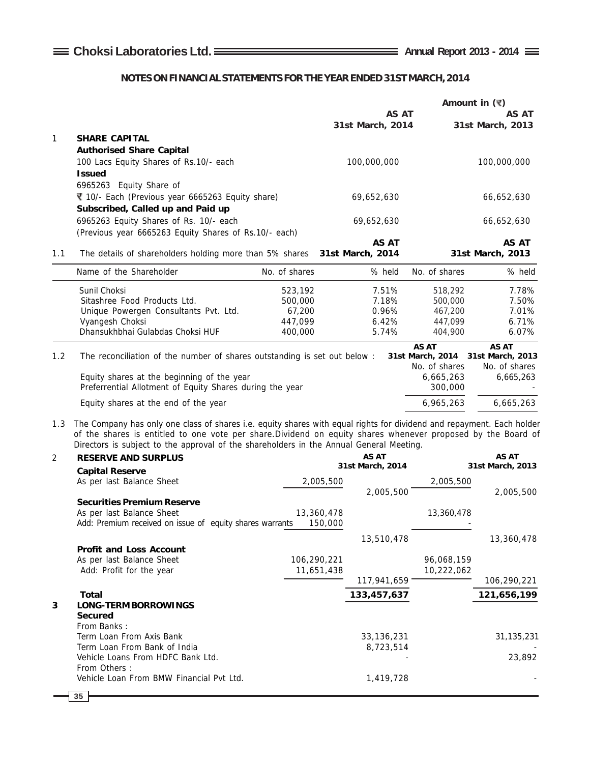## NOTES ON FINANCIAL STATEMENTS FOR THE YEAR ENDED 31ST MARCH, 2014

Amount in (₹)

| | | AS AT 31st March, 2014 | AS AT 31st March, 2013 |
|---|---|---|---|
| **1** | **SHARE CAPITAL** | | |
| | **Authorised Share Capital** | | |
| | 100 Lacs Equity Shares of Rs.10/- each | 100,000,000 | 100,000,000 |
| | **Issued** | | |
| | 6965263 Equity Share of ₹ 10/- Each (Previous year 6665263 Equity share) | 69,652,630 | 66,652,630 |
| | **Subscribed, Called up and Paid up** | | |
| | 6965263 Equity Shares of Rs. 10/- each (Previous year 6665263 Equity Shares of Rs.10/- each) | 69,652,630 | 66,652,630 |

1.1 The details of shareholders holding more than 5% shares

| Name of the Shareholder | AS AT 31st March, 2014 No. of shares | % held | AS AT 31st March, 2013 No. of shares | % held |
|---|---|---|---|---|
| Sunil Choksi | 523,192 | 7.51% | 518,292 | 7.78% |
| Sitashree Food Products Ltd. | 500,000 | 7.18% | 500,000 | 7.50% |
| Unique Powergen Consultants Pvt. Ltd. | 67,200 | 0.96% | 467,200 | 7.01% |
| Vyangesh Choksi | 447,099 | 6.42% | 447,099 | 6.71% |
| Dhansukhbhai Gulabdas Choksi HUF | 400,000 | 5.74% | 404,900 | 6.07% |

1.2 The reconciliation of the number of shares outstanding is set out below :

| | AS AT 31st March, 2014 No. of shares | AS AT 31st March, 2013 No. of shares |
|---|---|---|
| Equity shares at the beginning of the year | 6,665,263 | 6,665,263 |
| Preferrential Allotment of Equity Shares during the year | 300,000 | - |
| Equity shares at the end of the year | 6,965,263 | 6,665,263 |

1.3 The Company has only one class of shares i.e. equity shares with equal rights for dividend and repayment. Each holder of the shares is entitled to one vote per share.Dividend on equity shares whenever proposed by the Board of Directors is subject to the approval of the shareholders in the Annual General Meeting.

| | | | AS AT 31st March, 2014 | | AS AT 31st March, 2013 |
|---|---|---|---|---|---|
| **2** | **RESERVE AND SURPLUS** | | | | |
| | **Capital Reserve** | | | | |
| | As per last Balance Sheet | 2,005,500 | | 2,005,500 | |
| | | | 2,005,500 | | 2,005,500 |
| | **Securities Premium Reserve** | | | | |
| | As per last Balance Sheet | 13,360,478 | | 13,360,478 | |
| | Add: Premium received on issue of equity shares warrants | 150,000 | | - | |
| | | | 13,510,478 | | 13,360,478 |
| | **Profit and Loss Account** | | | | |
| | As per last Balance Sheet | 106,290,221 | | 96,068,159 | |
| | Add: Profit for the year | 11,651,438 | | 10,222,062 | |
| | | | 117,941,659 | | 106,290,221 |
| | **Total** | | **133,457,637** | | **121,656,199** |
| **3** | **LONG-TERM BORROWINGS** | | | | |
| | **Secured** | | | | |
| | From Banks : | | | | |
| | Term Loan From Axis Bank | | 33,136,231 | | 31,135,231 |
| | Term Loan From Bank of India | | 8,723,514 | | - |
| | Vehicle Loans From HDFC Bank Ltd. | | - | | 23,892 |
| | From Others : | | | | |
| | Vehicle Loan From BMW Financial Pvt Ltd. | | 1,419,728 | | - |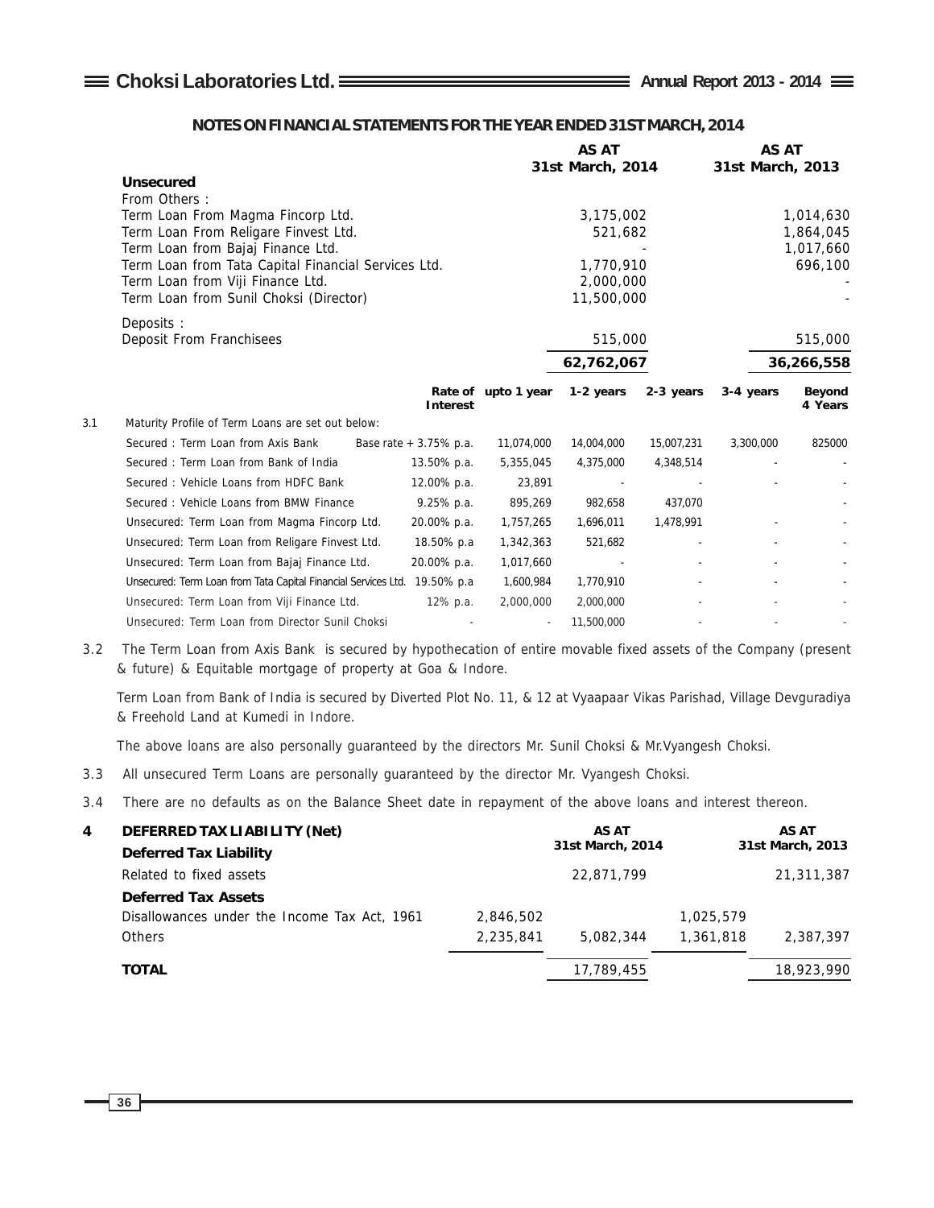## NOTES ON FINANCIAL STATEMENTS FOR THE YEAR ENDED 31ST MARCH, 2014

| | AS AT 31st March, 2014 | AS AT 31st March, 2013 |
|---|---|---|
| **Unsecured** | | |
| From Others : | | |
| Term Loan From Magma Fincorp Ltd. | 3,175,002 | 1,014,630 |
| Term Loan From Religare Finvest Ltd. | 521,682 | 1,864,045 |
| Term Loan from Bajaj Finance Ltd. | - | 1,017,660 |
| Term Loan from Tata Capital Financial Services Ltd. | 1,770,910 | 696,100 |
| Term Loan from Viji Finance Ltd. | 2,000,000 | - |
| Term Loan from Sunil Choksi (Director) | 11,500,000 | - |
| Deposits : | | |
| Deposit From Franchisees | 515,000 | 515,000 |
| | **62,762,067** | **36,266,558** |

3.1 Maturity Profile of Term Loans are set out below:

| | Rate of Interest | upto 1 year | 1-2 years | 2-3 years | 3-4 years | Beyond 4 Years |
|---|---|---|---|---|---|---|
| Secured : Term Loan from Axis Bank | Base rate + 3.75% p.a. | 11,074,000 | 14,004,000 | 15,007,231 | 3,300,000 | 825000 |
| Secured : Term Loan from Bank of India | 13.50% p.a. | 5,355,045 | 4,375,000 | 4,348,514 | - | - |
| Secured : Vehicle Loans from HDFC Bank | 12.00% p.a. | 23,891 | - | - | - | - |
| Secured : Vehicle Loans from BMW Finance | 9.25% p.a. | 895,269 | 982,658 | 437,070 | | - |
| Unsecured: Term Loan from Magma Fincorp Ltd. | 20.00% p.a. | 1,757,265 | 1,696,011 | 1,478,991 | - | - |
| Unsecured: Term Loan from Religare Finvest Ltd. | 18.50% p.a | 1,342,363 | 521,682 | - | - | - |
| Unsecured: Term Loan from Bajaj Finance Ltd. | 20.00% p.a. | 1,017,660 | - | - | - | - |
| Unsecured: Term Loan from Tata Capital Financial Services Ltd. | 19.50% p.a | 1,600,984 | 1,770,910 | - | - | - |
| Unsecured: Term Loan from Viji Finance Ltd. | 12% p.a. | 2,000,000 | 2,000,000 | - | - | - |
| Unsecured: Term Loan from Director Sunil Choksi | - | - | 11,500,000 | - | - | - |

3.2 The Term Loan from Axis Bank is secured by hypothecation of entire movable fixed assets of the Company (present & future) & Equitable mortgage of property at Goa & Indore.

Term Loan from Bank of India is secured by Diverted Plot No. 11, & 12 at Vyaapaar Vikas Parishad, Village Devguradiya & Freehold Land at Kumedi in Indore.

The above loans are also personally guaranteed by the directors Mr. Sunil Choksi & Mr.Vyangesh Choksi.

3.3 All unsecured Term Loans are personally guaranteed by the director Mr. Vyangesh Choksi.

3.4 There are no defaults as on the Balance Sheet date in repayment of the above loans and interest thereon.

| **4 DEFERRED TAX LIABILITY (Net)** | | AS AT 31st March, 2014 | | AS AT 31st March, 2013 |
|---|---|---|---|---|
| **Deferred Tax Liability** | | | | |
| Related to fixed assets | | 22,871,799 | | 21,311,387 |
| **Deferred Tax Assets** | | | | |
| Disallowances under the Income Tax Act, 1961 | 2,846,502 | | 1,025,579 | |
| Others | 2,235,841 | 5,082,344 | 1,361,818 | 2,387,397 |
| **TOTAL** | | 17,789,455 | | 18,923,990 |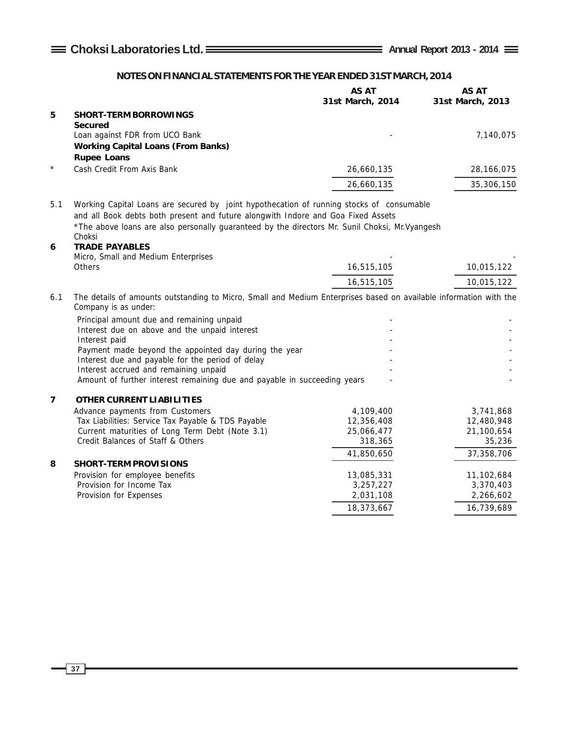## NOTES ON FINANCIAL STATEMENTS FOR THE YEAR ENDED 31ST MARCH, 2014

| | | AS AT 31st March, 2014 | AS AT 31st March, 2013 |
|---|---|---|---|
| **5** | **SHORT-TERM BORROWINGS** | | |
| | **Secured** | | |
| | Loan against FDR from UCO Bank | - | 7,140,075 |
| | **Working Capital Loans (From Banks)** | | |
| | **Rupee Loans** | | |
| * | Cash Credit From Axis Bank | 26,660,135 | 28,166,075 |
| | | 26,660,135 | 35,306,150 |

5.1 Working Capital Loans are secured by joint hypothecation of running stocks of consumable and all Book debts both present and future alongwith Indore and Goa Fixed Assets

*The above loans are also personally guaranteed by the directors Mr. Sunil Choksi, Mr.Vyangesh Choksi

| | | AS AT 31st March, 2014 | AS AT 31st March, 2013 |
|---|---|---|---|
| **6** | **TRADE PAYABLES** | | |
| | Micro, Small and Medium Enterprises | - | - |
| | Others | 16,515,105 | 10,015,122 |
| | | 16,515,105 | 10,015,122 |

6.1 The details of amounts outstanding to Micro, Small and Medium Enterprises based on available information with the Company is as under:

| | 31st March, 2014 | 31st March, 2013 |
|---|---|---|
| Principal amount due and remaining unpaid | - | - |
| Interest due on above and the unpaid interest | - | - |
| Interest paid | - | - |
| Payment made beyond the appointed day during the year | - | - |
| Interest due and payable for the period of delay | - | - |
| Interest accrued and remaining unpaid | - | - |
| Amount of further interest remaining due and payable in succeeding years | - | - |

| | | AS AT 31st March, 2014 | AS AT 31st March, 2013 |
|---|---|---|---|
| **7** | **OTHER CURRENT LIABILITIES** | | |
| | Advance payments from Customers | 4,109,400 | 3,741,868 |
| | Tax Liabilities: Service Tax Payable & TDS Payable | 12,356,408 | 12,480,948 |
| | Current maturities of Long Term Debt (Note 3.1) | 25,066,477 | 21,100,654 |
| | Credit Balances of Staff & Others | 318,365 | 35,236 |
| | | 41,850,650 | 37,358,706 |
| **8** | **SHORT-TERM PROVISIONS** | | |
| | Provision for employee benefits | 13,085,331 | 11,102,684 |
| | Provision for Income Tax | 3,257,227 | 3,370,403 |
| | Provision for Expenses | 2,031,108 | 2,266,602 |
| | | 18,373,667 | 16,739,689 |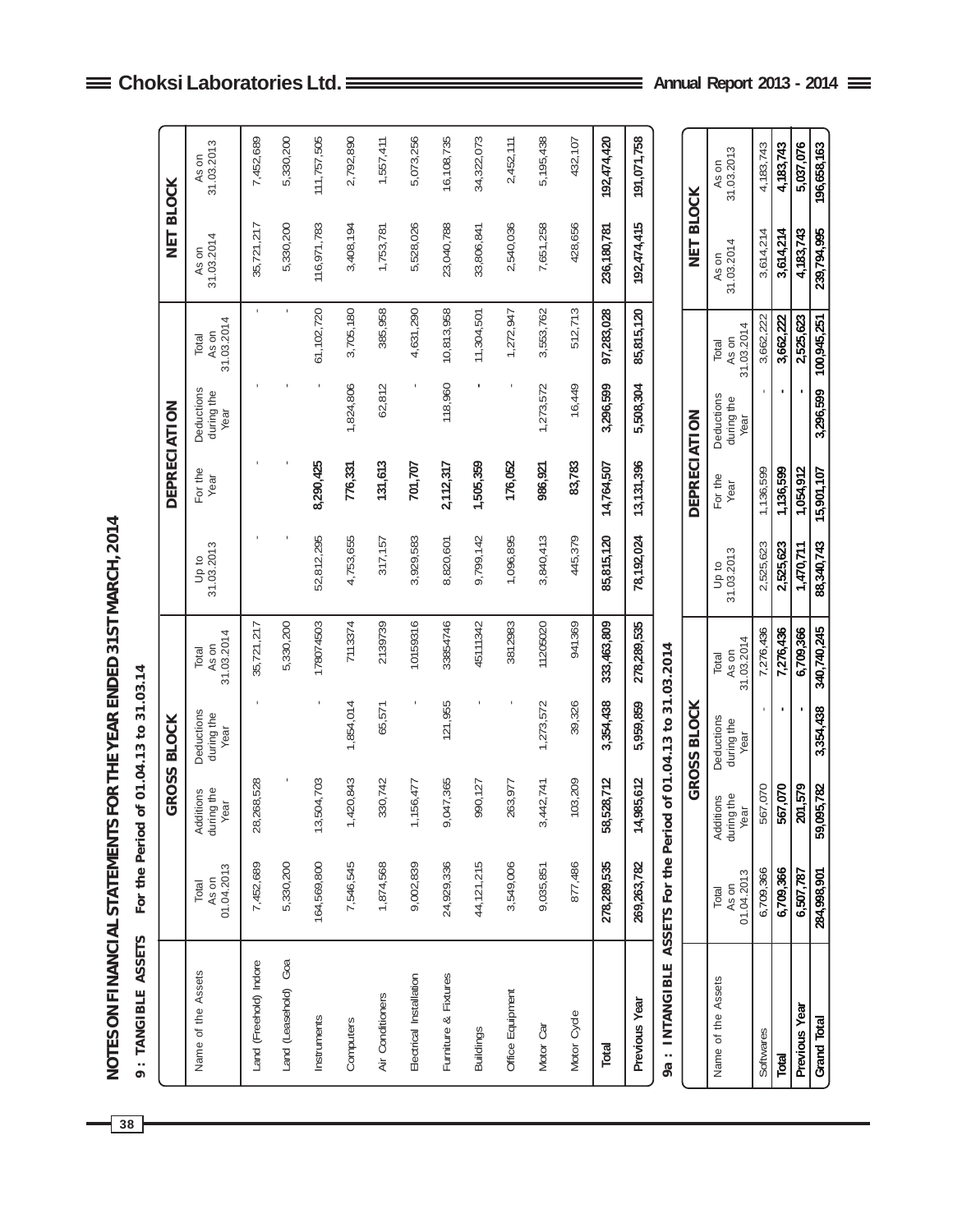# NOTES ON FINANCIAL STATEMENTS FOR THE YEAR ENDED 31ST MARCH, 2014

## 9 : TANGIBLE ASSETS For the Period of 01.04.13 to 31.03.14

| Name of the Assets | GROSS BLOCK | | | | DEPRECIATION | | | | NET BLOCK | |
|---|---|---|---|---|---|---|---|---|---|---|
| | Total As on 01.04.2013 | Additions during the Year | Deductions during the Year | Total As on 31.03.2014 | Up to 31.03.2013 | For the Year | Deductions during the Year | Total As on 31.03.2014 | As on 31.03.2014 | As on 31.03.2013 |
| Land (Freehold) Indore | 7,452,689 | 28,268,528 | - | 35,721,217 | - | - | - | - | 35,721,217 | 7,452,689 |
| Land (Leasehold) Goa | 5,330,200 | - | | 5,330,200 | - | - | - | - | 5,330,200 | 5,330,200 |
| Instruments | 164,569,800 | 13,504,703 | - | 178074503 | 52,812,295 | 8,290,425 | - | 61,102,720 | 116,971,783 | 111,757,505 |
| Computers | 7,546,545 | 1,420,843 | 1,854,014 | 7113374 | 4,753,655 | 776,331 | 1,824,806 | 3,705,180 | 3,408,194 | 2,792,890 |
| Air Conditioners | 1,874,568 | 330,742 | 65,571 | 2139739 | 317,157 | 131,613 | 62,812 | 385,958 | 1,753,781 | 1,557,411 |
| Electrical Installation | 9,002,839 | 1,156,477 | - | 10159316 | 3,929,583 | 701,707 | - | 4,631,290 | 5,528,026 | 5,073,256 |
| Furniture & Fixtures | 24,929,336 | 9,047,365 | 121,955 | 33854746 | 8,820,601 | 2,112,317 | 118,960 | 10,813,958 | 23,040,788 | 16,108,735 |
| Buildings | 44,121,215 | 990,127 | - | 45111342 | 9,799,142 | 1,505,359 | - | 11,304,501 | 33,806,841 | 34,322,073 |
| Office Equipment | 3,549,006 | 263,977 | - | 3812983 | 1,096,895 | 176,052 | - | 1,272,947 | 2,540,036 | 2,452,111 |
| Motor Car | 9,035,851 | 3,442,741 | 1,273,572 | 11205020 | 3,840,413 | 986,921 | 1,273,572 | 3,553,762 | 7,651,258 | 5,195,438 |
| Motor Cycle | 877,486 | 103,209 | 39,326 | 941369 | 445,379 | 83,783 | 16,449 | 512,713 | 428,656 | 432,107 |
| **Total** | **278,289,535** | **58,528,712** | **3,354,438** | **333,463,809** | **85,815,120** | **14,764,507** | **3,296,599** | **97,283,028** | **236,180,781** | **192,474,420** |
| **Previous Year** | **269,263,782** | **14,985,612** | **5,959,859** | **278,289,535** | **78,192,024** | **13,131,396** | **5,508,304** | **85,815,120** | **192,474,415** | **191,071,758** |

## 9a : INTANGIBLE ASSETS For the Period of 01.04.13 to 31.03.2014

| Name of the Assets | GROSS BLOCK | | | | DEPRECIATION | | | | NET BLOCK | |
|---|---|---|---|---|---|---|---|---|---|---|
| | Total As on 01.04.2013 | Additions during the Year | Deductions during the Year | Total As on 31.03.2014 | Up to 31.03.2013 | For the Year | Deductions during the Year | Total As on 31.03.2014 | As on 31.03.2014 | As on 31.03.2013 |
| Softwares | 6,709,366 | 567,070 | - | 7,276,436 | 2,525,623 | 1,136,599 | - | 3,662,222 | 3,614,214 | 4,183,743 |
| **Total** | **6,709,366** | **567,070** | **-** | **7,276,436** | **2,525,623** | **1,136,599** | **-** | **3,662,222** | **3,614,214** | **4,183,743** |
| **Previous Year** | **6,507,787** | **201,579** | **-** | **6,709,366** | **1,470,711** | **1,054,912** | **-** | **2,525,623** | **4,183,743** | **5,037,076** |
| **Grand Total** | **284,998,901** | **59,095,782** | **3,354,438** | **340,740,245** | **88,340,743** | **15,901,107** | **3,296,599** | **100,945,251** | **239,794,995** | **196,658,163** |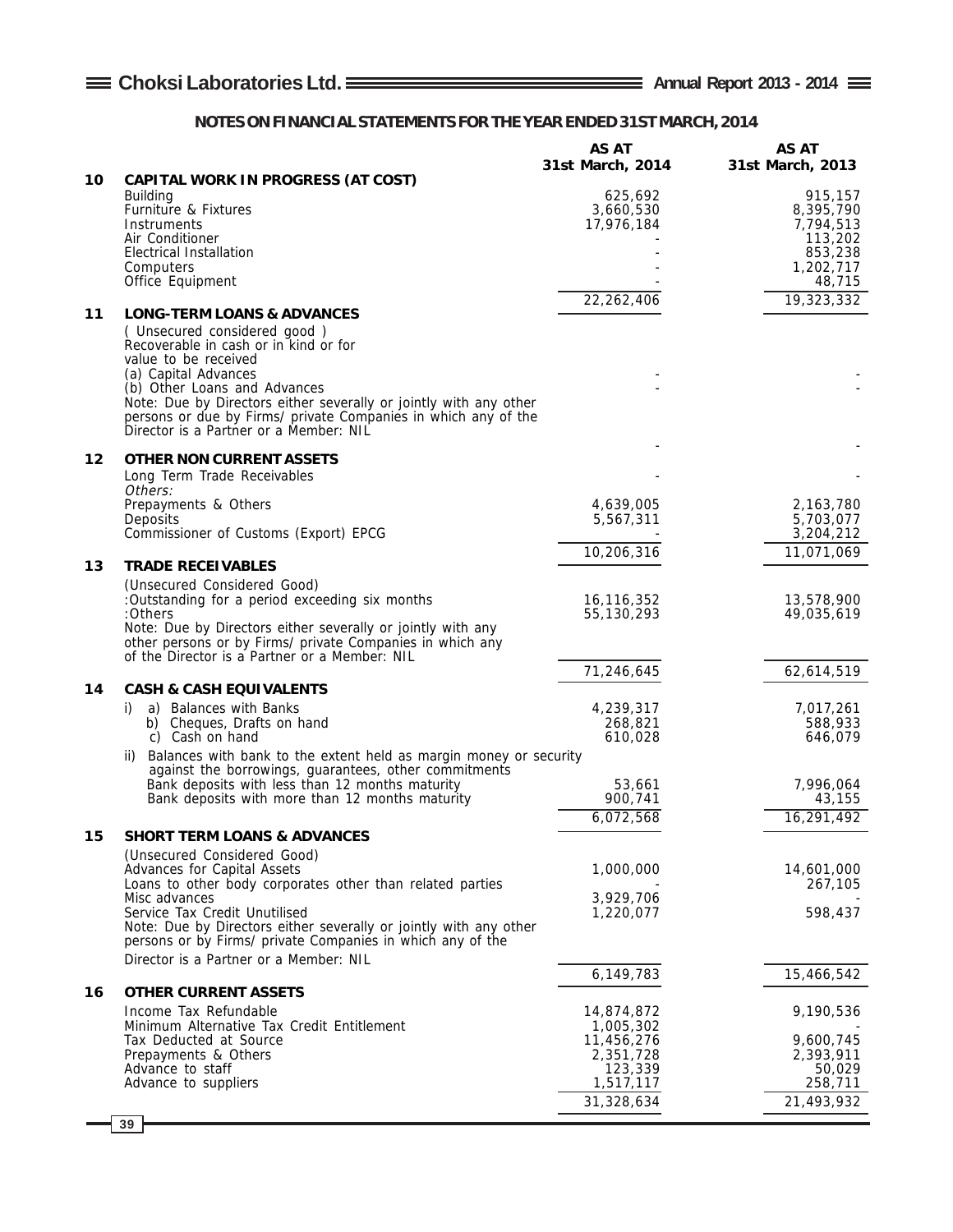## NOTES ON FINANCIAL STATEMENTS FOR THE YEAR ENDED 31ST MARCH, 2014

| | | AS AT 31st March, 2014 | AS AT 31st March, 2013 |
|---|---|---|---|
| **10** | **CAPITAL WORK IN PROGRESS (AT COST)** | | |
| | Building | 625,692 | 915,157 |
| | Furniture & Fixtures | 3,660,530 | 8,395,790 |
| | Instruments | 17,976,184 | 7,794,513 |
| | Air Conditioner | - | 113,202 |
| | Electrical Installation | - | 853,238 |
| | Computers | - | 1,202,717 |
| | Office Equipment | - | 48,715 |
| | | 22,262,406 | 19,323,332 |
| **11** | **LONG-TERM LOANS & ADVANCES** | | |
| | ( Unsecured considered good ) Recoverable in cash or in kind or for value to be received | | |
| | (a) Capital Advances | - | - |
| | (b) Other Loans and Advances | - | - |
| | Note: Due by Directors either severally or jointly with any other persons or due by Firms/ private Companies in which any of the Director is a Partner or a Member: NIL | | |
| | | - | - |
| **12** | **OTHER NON CURRENT ASSETS** | | |
| | Long Term Trade Receivables | - | - |
| | *Others:* | | |
| | Prepayments & Others | 4,639,005 | 2,163,780 |
| | Deposits | 5,567,311 | 5,703,077 |
| | Commissioner of Customs (Export) EPCG | - | 3,204,212 |
| | | 10,206,316 | 11,071,069 |
| **13** | **TRADE RECEIVABLES** | | |
| | (Unsecured Considered Good) | | |
| | :Outstanding for a period exceeding six months | 16,116,352 | 13,578,900 |
| | :Others | 55,130,293 | 49,035,619 |
| | Note: Due by Directors either severally or jointly with any other persons or by Firms/ private Companies in which any of the Director is a Partner or a Member: NIL | | |
| | | 71,246,645 | 62,614,519 |
| **14** | **CASH & CASH EQUIVALENTS** | | |
| | i) a) Balances with Banks | 4,239,317 | 7,017,261 |
| | b) Cheques, Drafts on hand | 268,821 | 588,933 |
| | c) Cash on hand | 610,028 | 646,079 |
| | ii) Balances with bank to the extent held as margin money or security against the borrowings, guarantees, other commitments | | |
| | Bank deposits with less than 12 months maturity | 53,661 | 7,996,064 |
| | Bank deposits with more than 12 months maturity | 900,741 | 43,155 |
| | | 6,072,568 | 16,291,492 |
| **15** | **SHORT TERM LOANS & ADVANCES** | | |
| | (Unsecured Considered Good) | | |
| | Advances for Capital Assets | 1,000,000 | 14,601,000 |
| | Loans to other body corporates other than related parties | - | 267,105 |
| | Misc advances | 3,929,706 | - |
| | Service Tax Credit Unutilised | 1,220,077 | 598,437 |
| | Note: Due by Directors either severally or jointly with any other persons or by Firms/ private Companies in which any of the Director is a Partner or a Member: NIL | | |
| | | 6,149,783 | 15,466,542 |
| **16** | **OTHER CURRENT ASSETS** | | |
| | Income Tax Refundable | 14,874,872 | 9,190,536 |
| | Minimum Alternative Tax Credit Entitlement | 1,005,302 | - |
| | Tax Deducted at Source | 11,456,276 | 9,600,745 |
| | Prepayments & Others | 2,351,728 | 2,393,911 |
| | Advance to staff | 123,339 | 50,029 |
| | Advance to suppliers | 1,517,117 | 258,711 |
| | | 31,328,634 | 21,493,932 |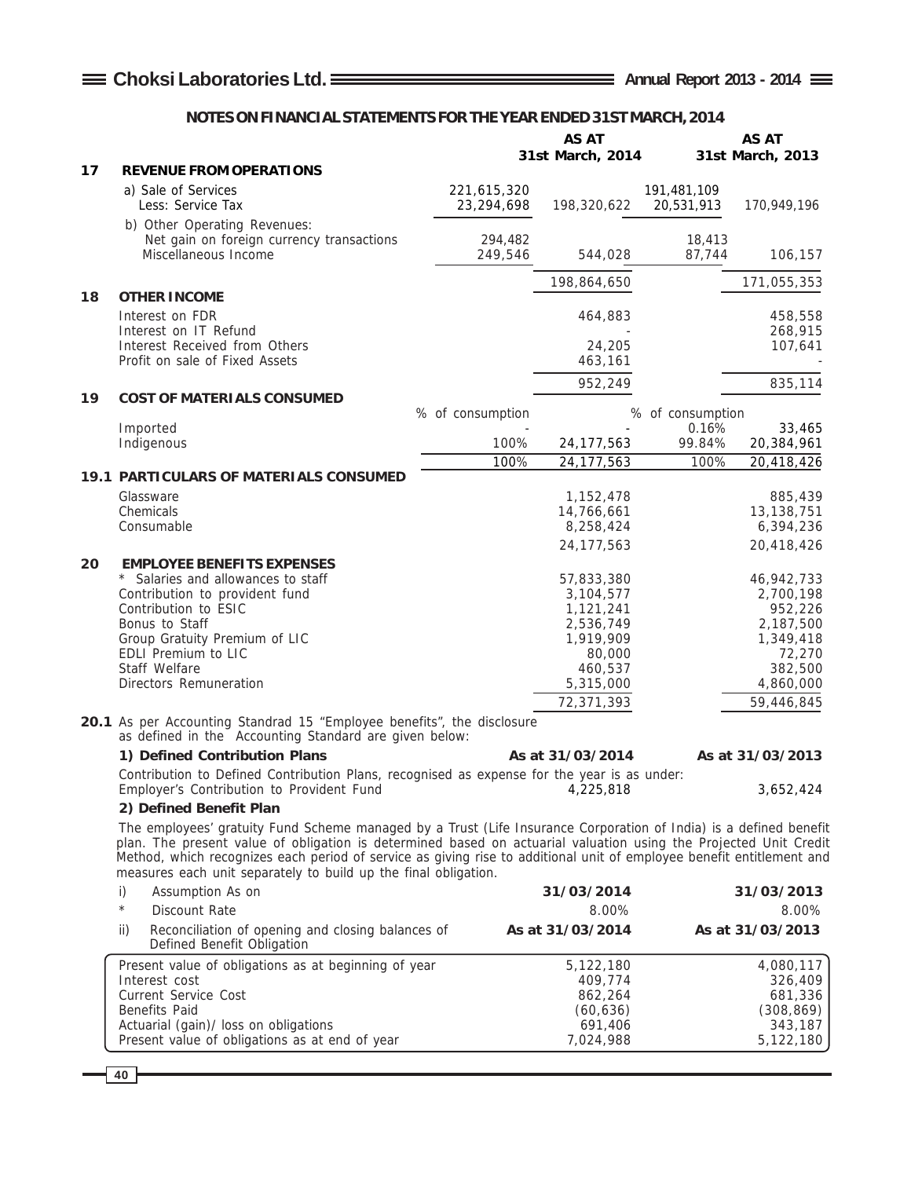## NOTES ON FINANCIAL STATEMENTS FOR THE YEAR ENDED 31ST MARCH, 2014

| | | | AS AT 31st March, 2014 | | AS AT 31st March, 2013 |
|---|---|---|---|---|---|
| **17** | **REVENUE FROM OPERATIONS** | | | | |
| | a) Sale of Services | 221,615,320 | | 191,481,109 | |
| | Less: Service Tax | 23,294,698 | 198,320,622 | 20,531,913 | 170,949,196 |
| | b) Other Operating Revenues: | | | | |
| | Net gain on foreign currency transactions | 294,482 | | 18,413 | |
| | Miscellaneous Income | 249,546 | 544,028 | 87,744 | 106,157 |
| | | | 198,864,650 | | 171,055,353 |
| **18** | **OTHER INCOME** | | | | |
| | Interest on FDR | | 464,883 | | 458,558 |
| | Interest on IT Refund | | - | | 268,915 |
| | Interest Received from Others | | 24,205 | | 107,641 |
| | Profit on sale of Fixed Assets | | 463,161 | | - |
| | | | 952,249 | | 835,114 |
| **19** | **COST OF MATERIALS CONSUMED** | | | | |
| | | % of consumption | | % of consumption | |
| | Imported | - | - | 0.16% | 33,465 |
| | Indigenous | 100% | 24,177,563 | 99.84% | 20,384,961 |
| | | 100% | 24,177,563 | 100% | 20,418,426 |
| **19.1** | **PARTICULARS OF MATERIALS CONSUMED** | | | | |
| | Glassware | | 1,152,478 | | 885,439 |
| | Chemicals | | 14,766,661 | | 13,138,751 |
| | Consumable | | 8,258,424 | | 6,394,236 |
| | | | 24,177,563 | | 20,418,426 |
| **20** | **EMPLOYEE BENEFITS EXPENSES** | | | | |
| | * Salaries and allowances to staff | | 57,833,380 | | 46,942,733 |
| | Contribution to provident fund | | 3,104,577 | | 2,700,198 |
| | Contribution to ESIC | | 1,121,241 | | 952,226 |
| | Bonus to Staff | | 2,536,749 | | 2,187,500 |
| | Group Gratuity Premium of LIC | | 1,919,909 | | 1,349,418 |
| | EDLI Premium to LIC | | 80,000 | | 72,270 |
| | Staff Welfare | | 460,537 | | 382,500 |
| | Directors Remuneration | | 5,315,000 | | 4,860,000 |
| | | | 72,371,393 | | 59,446,845 |

**20.1** As per Accounting Standrad 15 "Employee benefits", the disclosure as defined in the Accounting Standard are given below:

| **1) Defined Contribution Plans** | **As at 31/03/2014** | **As at 31/03/2013** |
|---|---|---|
| Contribution to Defined Contribution Plans, recognised as expense for the year is as under: | | |
| Employer's Contribution to Provident Fund | 4,225,818 | 3,652,424 |

**2) Defined Benefit Plan**

The employees' gratuity Fund Scheme managed by a Trust (Life Insurance Corporation of India) is a defined benefit plan. The present value of obligation is determined based on actuarial valuation using the Projected Unit Credit Method, which recognizes each period of service as giving rise to additional unit of employee benefit entitlement and measures each unit separately to build up the final obligation.

| | | |
|---|---|---|
| i) Assumption As on | **31/03/2014** | **31/03/2013** |
| * Discount Rate | 8.00% | 8.00% |
| ii) Reconciliation of opening and closing balances of Defined Benefit Obligation | **As at 31/03/2014** | **As at 31/03/2013** |
| Present value of obligations as at beginning of year | 5,122,180 | 4,080,117 |
| Interest cost | 409,774 | 326,409 |
| Current Service Cost | 862,264 | 681,336 |
| Benefits Paid | (60,636) | (308,869) |
| Actuarial (gain)/ loss on obligations | 691,406 | 343,187 |
| Present value of obligations as at end of year | 7,024,988 | 5,122,180 |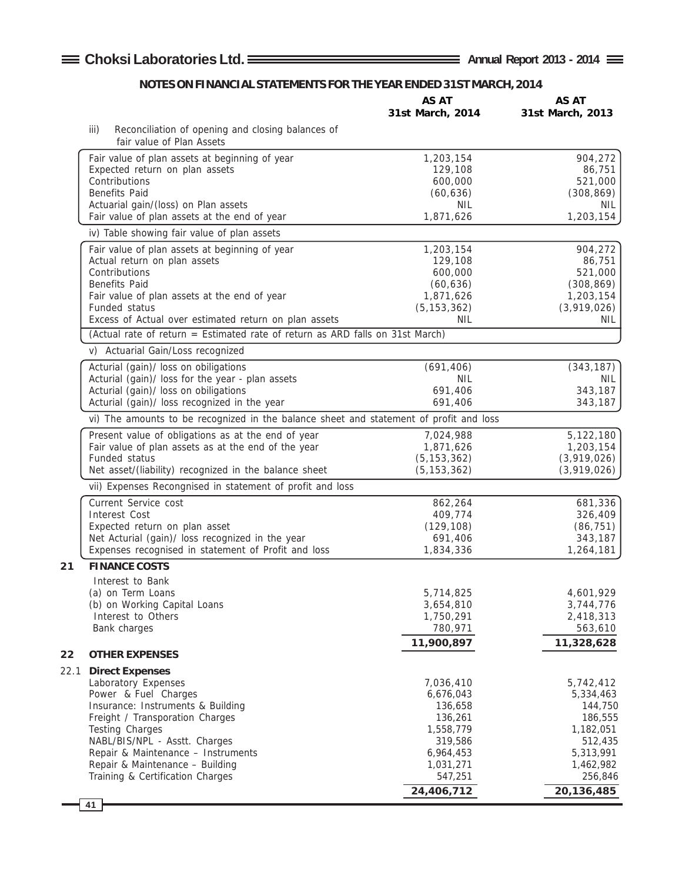## NOTES ON FINANCIAL STATEMENTS FOR THE YEAR ENDED 31ST MARCH, 2014

| | AS AT 31st March, 2014 | AS AT 31st March, 2013 |
|---|---|---|
| iii) Reconciliation of opening and closing balances of fair value of Plan Assets | | |
| Fair value of plan assets at beginning of year | 1,203,154 | 904,272 |
| Expected return on plan assets | 129,108 | 86,751 |
| Contributions | 600,000 | 521,000 |
| Benefits Paid | (60,636) | (308,869) |
| Actuarial gain/(loss) on Plan assets | NIL | NIL |
| Fair value of plan assets at the end of year | 1,871,626 | 1,203,154 |
| iv) Table showing fair value of plan assets | | |
| Fair value of plan assets at beginning of year | 1,203,154 | 904,272 |
| Actual return on plan assets | 129,108 | 86,751 |
| Contributions | 600,000 | 521,000 |
| Benefits Paid | (60,636) | (308,869) |
| Fair value of plan assets at the end of year | 1,871,626 | 1,203,154 |
| Funded status | (5,153,362) | (3,919,026) |
| Excess of Actual over estimated return on plan assets | NIL | NIL |
| (Actual rate of return = Estimated rate of return as ARD falls on 31st March) | | |
| v) Actuarial Gain/Loss recognized | | |
| Acturial (gain)/ loss on obiligations | (691,406) | (343,187) |
| Acturial (gain)/ loss for the year - plan assets | NIL | NIL |
| Acturial (gain)/ loss on obiligations | 691,406 | 343,187 |
| Acturial (gain)/ loss recognized in the year | 691,406 | 343,187 |
| vi) The amounts to be recognized in the balance sheet and statement of profit and loss | | |
| Present value of obligations as at the end of year | 7,024,988 | 5,122,180 |
| Fair value of plan assets as at the end of the year | 1,871,626 | 1,203,154 |
| Funded status | (5,153,362) | (3,919,026) |
| Net asset/(liability) recognized in the balance sheet | (5,153,362) | (3,919,026) |
| vii) Expenses Recongnised in statement of profit and loss | | |
| Current Service cost | 862,264 | 681,336 |
| Interest Cost | 409,774 | 326,409 |
| Expected return on plan asset | (129,108) | (86,751) |
| Net Acturial (gain)/ loss recognized in the year | 691,406 | 343,187 |
| Expenses recognised in statement of Profit and loss | 1,834,336 | 1,264,181 |

### 21 FINANCE COSTS

| | | |
|---|---|---|
| Interest to Bank | | |
| (a) on Term Loans | 5,714,825 | 4,601,929 |
| (b) on Working Capital Loans | 3,654,810 | 3,744,776 |
| Interest to Others | 1,750,291 | 2,418,313 |
| Bank charges | 780,971 | 563,610 |
| | **11,900,897** | **11,328,628** |

### 22 OTHER EXPENSES

#### 22.1 Direct Expenses

| | | |
|---|---|---|
| Laboratory Expenses | 7,036,410 | 5,742,412 |
| Power & Fuel Charges | 6,676,043 | 5,334,463 |
| Insurance: Instruments & Building | 136,658 | 144,750 |
| Freight / Transporation Charges | 136,261 | 186,555 |
| Testing Charges | 1,558,779 | 1,182,051 |
| NABL/BIS/NPL - Asstt. Charges | 319,586 | 512,435 |
| Repair & Maintenance – Instruments | 6,964,453 | 5,313,991 |
| Repair & Maintenance – Building | 1,031,271 | 1,462,982 |
| Training & Certification Charges | 547,251 | 256,846 |
| | **24,406,712** | **20,136,485** |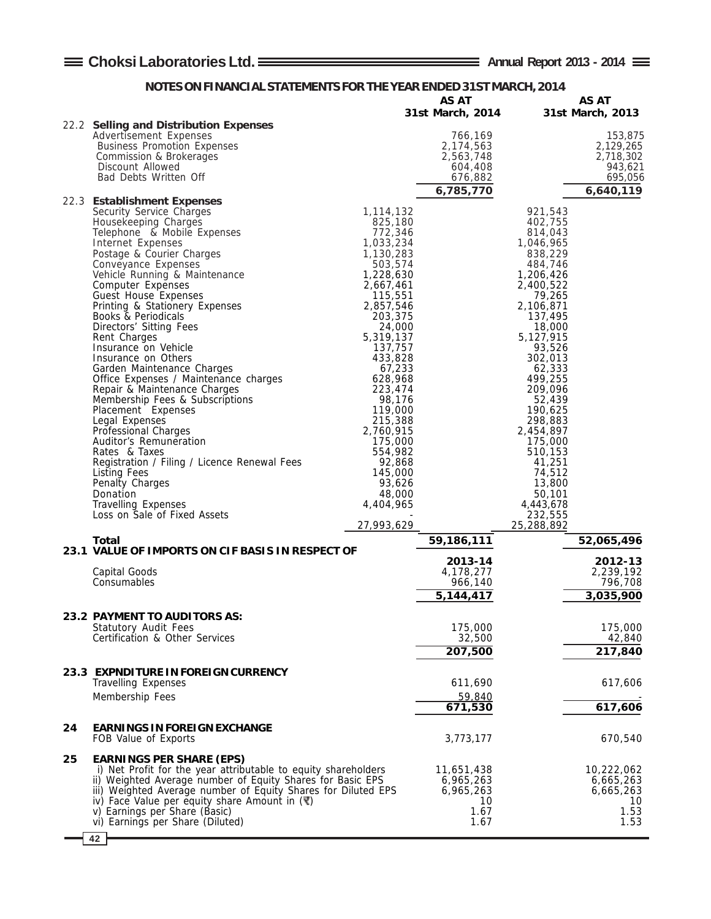## NOTES ON FINANCIAL STATEMENTS FOR THE YEAR ENDED 31ST MARCH, 2014

| | | | AS AT 31st March, 2014 | | AS AT 31st March, 2013 |
|---|---|---|---|---|---|
| 22.2 | **Selling and Distribution Expenses** | | | | |
| | Advertisement Expenses | | 766,169 | | 153,875 |
| | Business Promotion Expenses | | 2,174,563 | | 2,129,265 |
| | Commission & Brokerages | | 2,563,748 | | 2,718,302 |
| | Discount Allowed | | 604,408 | | 943,621 |
| | Bad Debts Written Off | | 676,882 | | 695,056 |
| | | | **6,785,770** | | **6,640,119** |
| 22.3 | **Establishment Expenses** | | | | |
| | Security Service Charges | 1,114,132 | | 921,543 | |
| | Housekeeping Charges | 825,180 | | 402,755 | |
| | Telephone & Mobile Expenses | 772,346 | | 814,043 | |
| | Internet Expenses | 1,033,234 | | 1,046,965 | |
| | Postage & Courier Charges | 1,130,283 | | 838,229 | |
| | Conveyance Expenses | 503,574 | | 484,746 | |
| | Vehicle Running & Maintenance | 1,228,630 | | 1,206,426 | |
| | Computer Expenses | 2,667,461 | | 2,400,522 | |
| | Guest House Expenses | 115,551 | | 79,265 | |
| | Printing & Stationery Expenses | 2,857,546 | | 2,106,871 | |
| | Books & Periodicals | 203,375 | | 137,495 | |
| | Directors' Sitting Fees | 24,000 | | 18,000 | |
| | Rent Charges | 5,319,137 | | 5,127,915 | |
| | Insurance on Vehicle | 137,757 | | 93,526 | |
| | Insurance on Others | 433,828 | | 302,013 | |
| | Garden Maintenance Charges | 67,233 | | 62,333 | |
| | Office Expenses / Maintenance charges | 628,968 | | 499,255 | |
| | Repair & Maintenance Charges | 223,474 | | 209,096 | |
| | Membership Fees & Subscriptions | 98,176 | | 52,439 | |
| | Placement Expenses | 119,000 | | 190,625 | |
| | Legal Expenses | 215,388 | | 298,883 | |
| | Professional Charges | 2,760,915 | | 2,454,897 | |
| | Auditor's Remuneration | 175,000 | | 175,000 | |
| | Rates & Taxes | 554,982 | | 510,153 | |
| | Registration / Filing / Licence Renewal Fees | 92,868 | | 41,251 | |
| | Listing Fees | 145,000 | | 74,512 | |
| | Penalty Charges | 93,626 | | 13,800 | |
| | Donation | 48,000 | | 50,101 | |
| | Travelling Expenses | 4,404,965 | | 4,443,678 | |
| | Loss on Sale of Fixed Assets | - | | 232,555 | |
| | | 27,993,629 | | 25,288,892 | |
| | **Total** | | **59,186,111** | | **52,065,496** |

| | | 2013-14 | 2012-13 |
|---|---|---|---|
| **23.1** | **VALUE OF IMPORTS ON CIF BASIS IN RESPECT OF** | | |
| | Capital Goods | 4,178,277 | 2,239,192 |
| | Consumables | 966,140 | 796,708 |
| | | **5,144,417** | **3,035,900** |
| **23.2** | **PAYMENT TO AUDITORS AS:** | | |
| | Statutory Audit Fees | 175,000 | 175,000 |
| | Certification & Other Services | 32,500 | 42,840 |
| | | **207,500** | **217,840** |
| **23.3** | **EXPNDITURE IN FOREIGN CURRENCY** | | |
| | Travelling Expenses | 611,690 | 617,606 |
| | Membership Fees | 59,840 | - |
| | | **671,530** | **617,606** |
| **24** | **EARNINGS IN FOREIGN EXCHANGE** | | |
| | FOB Value of Exports | 3,773,177 | 670,540 |
| **25** | **EARNINGS PER SHARE (EPS)** | | |
| | i) Net Profit for the year attributable to equity shareholders | 11,651,438 | 10,222,062 |
| | ii) Weighted Average number of Equity Shares for Basic EPS | 6,965,263 | 6,665,263 |
| | iii) Weighted Average number of Equity Shares for Diluted EPS | 6,965,263 | 6,665,263 |
| | iv) Face Value per equity share Amount in (₹) | 10 | 10 |
| | v) Earnings per Share (Basic) | 1.67 | 1.53 |
| | vi) Earnings per Share (Diluted) | 1.67 | 1.53 |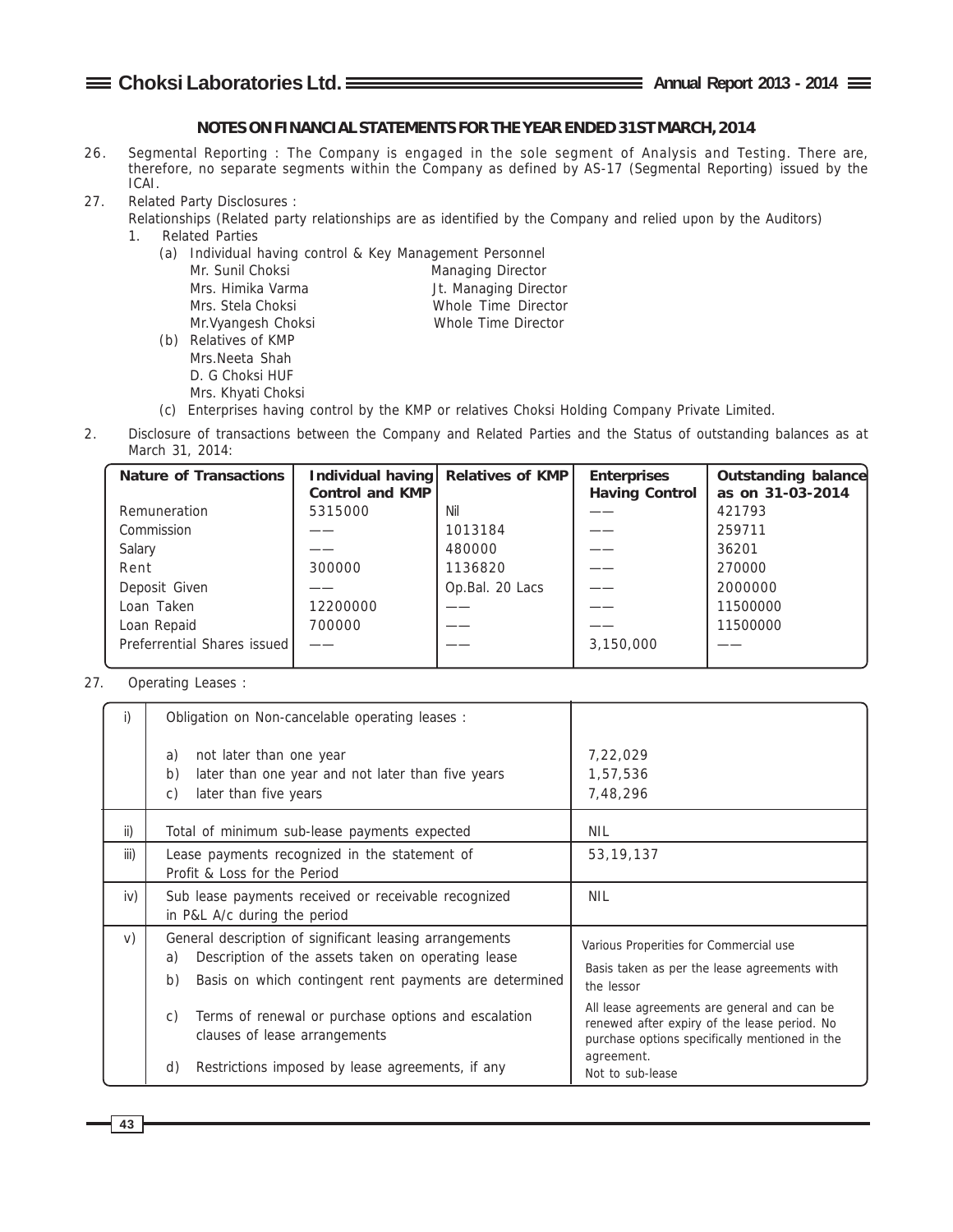## NOTES ON FINANCIAL STATEMENTS FOR THE YEAR ENDED 31ST MARCH, 2014

26. Segmental Reporting : The Company is engaged in the sole segment of Analysis and Testing. There are, therefore, no separate segments within the Company as defined by AS-17 (Segmental Reporting) issued by the ICAI.

27. Related Party Disclosures :

    Relationships (Related party relationships are as identified by the Company and relied upon by the Auditors)

    1. Related Parties
       - (a) Individual having control & Key Management Personnel
         - Mr. Sunil Choksi — Managing Director
         - Mrs. Himika Varma — Jt. Managing Director
         - Mrs. Stela Choksi — Whole Time Director
         - Mr.Vyangesh Choksi — Whole Time Director
       - (b) Relatives of KMP
         - Mrs.Neeta Shah
         - D. G Choksi HUF
         - Mrs. Khyati Choksi
       - (c) Enterprises having control by the KMP or relatives Choksi Holding Company Private Limited.

2. Disclosure of transactions between the Company and Related Parties and the Status of outstanding balances as at March 31, 2014:

| Nature of Transactions | Individual having Control and KMP | Relatives of KMP | Enterprises Having Control | Outstanding balance as on 31-03-2014 |
|---|---|---|---|---|
| Remuneration | 5315000 | Nil | —— | 421793 |
| Commission | —— | 1013184 | —— | 259711 |
| Salary | —— | 480000 | —— | 36201 |
| Rent | 300000 | 1136820 | —— | 270000 |
| Deposit Given | —— | Op.Bal. 20 Lacs | —— | 2000000 |
| Loan Taken | 12200000 | —— | —— | 11500000 |
| Loan Repaid | 700000 | —— | —— | 11500000 |
| Preferrential Shares issued | —— | —— | 3,150,000 | —— |

27. Operating Leases :

| | | |
|---|---|---|
| i) | Obligation on Non-cancelable operating leases :<br>a) not later than one year<br>b) later than one year and not later than five years<br>c) later than five years | <br>7,22,029<br>1,57,536<br>7,48,296 |
| ii) | Total of minimum sub-lease payments expected | NIL |
| iii) | Lease payments recognized in the statement of Profit & Loss for the Period | 53,19,137 |
| iv) | Sub lease payments received or receivable recognized in P&L A/c during the period | NIL |
| v) | General description of significant leasing arrangements<br>a) Description of the assets taken on operating lease<br>b) Basis on which contingent rent payments are determined<br>c) Terms of renewal or purchase options and escalation clauses of lease arrangements<br>d) Restrictions imposed by lease agreements, if any | Various Properities for Commercial use<br>Basis taken as per the lease agreements with the lessor<br>All lease agreements are general and can be renewed after expiry of the lease period. No purchase options specifically mentioned in the agreement.<br>Not to sub-lease |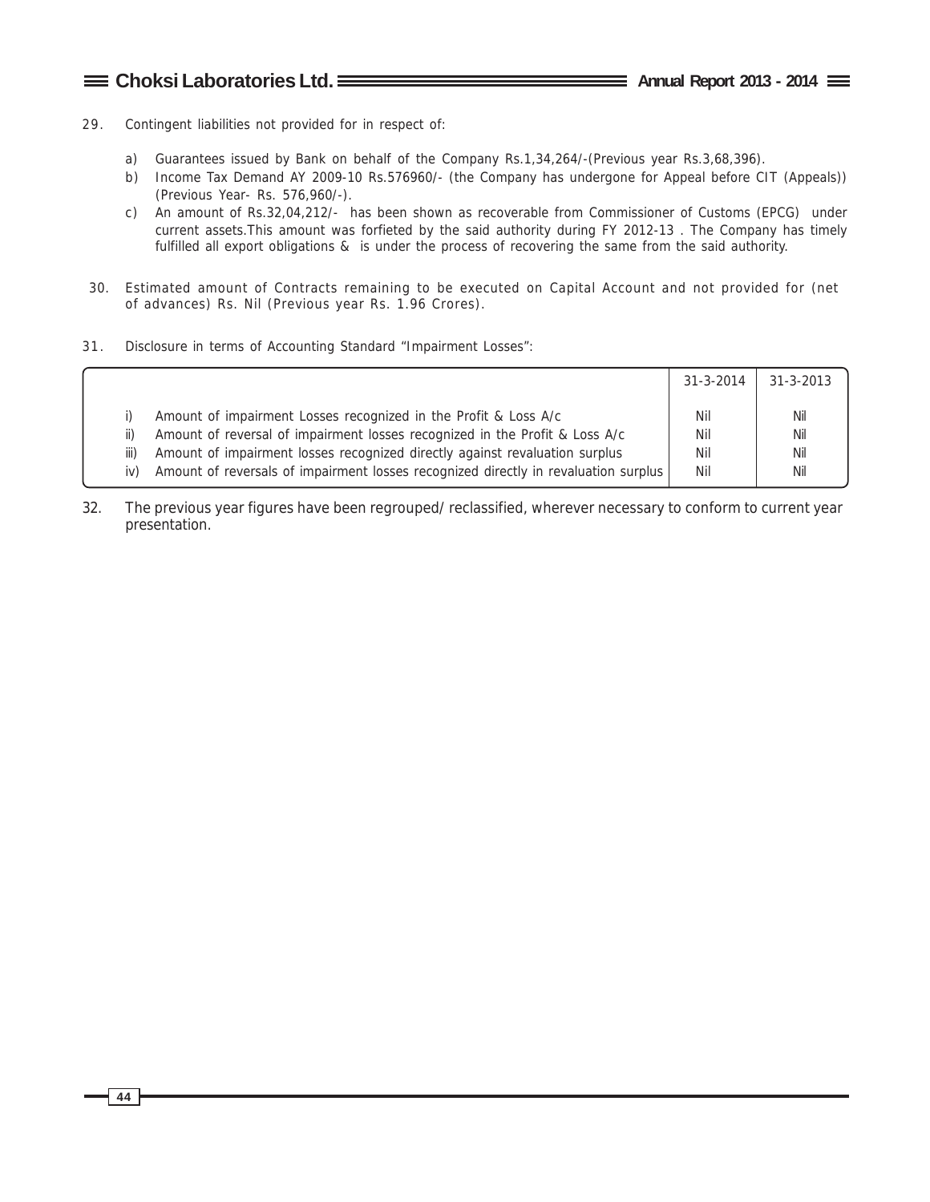29. Contingent liabilities not provided for in respect of:

   a) Guarantees issued by Bank on behalf of the Company Rs.1,34,264/-(Previous year Rs.3,68,396).
   b) Income Tax Demand AY 2009-10 Rs.576960/- (the Company has undergone for Appeal before CIT (Appeals)) (Previous Year- Rs. 576,960/-).
   c) An amount of Rs.32,04,212/- has been shown as recoverable from Commissioner of Customs (EPCG) under current assets.This amount was forfieted by the said authority during FY 2012-13 . The Company has timely fulfilled all export obligations & is under the process of recovering the same from the said authority.

30. Estimated amount of Contracts remaining to be executed on Capital Account and not provided for (net of advances) Rs. Nil (Previous year Rs. 1.96 Crores).

31. Disclosure in terms of Accounting Standard "Impairment Losses":

| | | 31-3-2014 | 31-3-2013 |
|---|---|---|---|
| i) | Amount of impairment Losses recognized in the Profit & Loss A/c | Nil | Nil |
| ii) | Amount of reversal of impairment losses recognized in the Profit & Loss A/c | Nil | Nil |
| iii) | Amount of impairment losses recognized directly against revaluation surplus | Nil | Nil |
| iv) | Amount of reversals of impairment losses recognized directly in revaluation surplus | Nil | Nil |

32. The previous year figures have been regrouped/ reclassified, wherever necessary to conform to current year presentation.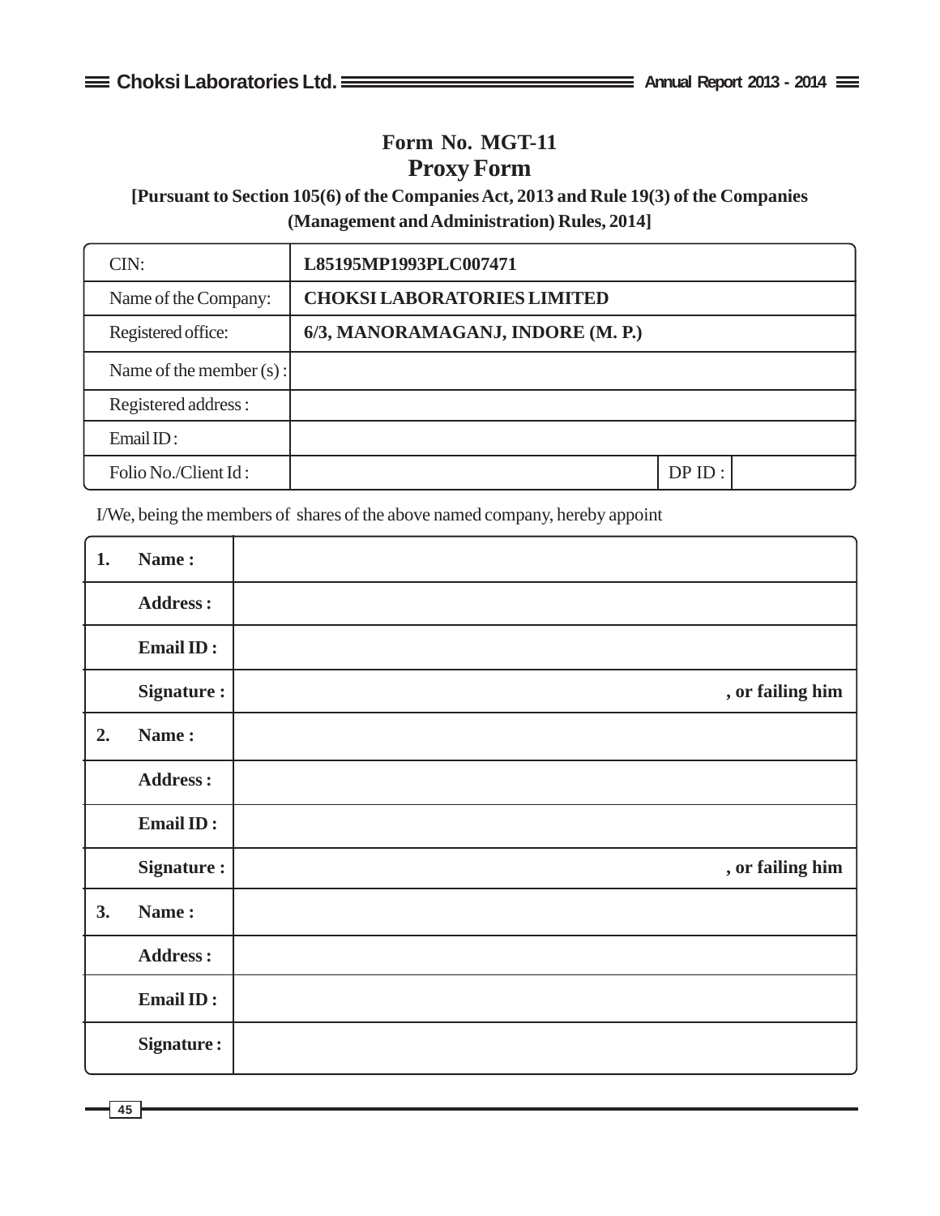# Form No. MGT-11

## Proxy Form

**[Pursuant to Section 105(6) of the Companies Act, 2013 and Rule 19(3) of the Companies (Management and Administration) Rules, 2014]**

| | | | |
|---|---|---|---|
| CIN: | **L85195MP1993PLC007471** | | |
| Name of the Company: | **CHOKSI LABORATORIES LIMITED** | | |
| Registered office: | **6/3, MANORAMAGANJ, INDORE (M. P.)** | | |
| Name of the member (s) : | | | |
| Registered address : | | | |
| Email ID : | | | |
| Folio No./Client Id : | | DP ID : | |

I/We, being the members of shares of the above named company, hereby appoint

| | | |
|---|---|---|
| **1.** | **Name :** | |
| | **Address :** | |
| | **Email ID :** | |
| | **Signature :** | **, or failing him** |
| **2.** | **Name :** | |
| | **Address :** | |
| | **Email ID :** | |
| | **Signature :** | **, or failing him** |
| **3.** | **Name :** | |
| | **Address :** | |
| | **Email ID :** | |
| | **Signature :** | |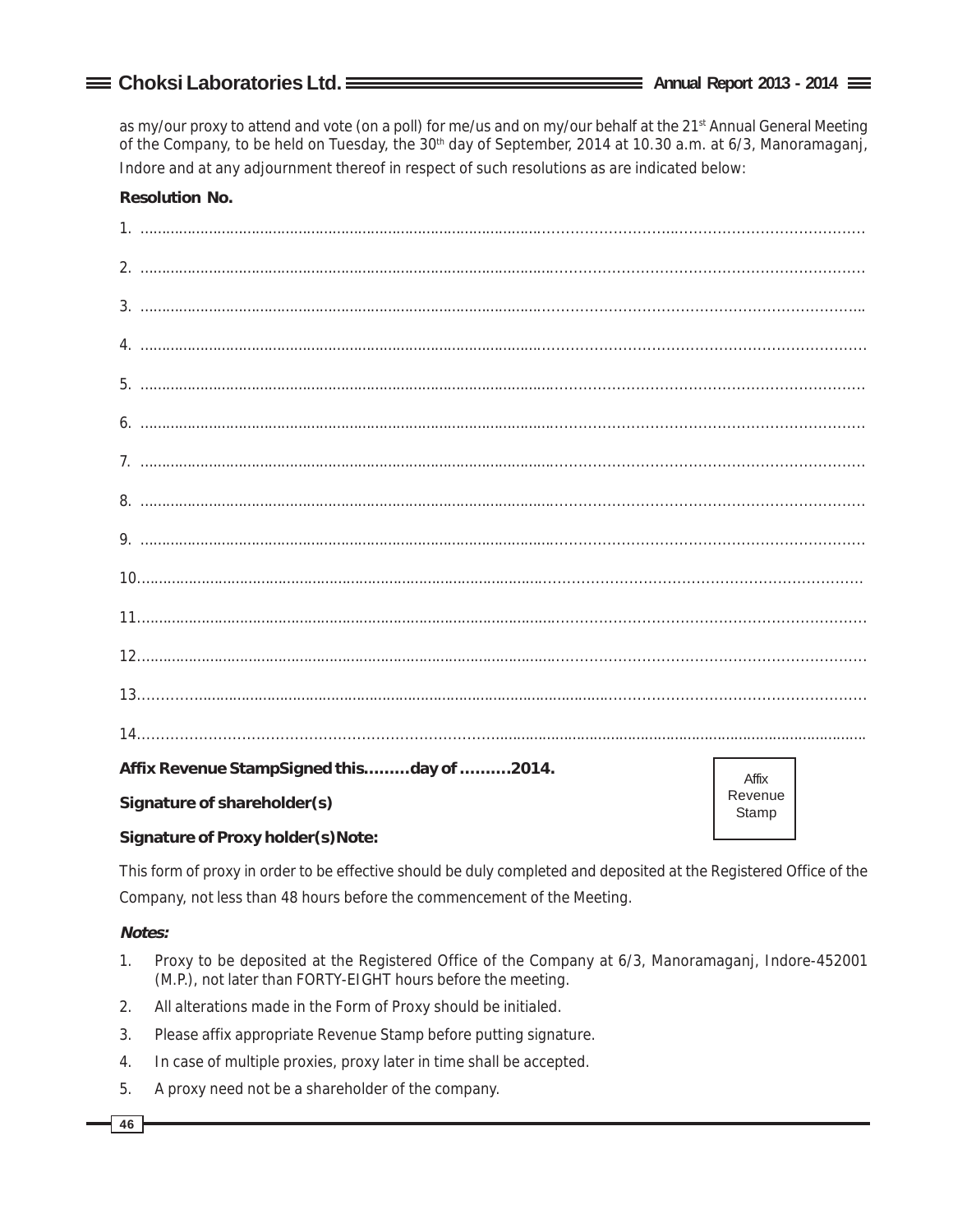as my/our proxy to attend and vote (on a poll) for me/us and on my/our behalf at the 21st Annual General Meeting of the Company, to be held on Tuesday, the 30th day of September, 2014 at 10.30 a.m. at 6/3, Manoramaganj, Indore and at any adjournment thereof in respect of such resolutions as are indicated below:

**Resolution No.**

1. ....................................................................................................................................................................

2. ....................................................................................................................................................................

3. ....................................................................................................................................................................

4. ....................................................................................................................................................................

5. ....................................................................................................................................................................

6. ....................................................................................................................................................................

7. ....................................................................................................................................................................

8. ....................................................................................................................................................................

9. ....................................................................................................................................................................

10. ....................................................................................................................................................................

11. ....................................................................................................................................................................

12. ....................................................................................................................................................................

13. ....................................................................................................................................................................

14. ....................................................................................................................................................................

**Affix Revenue StampSigned this.........day of ..........2014.**

Affix Revenue Stamp

**Signature of shareholder(s)**

**Signature of Proxy holder(s)Note:**

This form of proxy in order to be effective should be duly completed and deposited at the Registered Office of the Company, not less than 48 hours before the commencement of the Meeting.

***Notes:***

1. Proxy to be deposited at the Registered Office of the Company at 6/3, Manoramaganj, Indore-452001 (M.P.), not later than FORTY-EIGHT hours before the meeting.
2. All alterations made in the Form of Proxy should be initialed.
3. Please affix appropriate Revenue Stamp before putting signature.
4. In case of multiple proxies, proxy later in time shall be accepted.
5. A proxy need not be a shareholder of the company.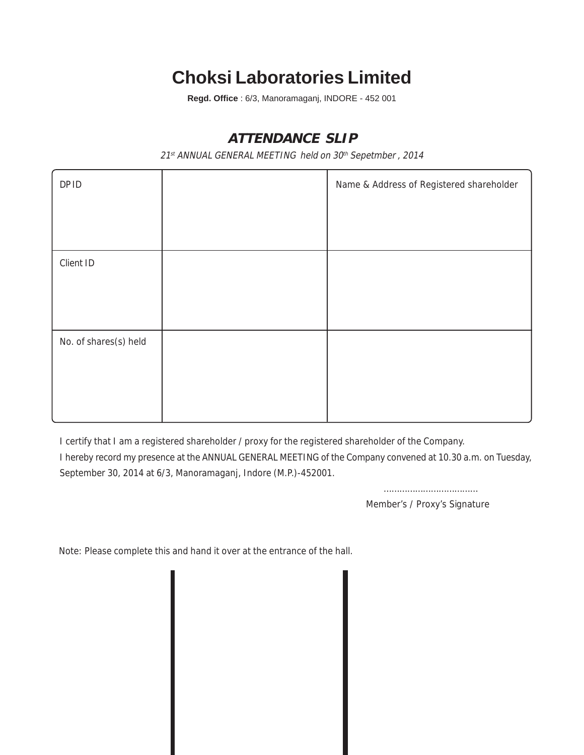# Choksi Laboratories Limited

**Regd. Office** : 6/3, Manoramaganj, INDORE - 452 001

## *ATTENDANCE SLIP*

*21st ANNUAL GENERAL MEETING held on 30th Sepetmber , 2014*

| DP ID | | Name & Address of Registered shareholder |
|---|---|---|
| Client ID | | |
| No. of shares(s) held | | |

I certify that I am a registered shareholder / proxy for the registered shareholder of the Company.

I hereby record my presence at the ANNUAL GENERAL MEETING of the Company convened at 10.30 a.m. on Tuesday, September 30, 2014 at 6/3, Manoramaganj, Indore (M.P.)-452001.

...................................

Member's / Proxy's Signature

Note: Please complete this and hand it over at the entrance of the hall.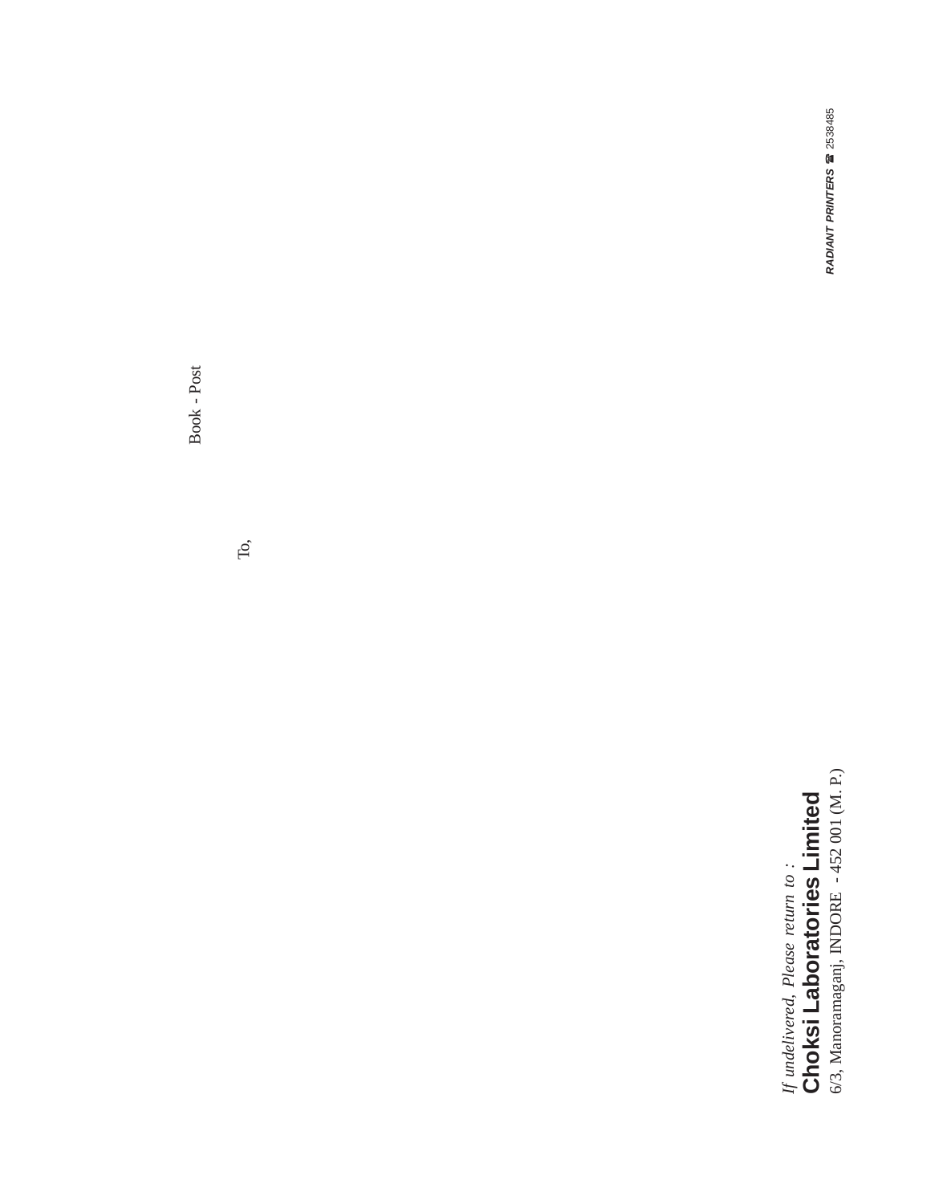Book - Post

To,

*If undelivered, Please return to :*

**Choksi Laboratories Limited**

6/3, Manoramaganj, INDORE - 452 001 (M. P.)

***RADIANT PRINTERS*** ☎ 2538485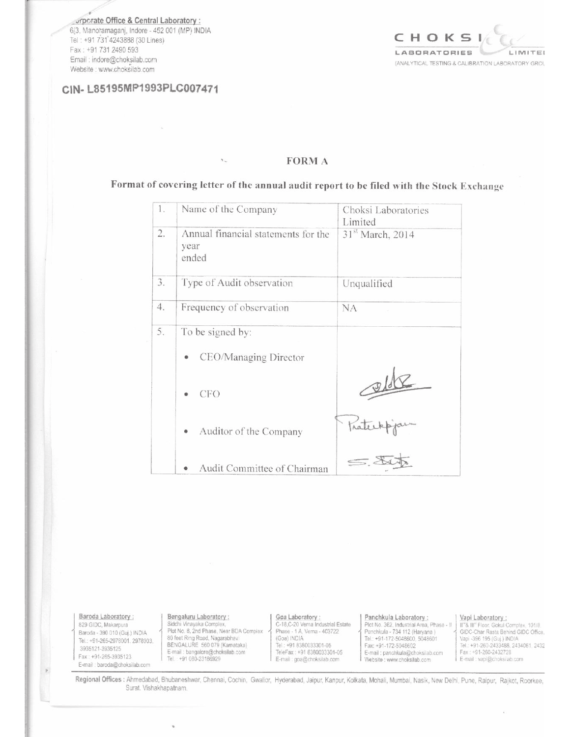Corporate Office & Central Laboratory :
6/3, Manoramaganj, Indore - 452 001 (MP) INDIA
Tel : +91 731 4243888 (30 Lines)
Fax : +91 731 2490 593
Email : indore@choksilab.com
Website : www.choksilab.com

CHOKSI LABORATORIES LIMITED
(ANALYTICAL TESTING & CALIBRATION LABORATORY GROUP)

**CIN- L85195MP1993PLC007471**

## FORM A

### Format of covering letter of the annual audit report to be filed with the Stock Exchange

| | | |
|---|---|---|
| 1. | Name of the Company | Choksi Laboratories Limited |
| 2. | Annual financial statements for the year ended | 31st March, 2014 |
| 3. | Type of Audit observation | Unqualified |
| 4. | Frequency of observation | NA |
| 5. | To be signed by:<br>• CEO/Managing Director<br>• CFO<br>• Auditor of the Company<br>• Audit Committee of Chairman | [Signatures] |

**Baroda Laboratory :** 829 GIDC, Makarpura, Baroda - 390 010 (Guj.) INDIA, Tel.: +91-265-2978001, 2978003, 3935121-3935125, Fax : +91-265-3935123, E-mail : baroda@choksilab.com

**Bengaluru Laboratory :** Siddhi Vinayaka Complex, Plot No. 8, 2nd Phase, Near BDA Complex, 80 feet Ring Road, Nagarabhavi, BENGALURE 560 079 (Karnataka), E-mail : bangalore@choksilab.com, Tel. : +91 080-23186929

**Goa Laboratory :** C-18,C-20 Verna Industrial Estate Phase - 1 A, Verna - 403722 (Goa) INDIA, Tel : +91 8380033301-05, TeleFax : +91 8380033301-05, E-mail : goa@choksilab.com

**Panchkula Laboratory :** Plot No. 362, Industrial Area, Phase - II, Panchkula - 134 112 (Haryana), Tel.: +91-172-5048600, 5048601, Fax: +91-172-5048602, E-mail : panchkula@choksilab.com, Website : www.choksilab.com

**Vapi Laboratory :** IInd & IIIrd Floor, Gokul Complex, 101/8, GIDC-Char Rasta Behind GIDC Office, Vapi -396 195 (Guj.) INDIA, Tel.: +91-260-2433488, 2434061, 2432, Fax : +91-260-2432728, E-mail : vapi@choksilab.com

**Regional Offices :** Ahmedabad, Bhubaneshwar, Chennai, Cochin, Gwalior, Hyderabad, Jaipur, Kanpur, Kolkata, Mohali, Mumbai, Nasik, New Delhi, Pune, Raipur, Rajkot, Roorkee, Surat, Vishakhapatnam.